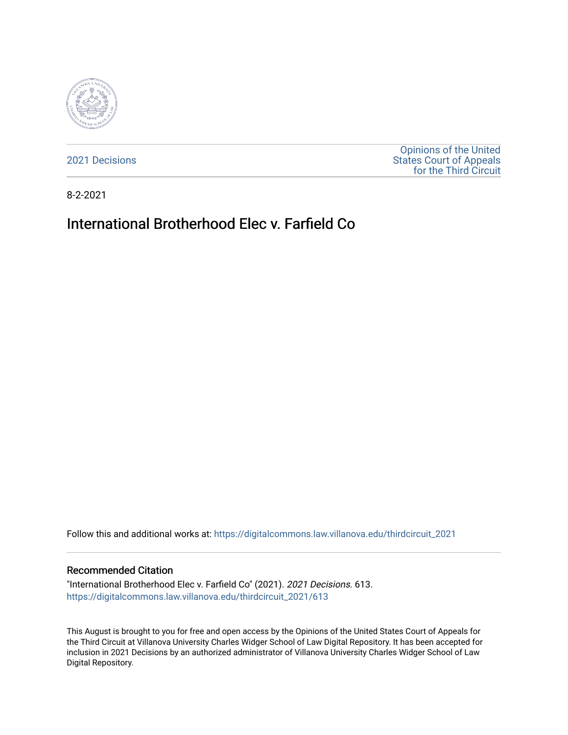2021 Decisions

Opinions of the United States Court of Appeals for the Third Circuit

8-2-2021

# International Brotherhood Elec v. Farfield Co

Follow this and additional works at: https://digitalcommons.law.villanova.edu/thirdcircuit_2021

## Recommended Citation

"International Brotherhood Elec v. Farfield Co" (2021). *2021 Decisions*. 613.
https://digitalcommons.law.villanova.edu/thirdcircuit_2021/613

This August is brought to you for free and open access by the Opinions of the United States Court of Appeals for the Third Circuit at Villanova University Charles Widger School of Law Digital Repository. It has been accepted for inclusion in 2021 Decisions by an authorized administrator of Villanova University Charles Widger School of Law Digital Repository.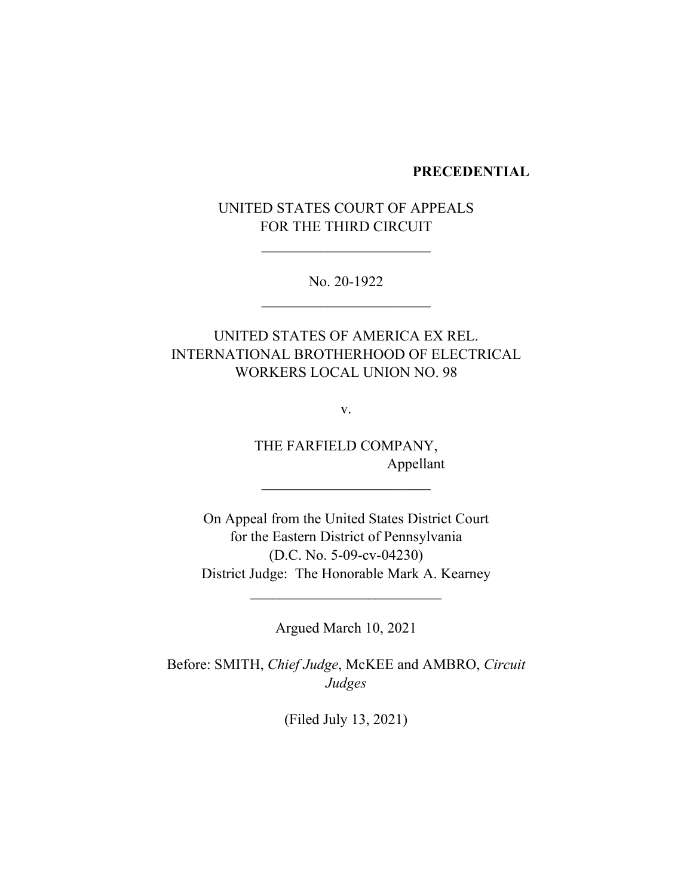**PRECEDENTIAL**

UNITED STATES COURT OF APPEALS
FOR THE THIRD CIRCUIT

\_\_\_\_\_\_\_\_\_\_\_\_\_\_\_\_\_\_\_\_\_\_\_\_

No. 20-1922

\_\_\_\_\_\_\_\_\_\_\_\_\_\_\_\_\_\_\_\_\_\_\_\_

UNITED STATES OF AMERICA EX REL.
INTERNATIONAL BROTHERHOOD OF ELECTRICAL
WORKERS LOCAL UNION NO. 98

v.

THE FARFIELD COMPANY,
Appellant

\_\_\_\_\_\_\_\_\_\_\_\_\_\_\_\_\_\_\_\_\_\_\_\_

On Appeal from the United States District Court
for the Eastern District of Pennsylvania
(D.C. No. 5-09-cv-04230)
District Judge: The Honorable Mark A. Kearney

\_\_\_\_\_\_\_\_\_\_\_\_\_\_\_\_\_\_\_\_\_\_\_\_\_\_\_

Argued March 10, 2021

Before: SMITH, *Chief Judge*, McKEE and AMBRO, *Circuit Judges*

(Filed July 13, 2021)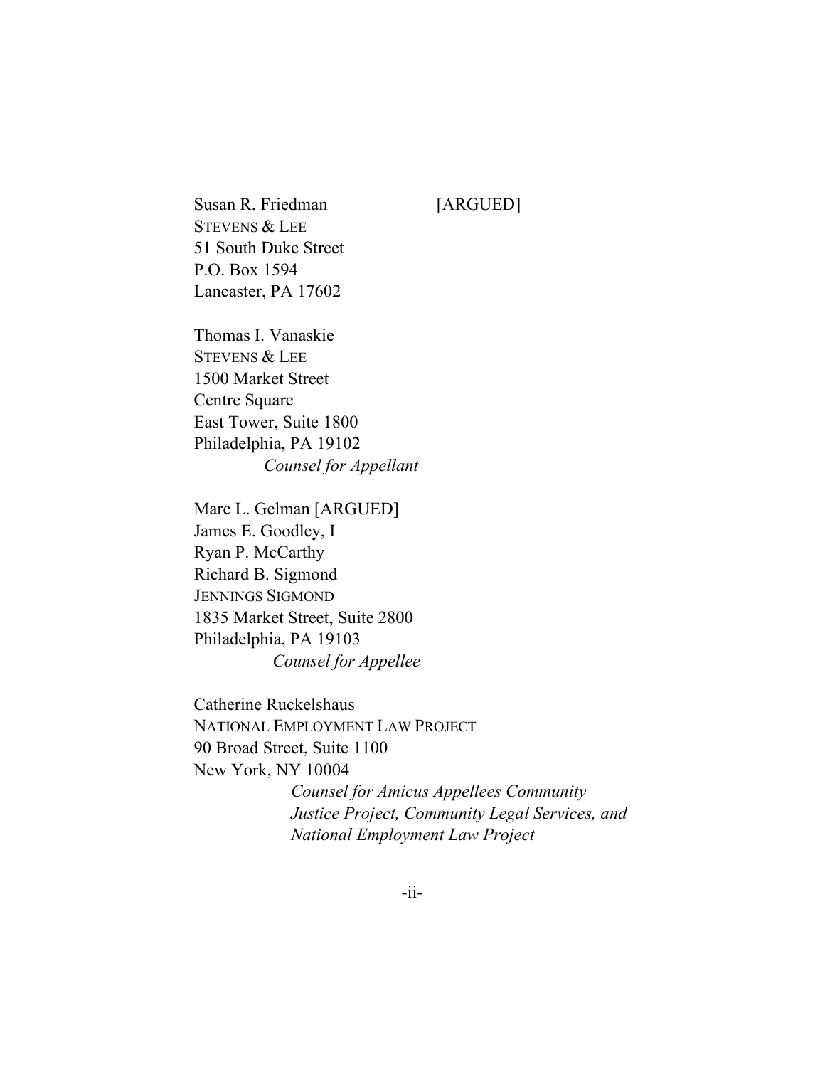Susan R. Friedman [ARGUED]
STEVENS & LEE
51 South Duke Street
P.O. Box 1594
Lancaster, PA 17602

Thomas I. Vanaskie
STEVENS & LEE
1500 Market Street
Centre Square
East Tower, Suite 1800
Philadelphia, PA 19102
*Counsel for Appellant*

Marc L. Gelman [ARGUED]
James E. Goodley, I
Ryan P. McCarthy
Richard B. Sigmond
JENNINGS SIGMOND
1835 Market Street, Suite 2800
Philadelphia, PA 19103
*Counsel for Appellee*

Catherine Ruckelshaus
NATIONAL EMPLOYMENT LAW PROJECT
90 Broad Street, Suite 1100
New York, NY 10004
*Counsel for Amicus Appellees Community Justice Project, Community Legal Services, and National Employment Law Project*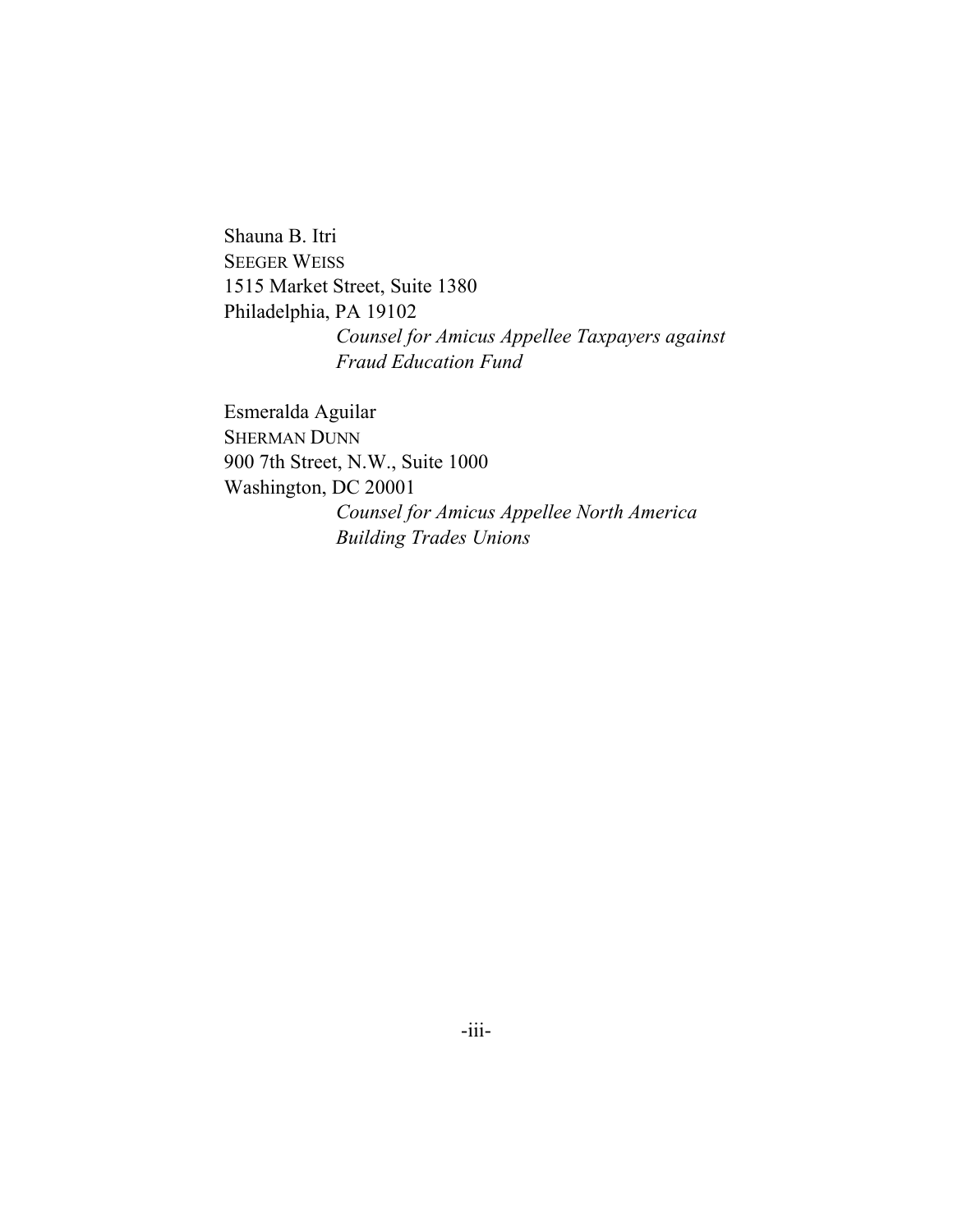Shauna B. Itri
SEEGER WEISS
1515 Market Street, Suite 1380
Philadelphia, PA 19102

*Counsel for Amicus Appellee Taxpayers against Fraud Education Fund*

Esmeralda Aguilar
SHERMAN DUNN
900 7th Street, N.W., Suite 1000
Washington, DC 20001

*Counsel for Amicus Appellee North America Building Trades Unions*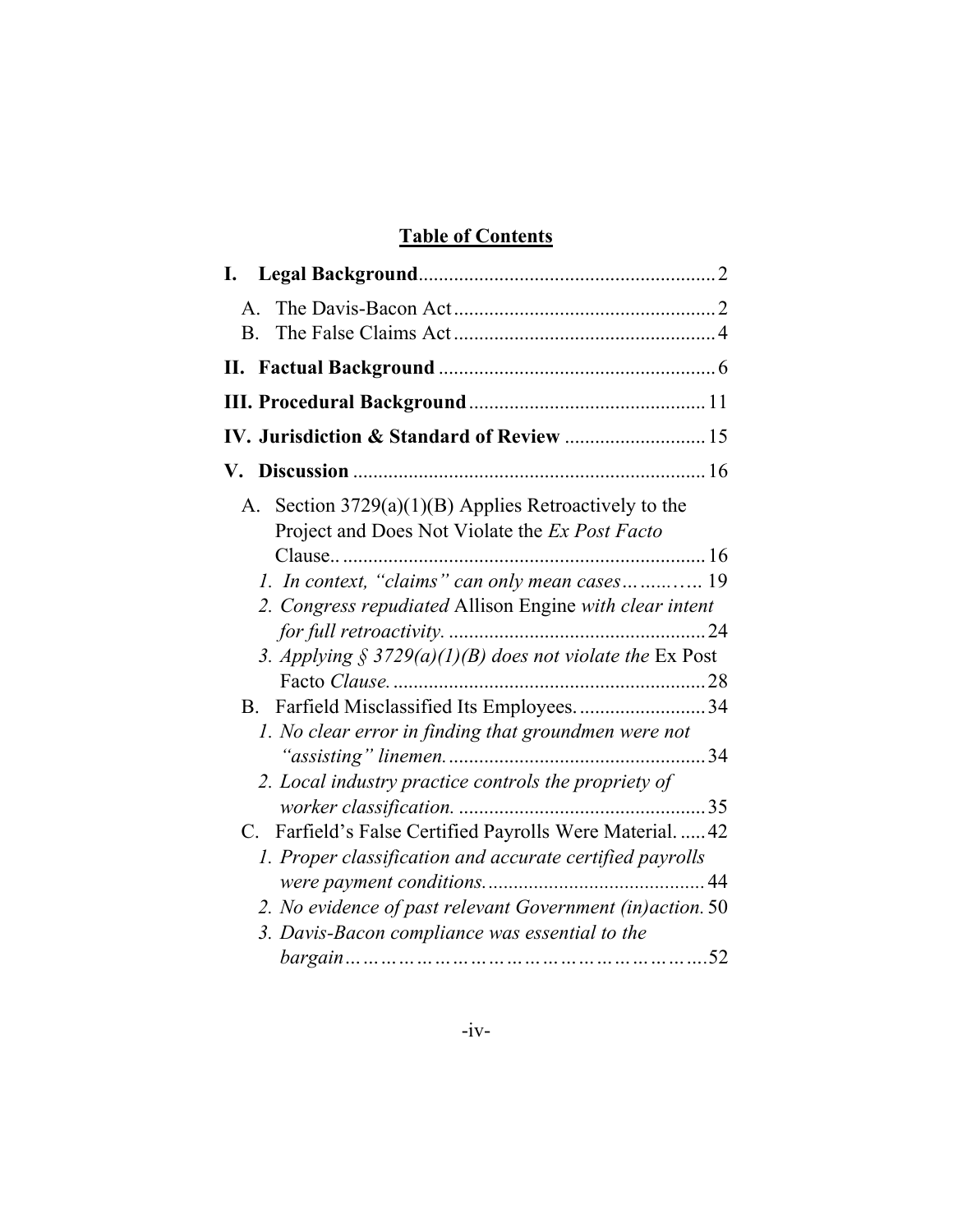## Table of Contents

**I. Legal Background** 2

- A. The Davis-Bacon Act 2
- B. The False Claims Act 4

**II. Factual Background** 6

**III. Procedural Background** 11

**IV. Jurisdiction & Standard of Review** 15

**V. Discussion** 16

- A. Section 3729(a)(1)(B) Applies Retroactively to the Project and Does Not Violate the *Ex Post Facto* Clause. 16
  - *1. In context, "claims" can only mean cases* 19
  - *2. Congress repudiated* Allison Engine *with clear intent for full retroactivity.* 24
  - *3. Applying § 3729(a)(1)(B) does not violate the* Ex Post Facto *Clause.* 28
- B. Farfield Misclassified Its Employees. 34
  - *1. No clear error in finding that groundmen were not "assisting" linemen.* 34
  - *2. Local industry practice controls the propriety of worker classification.* 35
- C. Farfield's False Certified Payrolls Were Material. 42
  - *1. Proper classification and accurate certified payrolls were payment conditions.* 44
  - *2. No evidence of past relevant Government (in)action.* 50
  - *3. Davis-Bacon compliance was essential to the bargain* 52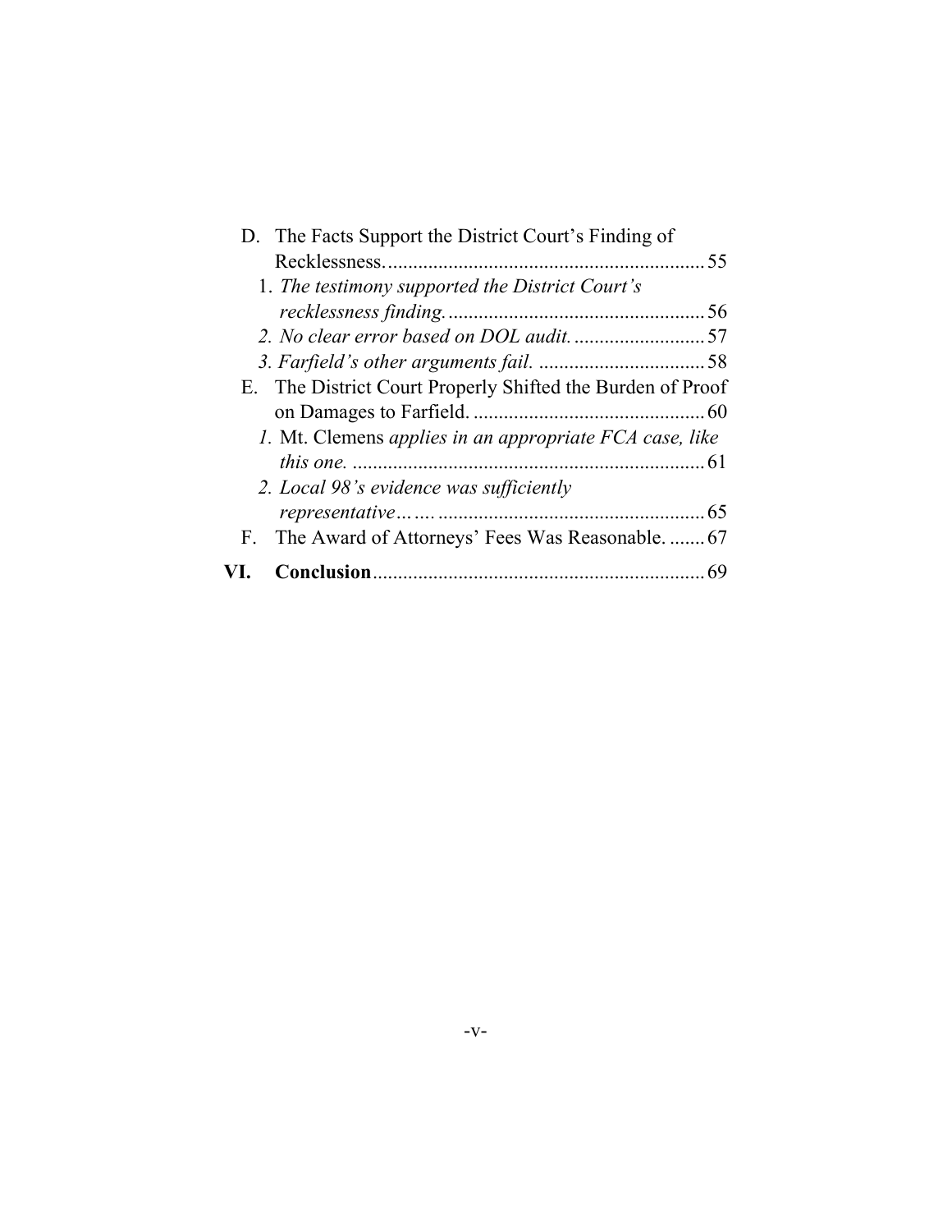D. The Facts Support the District Court's Finding of Recklessness. ............................................................... 55

1. *The testimony supported the District Court's recklessness finding.* .................................................. 56

2. *No clear error based on DOL audit.* .......................... 57

3. *Farfield's other arguments fail.* ................................. 58

E. The District Court Properly Shifted the Burden of Proof on Damages to Farfield. .............................................. 60

1. Mt. Clemens *applies in an appropriate FCA case, like this one.* ...................................................................... 61

2. *Local 98's evidence was sufficiently representative…* …. .................................................... 65

F. The Award of Attorneys' Fees Was Reasonable. ....... 67

**VI. Conclusion** ................................................................. 69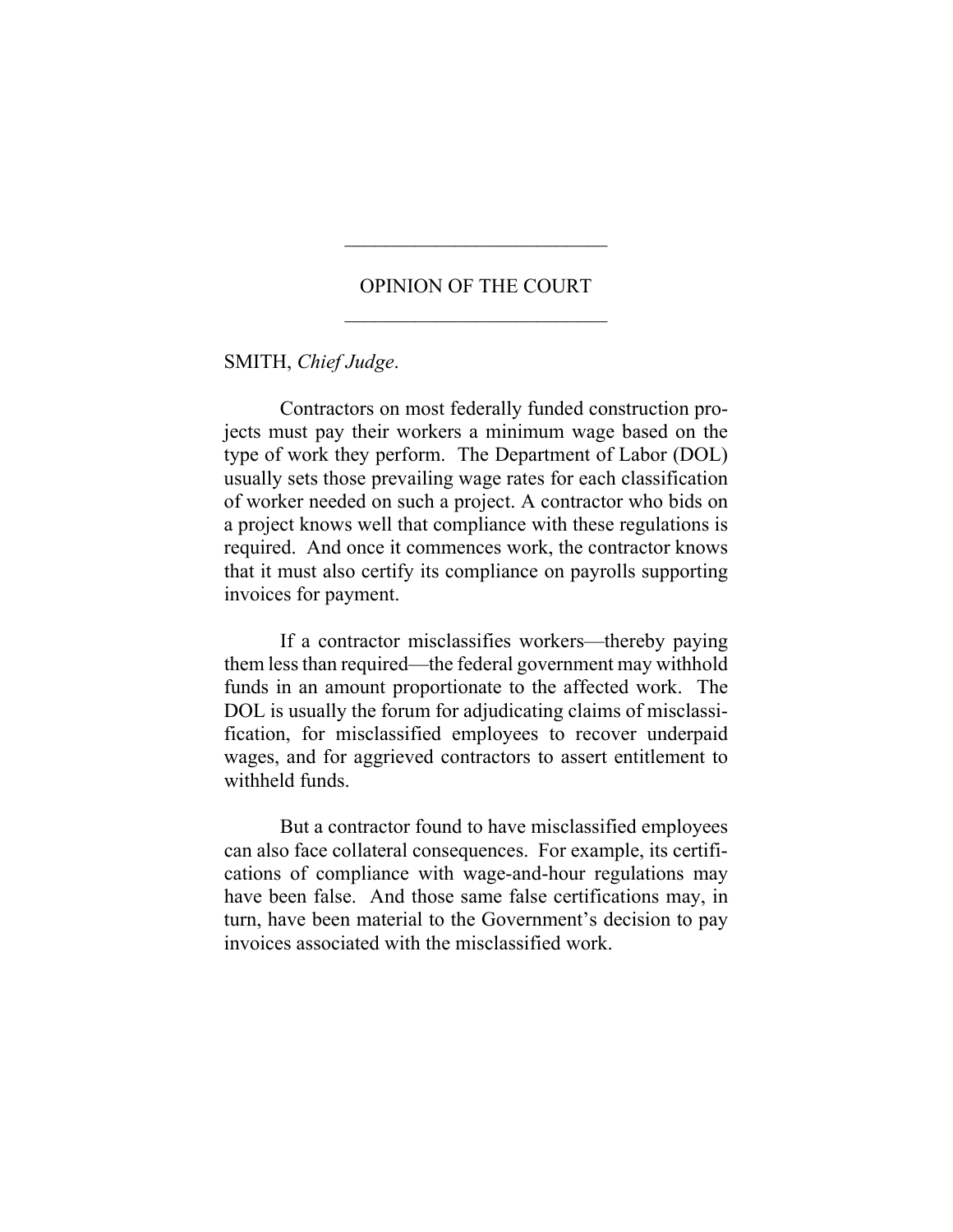OPINION OF THE COURT

SMITH, *Chief Judge*.

Contractors on most federally funded construction projects must pay their workers a minimum wage based on the type of work they perform. The Department of Labor (DOL) usually sets those prevailing wage rates for each classification of worker needed on such a project. A contractor who bids on a project knows well that compliance with these regulations is required. And once it commences work, the contractor knows that it must also certify its compliance on payrolls supporting invoices for payment.

If a contractor misclassifies workers—thereby paying them less than required—the federal government may withhold funds in an amount proportionate to the affected work. The DOL is usually the forum for adjudicating claims of misclassification, for misclassified employees to recover underpaid wages, and for aggrieved contractors to assert entitlement to withheld funds.

But a contractor found to have misclassified employees can also face collateral consequences. For example, its certifications of compliance with wage-and-hour regulations may have been false. And those same false certifications may, in turn, have been material to the Government's decision to pay invoices associated with the misclassified work.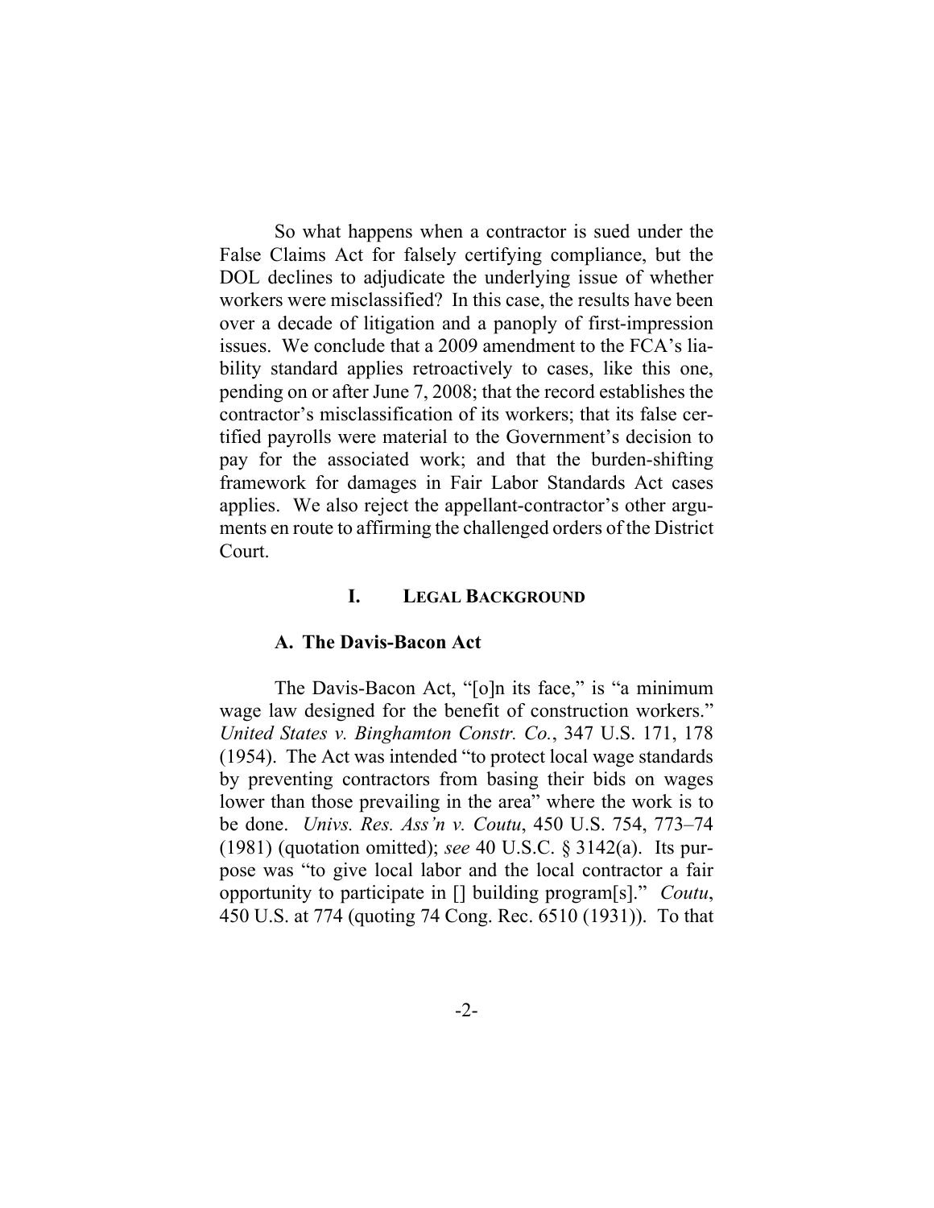So what happens when a contractor is sued under the False Claims Act for falsely certifying compliance, but the DOL declines to adjudicate the underlying issue of whether workers were misclassified? In this case, the results have been over a decade of litigation and a panoply of first-impression issues. We conclude that a 2009 amendment to the FCA's liability standard applies retroactively to cases, like this one, pending on or after June 7, 2008; that the record establishes the contractor's misclassification of its workers; that its false certified payrolls were material to the Government's decision to pay for the associated work; and that the burden-shifting framework for damages in Fair Labor Standards Act cases applies. We also reject the appellant-contractor's other arguments en route to affirming the challenged orders of the District Court.

## I. LEGAL BACKGROUND

### A. The Davis-Bacon Act

The Davis-Bacon Act, "[o]n its face," is "a minimum wage law designed for the benefit of construction workers." *United States v. Binghamton Constr. Co.*, 347 U.S. 171, 178 (1954). The Act was intended "to protect local wage standards by preventing contractors from basing their bids on wages lower than those prevailing in the area" where the work is to be done. *Univs. Res. Ass'n v. Coutu*, 450 U.S. 754, 773–74 (1981) (quotation omitted); *see* 40 U.S.C. § 3142(a). Its purpose was "to give local labor and the local contractor a fair opportunity to participate in [] building program[s]." *Coutu*, 450 U.S. at 774 (quoting 74 Cong. Rec. 6510 (1931)). To that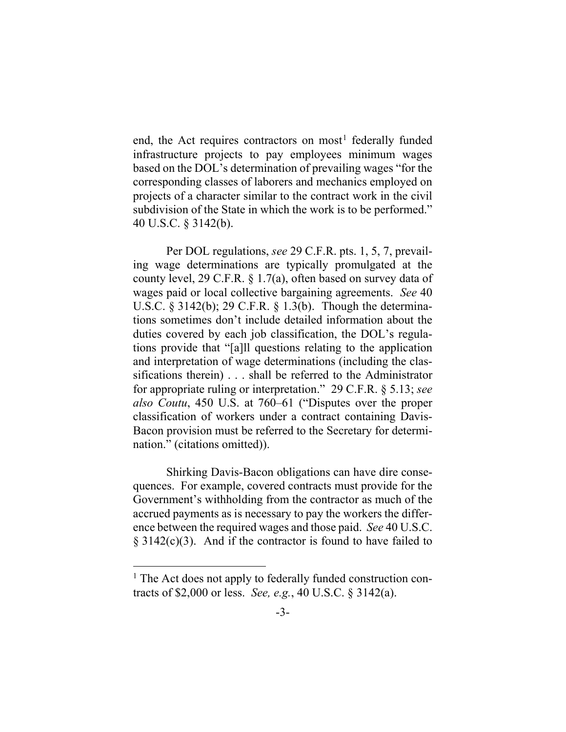end, the Act requires contractors on most[1] federally funded infrastructure projects to pay employees minimum wages based on the DOL's determination of prevailing wages "for the corresponding classes of laborers and mechanics employed on projects of a character similar to the contract work in the civil subdivision of the State in which the work is to be performed." 40 U.S.C. § 3142(b).

Per DOL regulations, *see* 29 C.F.R. pts. 1, 5, 7, prevailing wage determinations are typically promulgated at the county level, 29 C.F.R. § 1.7(a), often based on survey data of wages paid or local collective bargaining agreements. *See* 40 U.S.C. § 3142(b); 29 C.F.R. § 1.3(b). Though the determinations sometimes don't include detailed information about the duties covered by each job classification, the DOL's regulations provide that "[a]ll questions relating to the application and interpretation of wage determinations (including the classifications therein) . . . shall be referred to the Administrator for appropriate ruling or interpretation." 29 C.F.R. § 5.13; *see also Coutu*, 450 U.S. at 760–61 ("Disputes over the proper classification of workers under a contract containing Davis-Bacon provision must be referred to the Secretary for determination." (citations omitted)).

Shirking Davis-Bacon obligations can have dire consequences. For example, covered contracts must provide for the Government's withholding from the contractor as much of the accrued payments as is necessary to pay the workers the difference between the required wages and those paid. *See* 40 U.S.C. § 3142(c)(3). And if the contractor is found to have failed to

[1] The Act does not apply to federally funded construction contracts of $2,000 or less. *See, e.g.*, 40 U.S.C. § 3142(a).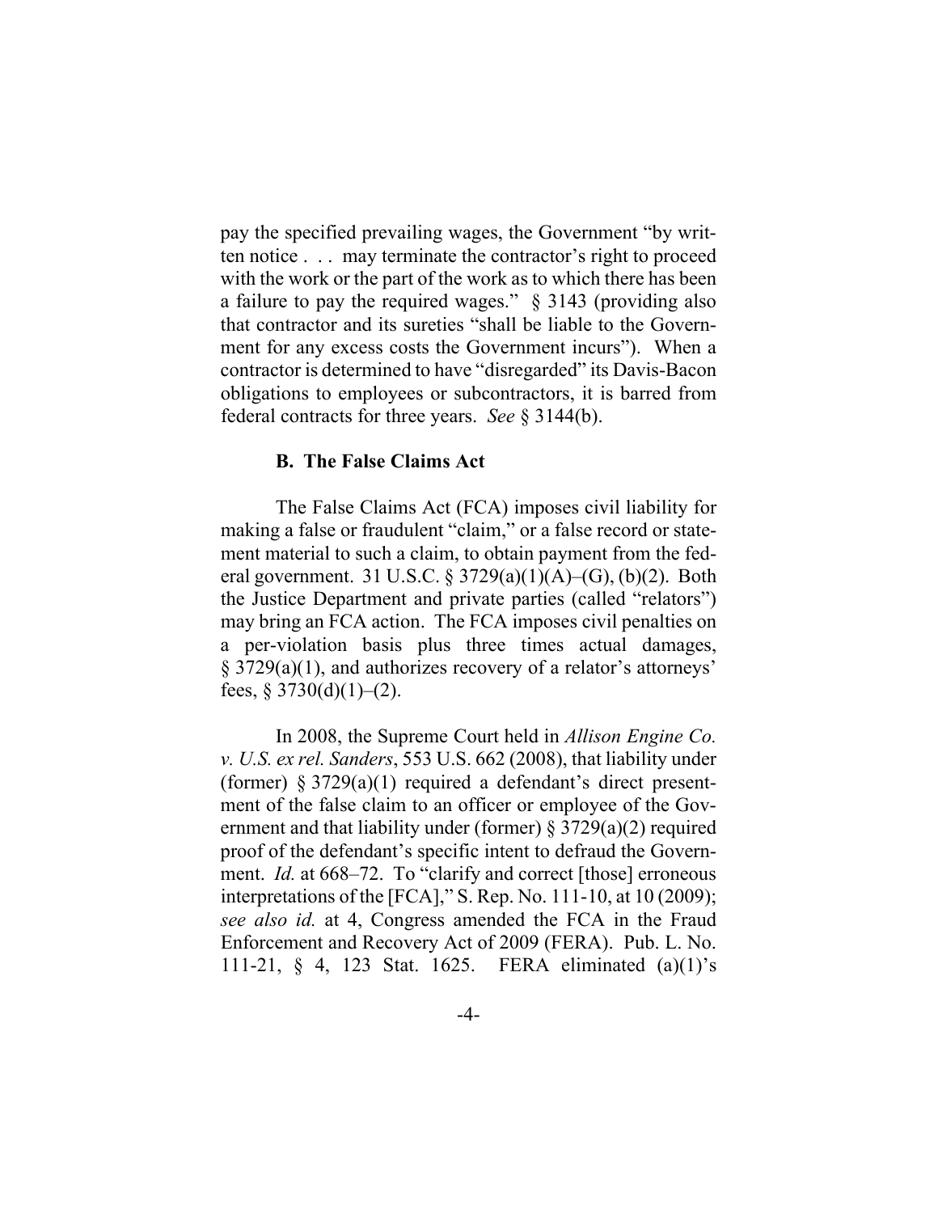pay the specified prevailing wages, the Government "by written notice . . . may terminate the contractor's right to proceed with the work or the part of the work as to which there has been a failure to pay the required wages." § 3143 (providing also that contractor and its sureties "shall be liable to the Government for any excess costs the Government incurs"). When a contractor is determined to have "disregarded" its Davis-Bacon obligations to employees or subcontractors, it is barred from federal contracts for three years. *See* § 3144(b).

### B. The False Claims Act

The False Claims Act (FCA) imposes civil liability for making a false or fraudulent "claim," or a false record or statement material to such a claim, to obtain payment from the federal government. 31 U.S.C. § 3729(a)(1)(A)–(G), (b)(2). Both the Justice Department and private parties (called "relators") may bring an FCA action. The FCA imposes civil penalties on a per-violation basis plus three times actual damages, § 3729(a)(1), and authorizes recovery of a relator's attorneys' fees, § 3730(d)(1)–(2).

In 2008, the Supreme Court held in *Allison Engine Co. v. U.S. ex rel. Sanders*, 553 U.S. 662 (2008), that liability under (former) § 3729(a)(1) required a defendant's direct presentment of the false claim to an officer or employee of the Government and that liability under (former) § 3729(a)(2) required proof of the defendant's specific intent to defraud the Government. *Id.* at 668–72. To "clarify and correct [those] erroneous interpretations of the [FCA]," S. Rep. No. 111-10, at 10 (2009); *see also id.* at 4, Congress amended the FCA in the Fraud Enforcement and Recovery Act of 2009 (FERA). Pub. L. No. 111-21, § 4, 123 Stat. 1625. FERA eliminated (a)(1)'s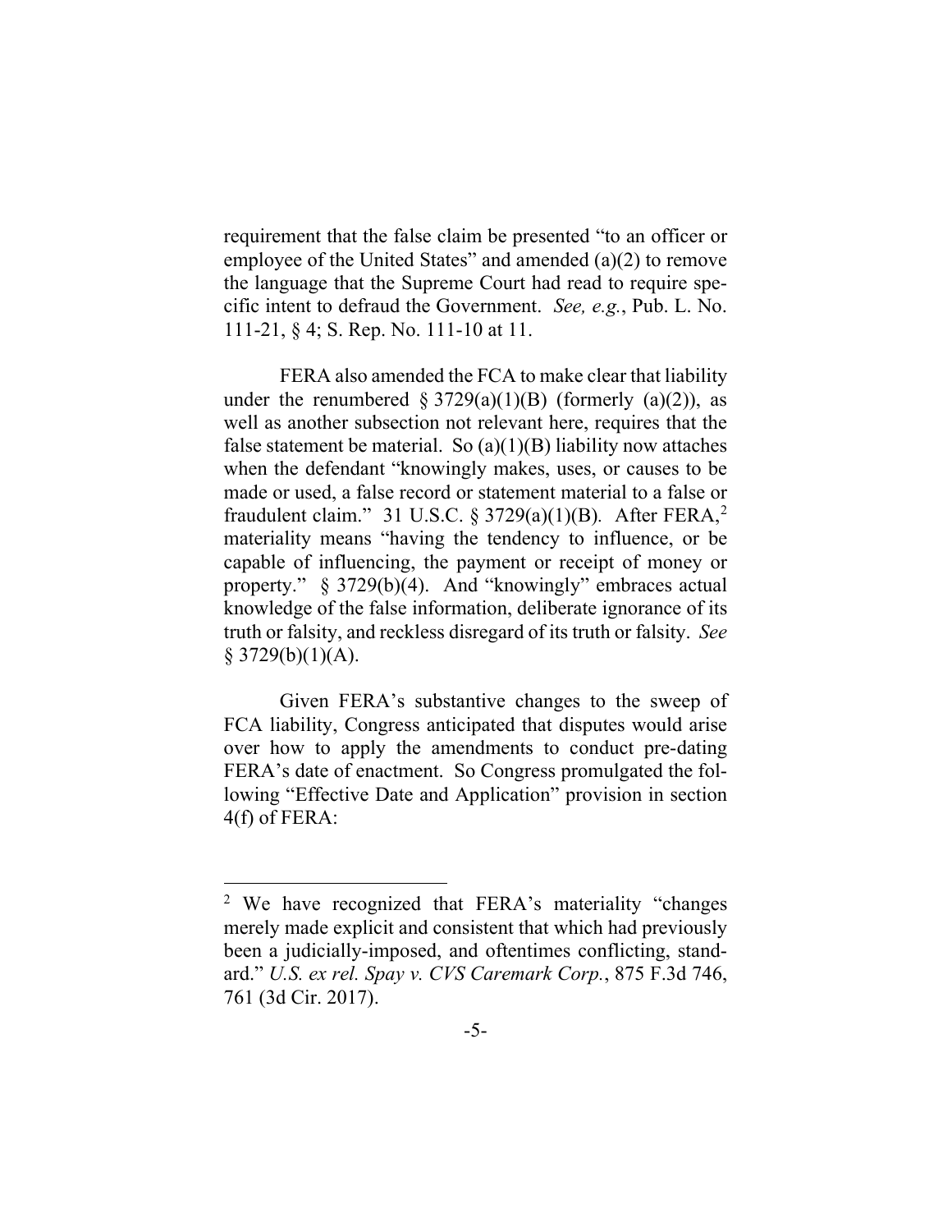requirement that the false claim be presented "to an officer or employee of the United States" and amended (a)(2) to remove the language that the Supreme Court had read to require specific intent to defraud the Government. *See, e.g.*, Pub. L. No. 111-21, § 4; S. Rep. No. 111-10 at 11.

FERA also amended the FCA to make clear that liability under the renumbered § 3729(a)(1)(B) (formerly (a)(2)), as well as another subsection not relevant here, requires that the false statement be material. So (a)(1)(B) liability now attaches when the defendant "knowingly makes, uses, or causes to be made or used, a false record or statement material to a false or fraudulent claim." 31 U.S.C. § 3729(a)(1)(B). After FERA,[2] materiality means "having the tendency to influence, or be capable of influencing, the payment or receipt of money or property." § 3729(b)(4). And "knowingly" embraces actual knowledge of the false information, deliberate ignorance of its truth or falsity, and reckless disregard of its truth or falsity. *See* § 3729(b)(1)(A).

Given FERA's substantive changes to the sweep of FCA liability, Congress anticipated that disputes would arise over how to apply the amendments to conduct pre-dating FERA's date of enactment. So Congress promulgated the following "Effective Date and Application" provision in section 4(f) of FERA:

---

[2] We have recognized that FERA's materiality "changes merely made explicit and consistent that which had previously been a judicially-imposed, and oftentimes conflicting, standard." *U.S. ex rel. Spay v. CVS Caremark Corp.*, 875 F.3d 746, 761 (3d Cir. 2017).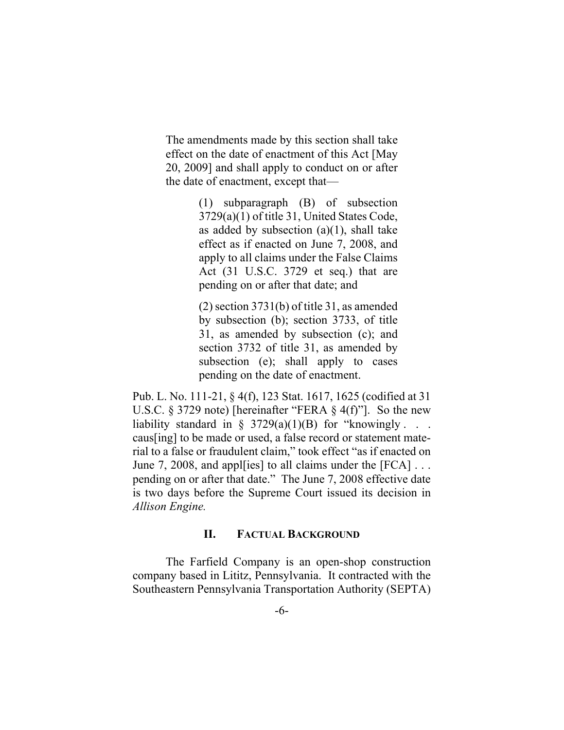> The amendments made by this section shall take effect on the date of enactment of this Act [May 20, 2009] and shall apply to conduct on or after the date of enactment, except that—
>
> > (1) subparagraph (B) of subsection 3729(a)(1) of title 31, United States Code, as added by subsection (a)(1), shall take effect as if enacted on June 7, 2008, and apply to all claims under the False Claims Act (31 U.S.C. 3729 et seq.) that are pending on or after that date; and
> >
> > (2) section 3731(b) of title 31, as amended by subsection (b); section 3733, of title 31, as amended by subsection (c); and section 3732 of title 31, as amended by subsection (e); shall apply to cases pending on the date of enactment.

Pub. L. No. 111-21, § 4(f), 123 Stat. 1617, 1625 (codified at 31 U.S.C. § 3729 note) [hereinafter "FERA § 4(f)"]. So the new liability standard in § 3729(a)(1)(B) for "knowingly . . . caus[ing] to be made or used, a false record or statement material to a false or fraudulent claim," took effect "as if enacted on June 7, 2008, and appl[ies] to all claims under the [FCA] . . . pending on or after that date." The June 7, 2008 effective date is two days before the Supreme Court issued its decision in *Allison Engine.*

## II. FACTUAL BACKGROUND

The Farfield Company is an open-shop construction company based in Lititz, Pennsylvania. It contracted with the Southeastern Pennsylvania Transportation Authority (SEPTA)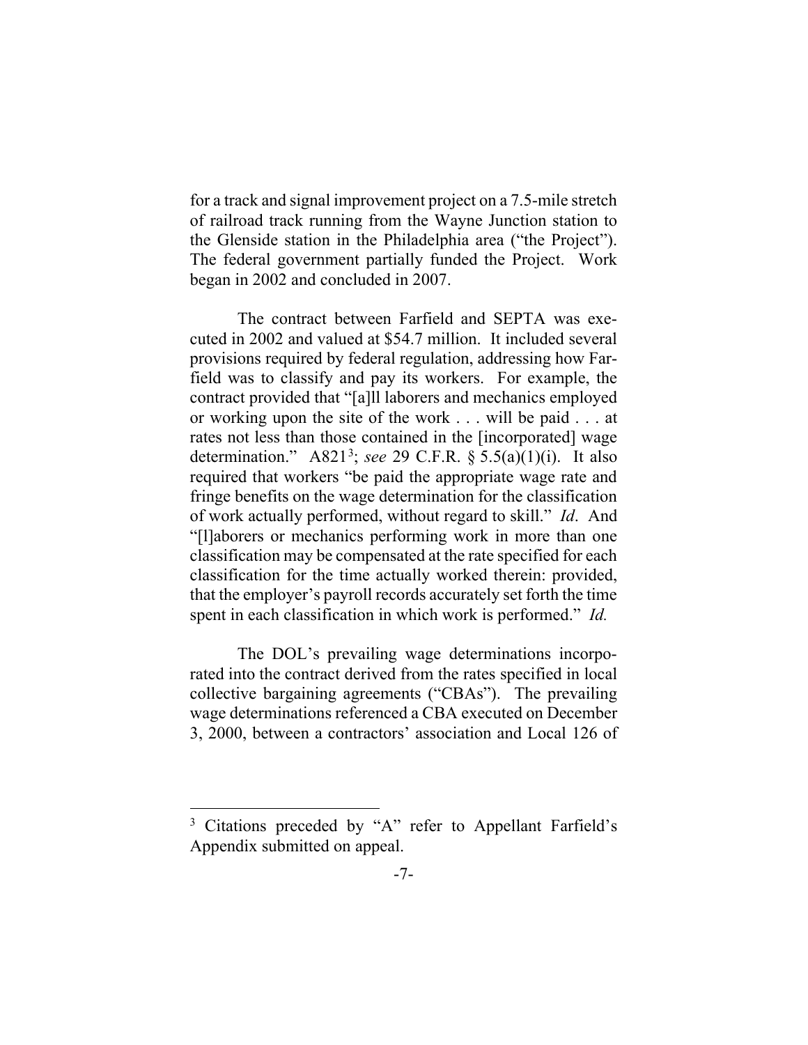for a track and signal improvement project on a 7.5-mile stretch of railroad track running from the Wayne Junction station to the Glenside station in the Philadelphia area ("the Project"). The federal government partially funded the Project. Work began in 2002 and concluded in 2007.

The contract between Farfield and SEPTA was executed in 2002 and valued at $54.7 million. It included several provisions required by federal regulation, addressing how Farfield was to classify and pay its workers. For example, the contract provided that "[a]ll laborers and mechanics employed or working upon the site of the work . . . will be paid . . . at rates not less than those contained in the [incorporated] wage determination." A821[3]; *see* 29 C.F.R. § 5.5(a)(1)(i). It also required that workers "be paid the appropriate wage rate and fringe benefits on the wage determination for the classification of work actually performed, without regard to skill." *Id*. And "[l]aborers or mechanics performing work in more than one classification may be compensated at the rate specified for each classification for the time actually worked therein: provided, that the employer's payroll records accurately set forth the time spent in each classification in which work is performed." *Id.*

The DOL's prevailing wage determinations incorporated into the contract derived from the rates specified in local collective bargaining agreements ("CBAs"). The prevailing wage determinations referenced a CBA executed on December 3, 2000, between a contractors' association and Local 126 of

[3] Citations preceded by "A" refer to Appellant Farfield's Appendix submitted on appeal.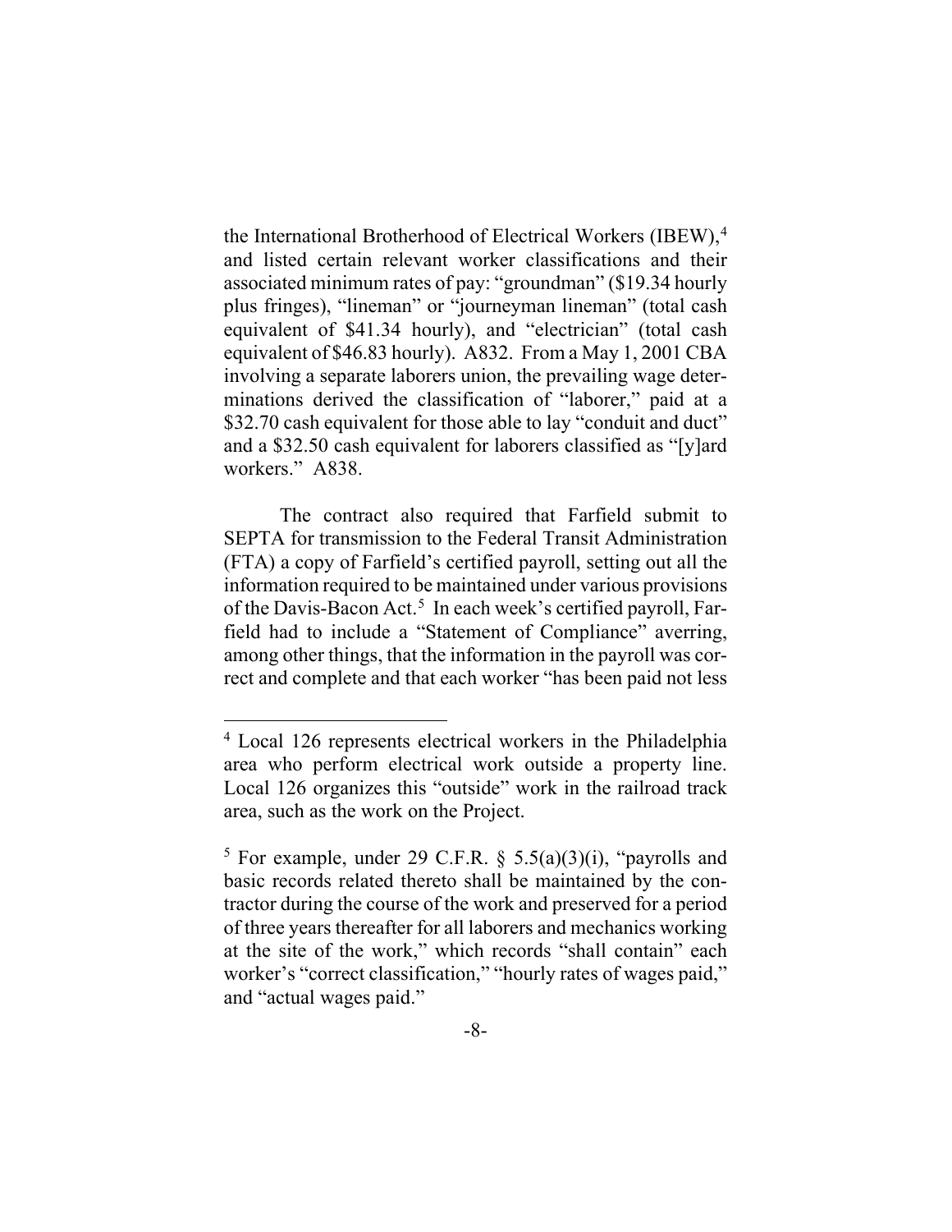the International Brotherhood of Electrical Workers (IBEW),[4] and listed certain relevant worker classifications and their associated minimum rates of pay: "groundman" ($19.34 hourly plus fringes), "lineman" or "journeyman lineman" (total cash equivalent of $41.34 hourly), and "electrician" (total cash equivalent of $46.83 hourly). A832. From a May 1, 2001 CBA involving a separate laborers union, the prevailing wage determinations derived the classification of "laborer," paid at a $32.70 cash equivalent for those able to lay "conduit and duct" and a $32.50 cash equivalent for laborers classified as "[y]ard workers." A838.

The contract also required that Farfield submit to SEPTA for transmission to the Federal Transit Administration (FTA) a copy of Farfield's certified payroll, setting out all the information required to be maintained under various provisions of the Davis-Bacon Act.[5] In each week's certified payroll, Farfield had to include a "Statement of Compliance" averring, among other things, that the information in the payroll was correct and complete and that each worker "has been paid not less

---

[4] Local 126 represents electrical workers in the Philadelphia area who perform electrical work outside a property line. Local 126 organizes this "outside" work in the railroad track area, such as the work on the Project.

[5] For example, under 29 C.F.R. § 5.5(a)(3)(i), "payrolls and basic records related thereto shall be maintained by the contractor during the course of the work and preserved for a period of three years thereafter for all laborers and mechanics working at the site of the work," which records "shall contain" each worker's "correct classification," "hourly rates of wages paid," and "actual wages paid."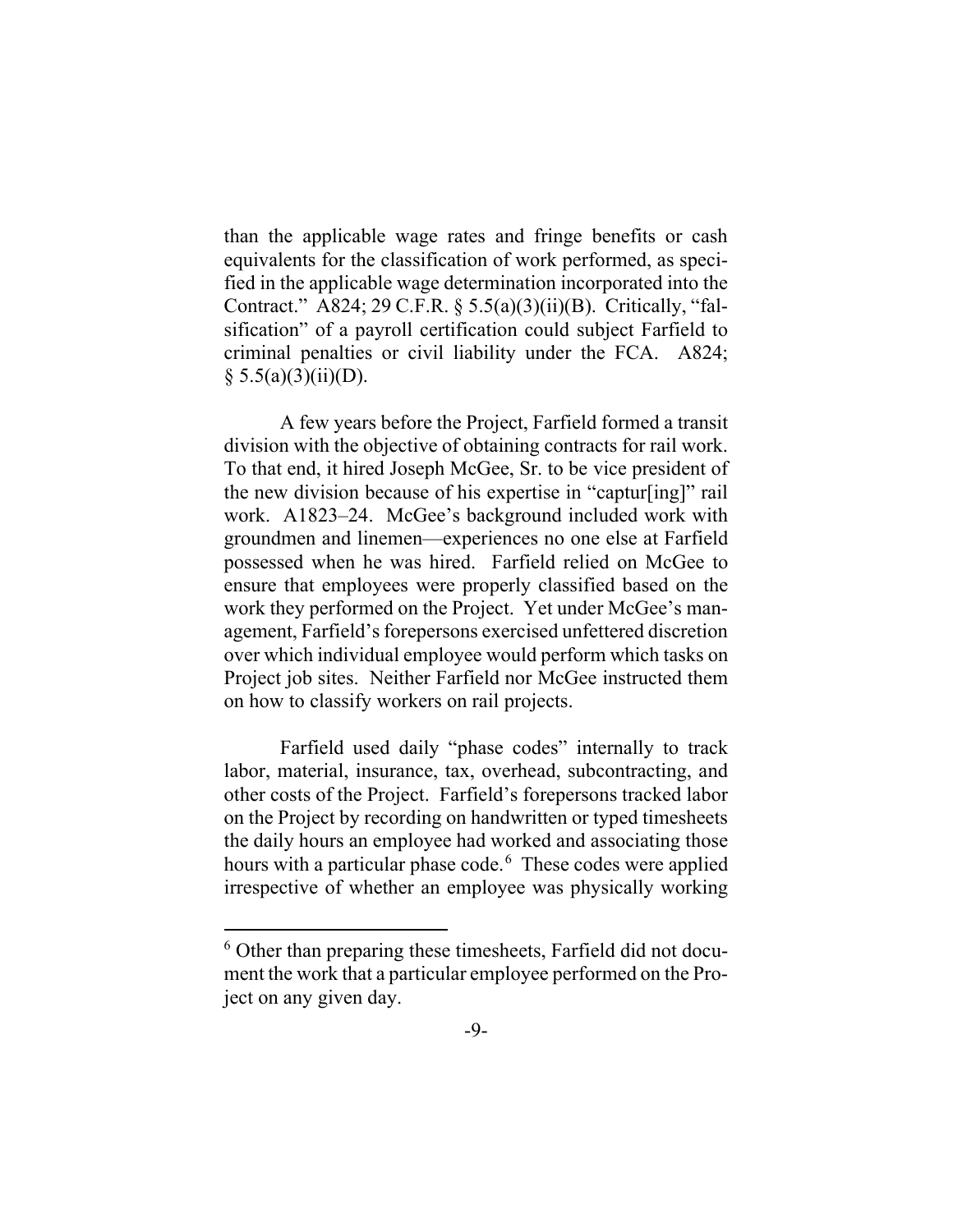than the applicable wage rates and fringe benefits or cash equivalents for the classification of work performed, as specified in the applicable wage determination incorporated into the Contract." A824; 29 C.F.R. § 5.5(a)(3)(ii)(B). Critically, "falsification" of a payroll certification could subject Farfield to criminal penalties or civil liability under the FCA. A824; § 5.5(a)(3)(ii)(D).

A few years before the Project, Farfield formed a transit division with the objective of obtaining contracts for rail work. To that end, it hired Joseph McGee, Sr. to be vice president of the new division because of his expertise in "captur[ing]" rail work. A1823–24. McGee's background included work with groundmen and linemen—experiences no one else at Farfield possessed when he was hired. Farfield relied on McGee to ensure that employees were properly classified based on the work they performed on the Project. Yet under McGee's management, Farfield's forepersons exercised unfettered discretion over which individual employee would perform which tasks on Project job sites. Neither Farfield nor McGee instructed them on how to classify workers on rail projects.

Farfield used daily "phase codes" internally to track labor, material, insurance, tax, overhead, subcontracting, and other costs of the Project. Farfield's forepersons tracked labor on the Project by recording on handwritten or typed timesheets the daily hours an employee had worked and associating those hours with a particular phase code.[6] These codes were applied irrespective of whether an employee was physically working

[6] Other than preparing these timesheets, Farfield did not document the work that a particular employee performed on the Project on any given day.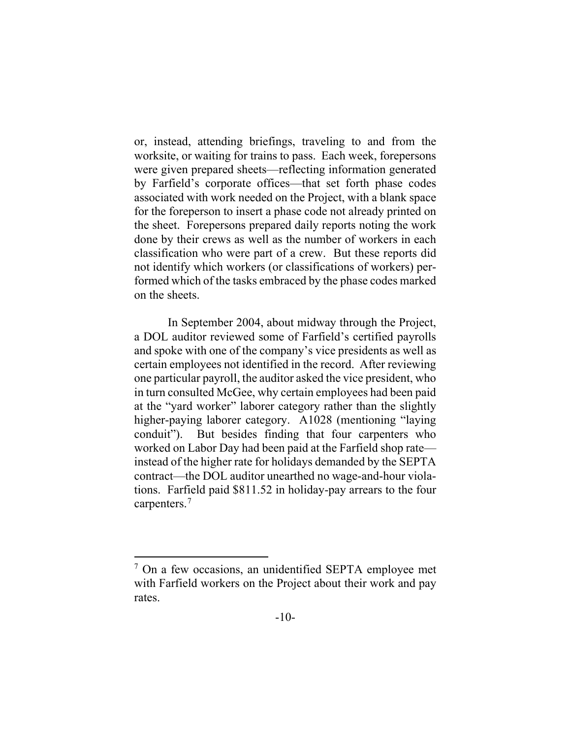or, instead, attending briefings, traveling to and from the worksite, or waiting for trains to pass. Each week, forepersons were given prepared sheets—reflecting information generated by Farfield's corporate offices—that set forth phase codes associated with work needed on the Project, with a blank space for the foreperson to insert a phase code not already printed on the sheet. Forepersons prepared daily reports noting the work done by their crews as well as the number of workers in each classification who were part of a crew. But these reports did not identify which workers (or classifications of workers) performed which of the tasks embraced by the phase codes marked on the sheets.

In September 2004, about midway through the Project, a DOL auditor reviewed some of Farfield's certified payrolls and spoke with one of the company's vice presidents as well as certain employees not identified in the record. After reviewing one particular payroll, the auditor asked the vice president, who in turn consulted McGee, why certain employees had been paid at the "yard worker" laborer category rather than the slightly higher-paying laborer category. A1028 (mentioning "laying conduit"). But besides finding that four carpenters who worked on Labor Day had been paid at the Farfield shop rate—instead of the higher rate for holidays demanded by the SEPTA contract—the DOL auditor unearthed no wage-and-hour violations. Farfield paid $811.52 in holiday-pay arrears to the four carpenters.[7]

[7] On a few occasions, an unidentified SEPTA employee met with Farfield workers on the Project about their work and pay rates.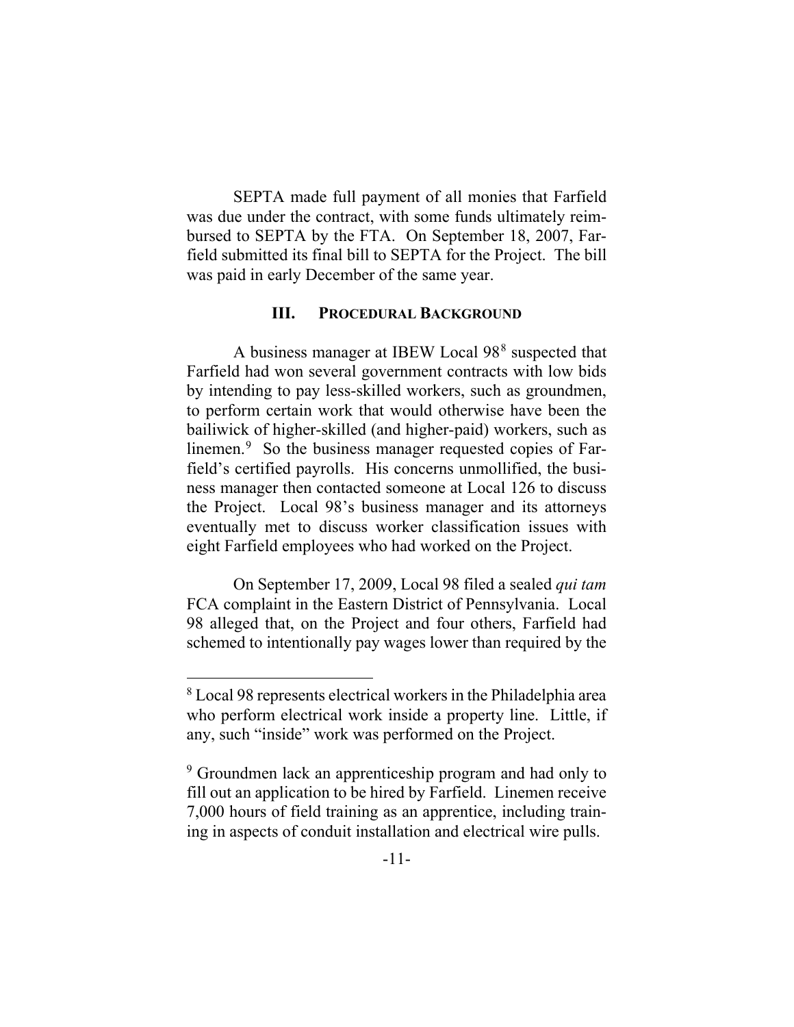SEPTA made full payment of all monies that Farfield was due under the contract, with some funds ultimately reimbursed to SEPTA by the FTA. On September 18, 2007, Farfield submitted its final bill to SEPTA for the Project. The bill was paid in early December of the same year.

### III. PROCEDURAL BACKGROUND

A business manager at IBEW Local 98[8] suspected that Farfield had won several government contracts with low bids by intending to pay less-skilled workers, such as groundmen, to perform certain work that would otherwise have been the bailiwick of higher-skilled (and higher-paid) workers, such as linemen.[9] So the business manager requested copies of Farfield's certified payrolls. His concerns unmollified, the business manager then contacted someone at Local 126 to discuss the Project. Local 98's business manager and its attorneys eventually met to discuss worker classification issues with eight Farfield employees who had worked on the Project.

On September 17, 2009, Local 98 filed a sealed *qui tam* FCA complaint in the Eastern District of Pennsylvania. Local 98 alleged that, on the Project and four others, Farfield had schemed to intentionally pay wages lower than required by the

[8] Local 98 represents electrical workers in the Philadelphia area who perform electrical work inside a property line. Little, if any, such "inside" work was performed on the Project.

[9] Groundmen lack an apprenticeship program and had only to fill out an application to be hired by Farfield. Linemen receive 7,000 hours of field training as an apprentice, including training in aspects of conduit installation and electrical wire pulls.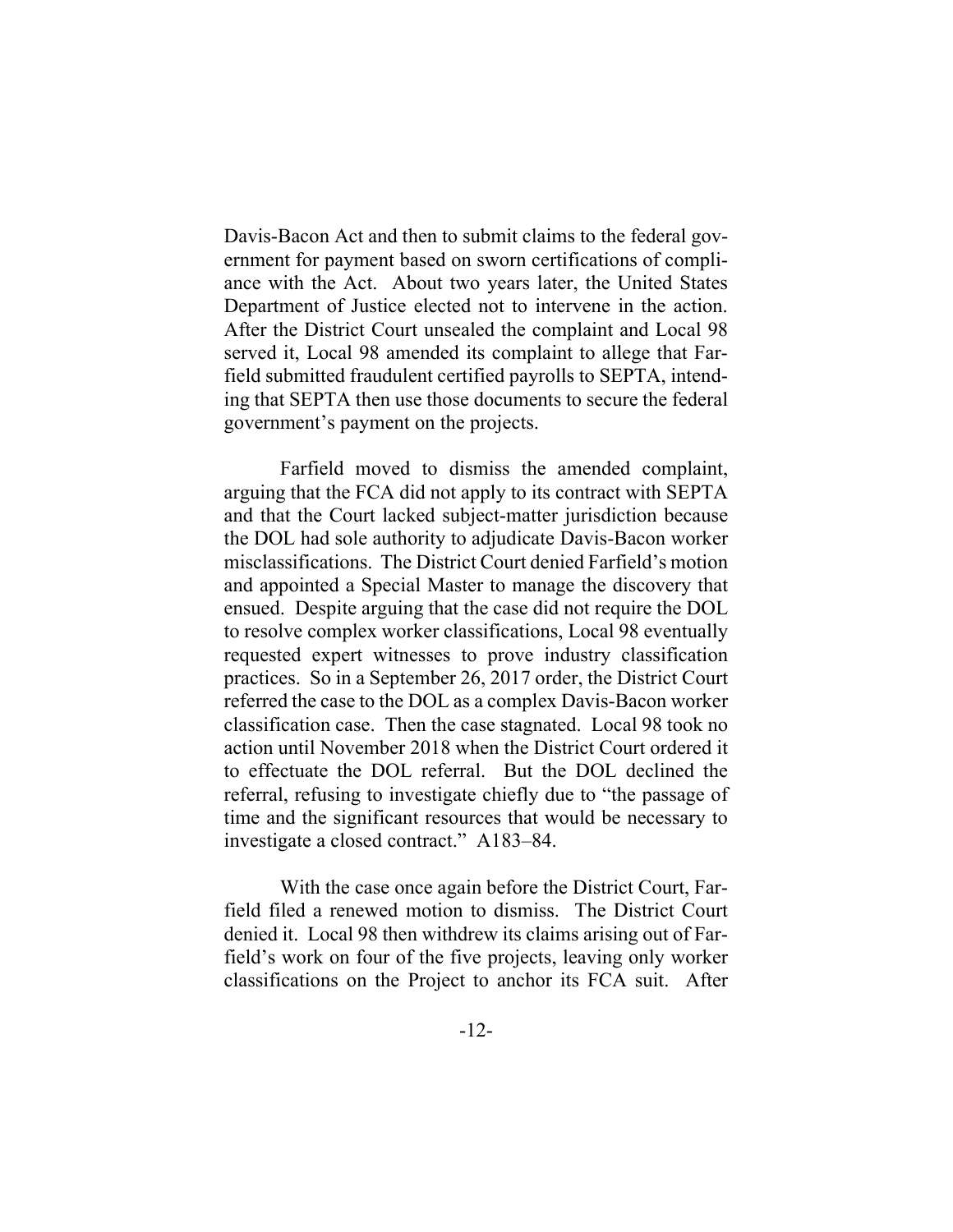Davis-Bacon Act and then to submit claims to the federal government for payment based on sworn certifications of compliance with the Act. About two years later, the United States Department of Justice elected not to intervene in the action. After the District Court unsealed the complaint and Local 98 served it, Local 98 amended its complaint to allege that Farfield submitted fraudulent certified payrolls to SEPTA, intending that SEPTA then use those documents to secure the federal government's payment on the projects.

Farfield moved to dismiss the amended complaint, arguing that the FCA did not apply to its contract with SEPTA and that the Court lacked subject-matter jurisdiction because the DOL had sole authority to adjudicate Davis-Bacon worker misclassifications. The District Court denied Farfield's motion and appointed a Special Master to manage the discovery that ensued. Despite arguing that the case did not require the DOL to resolve complex worker classifications, Local 98 eventually requested expert witnesses to prove industry classification practices. So in a September 26, 2017 order, the District Court referred the case to the DOL as a complex Davis-Bacon worker classification case. Then the case stagnated. Local 98 took no action until November 2018 when the District Court ordered it to effectuate the DOL referral. But the DOL declined the referral, refusing to investigate chiefly due to "the passage of time and the significant resources that would be necessary to investigate a closed contract." A183–84.

With the case once again before the District Court, Farfield filed a renewed motion to dismiss. The District Court denied it. Local 98 then withdrew its claims arising out of Farfield's work on four of the five projects, leaving only worker classifications on the Project to anchor its FCA suit. After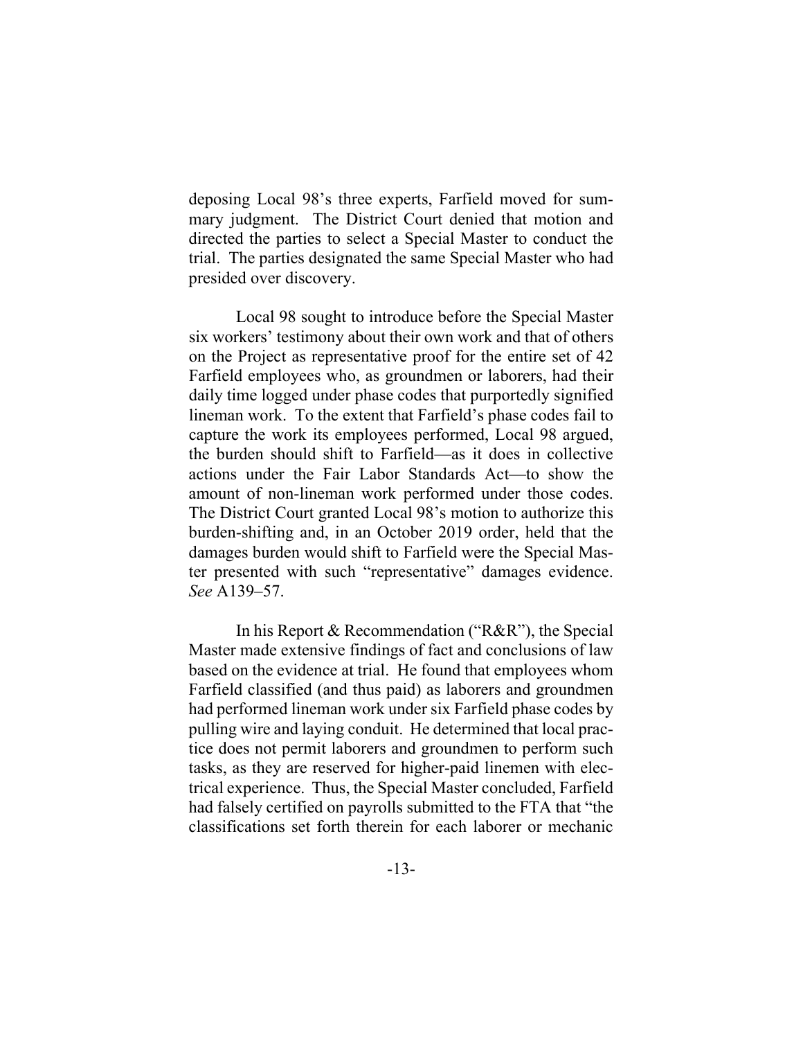deposing Local 98's three experts, Farfield moved for summary judgment. The District Court denied that motion and directed the parties to select a Special Master to conduct the trial. The parties designated the same Special Master who had presided over discovery.

Local 98 sought to introduce before the Special Master six workers' testimony about their own work and that of others on the Project as representative proof for the entire set of 42 Farfield employees who, as groundmen or laborers, had their daily time logged under phase codes that purportedly signified lineman work. To the extent that Farfield's phase codes fail to capture the work its employees performed, Local 98 argued, the burden should shift to Farfield—as it does in collective actions under the Fair Labor Standards Act—to show the amount of non-lineman work performed under those codes. The District Court granted Local 98's motion to authorize this burden-shifting and, in an October 2019 order, held that the damages burden would shift to Farfield were the Special Master presented with such "representative" damages evidence. *See* A139–57.

In his Report & Recommendation ("R&R"), the Special Master made extensive findings of fact and conclusions of law based on the evidence at trial. He found that employees whom Farfield classified (and thus paid) as laborers and groundmen had performed lineman work under six Farfield phase codes by pulling wire and laying conduit. He determined that local practice does not permit laborers and groundmen to perform such tasks, as they are reserved for higher-paid linemen with electrical experience. Thus, the Special Master concluded, Farfield had falsely certified on payrolls submitted to the FTA that "the classifications set forth therein for each laborer or mechanic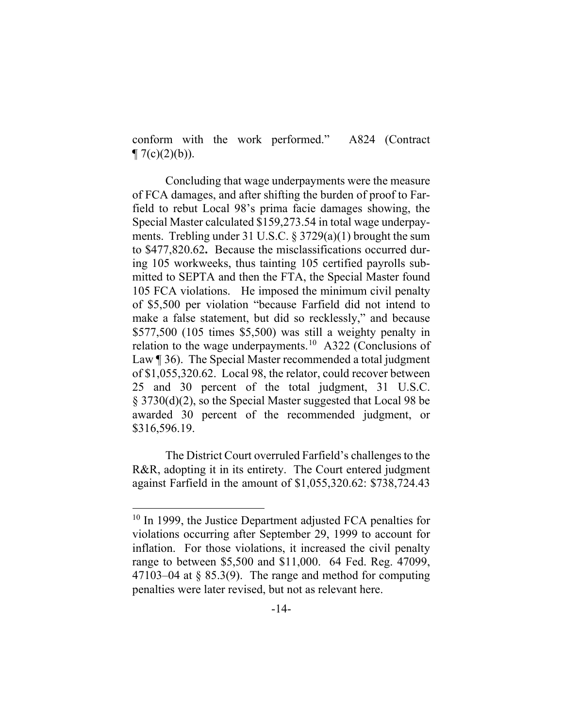conform with the work performed." A824 (Contract ¶ 7(c)(2)(b)).

Concluding that wage underpayments were the measure of FCA damages, and after shifting the burden of proof to Farfield to rebut Local 98's prima facie damages showing, the Special Master calculated $159,273.54 in total wage underpayments. Trebling under 31 U.S.C. § 3729(a)(1) brought the sum to $477,820.62**.** Because the misclassifications occurred during 105 workweeks, thus tainting 105 certified payrolls submitted to SEPTA and then the FTA, the Special Master found 105 FCA violations. He imposed the minimum civil penalty of $5,500 per violation "because Farfield did not intend to make a false statement, but did so recklessly," and because $577,500 (105 times $5,500) was still a weighty penalty in relation to the wage underpayments.[10] A322 (Conclusions of Law ¶ 36). The Special Master recommended a total judgment of $1,055,320.62. Local 98, the relator, could recover between 25 and 30 percent of the total judgment, 31 U.S.C. § 3730(d)(2), so the Special Master suggested that Local 98 be awarded 30 percent of the recommended judgment, or $316,596.19.

The District Court overruled Farfield's challenges to the R&R, adopting it in its entirety. The Court entered judgment against Farfield in the amount of $1,055,320.62: $738,724.43

[10] In 1999, the Justice Department adjusted FCA penalties for violations occurring after September 29, 1999 to account for inflation. For those violations, it increased the civil penalty range to between $5,500 and $11,000. 64 Fed. Reg. 47099, 47103–04 at § 85.3(9). The range and method for computing penalties were later revised, but not as relevant here.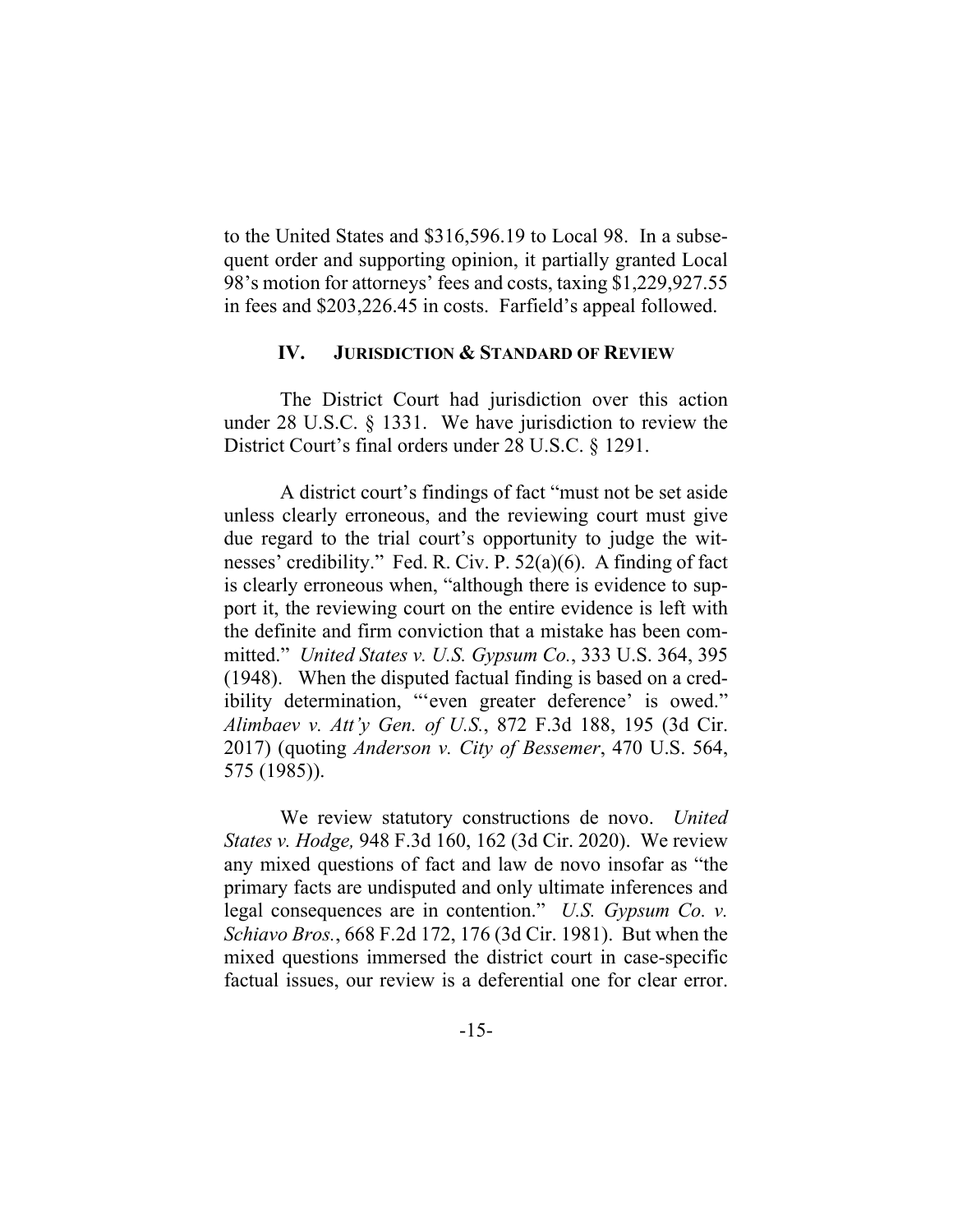to the United States and $316,596.19 to Local 98. In a subsequent order and supporting opinion, it partially granted Local 98's motion for attorneys' fees and costs, taxing $1,229,927.55 in fees and $203,226.45 in costs. Farfield's appeal followed.

## IV. JURISDICTION & STANDARD OF REVIEW

The District Court had jurisdiction over this action under 28 U.S.C. § 1331. We have jurisdiction to review the District Court's final orders under 28 U.S.C. § 1291.

A district court's findings of fact "must not be set aside unless clearly erroneous, and the reviewing court must give due regard to the trial court's opportunity to judge the witnesses' credibility." Fed. R. Civ. P. 52(a)(6). A finding of fact is clearly erroneous when, "although there is evidence to support it, the reviewing court on the entire evidence is left with the definite and firm conviction that a mistake has been committed." *United States v. U.S. Gypsum Co.*, 333 U.S. 364, 395 (1948). When the disputed factual finding is based on a credibility determination, "'even greater deference' is owed." *Alimbaev v. Att'y Gen. of U.S.*, 872 F.3d 188, 195 (3d Cir. 2017) (quoting *Anderson v. City of Bessemer*, 470 U.S. 564, 575 (1985)).

We review statutory constructions de novo. *United States v. Hodge,* 948 F.3d 160, 162 (3d Cir. 2020). We review any mixed questions of fact and law de novo insofar as "the primary facts are undisputed and only ultimate inferences and legal consequences are in contention." *U.S. Gypsum Co. v. Schiavo Bros.*, 668 F.2d 172, 176 (3d Cir. 1981). But when the mixed questions immersed the district court in case-specific factual issues, our review is a deferential one for clear error.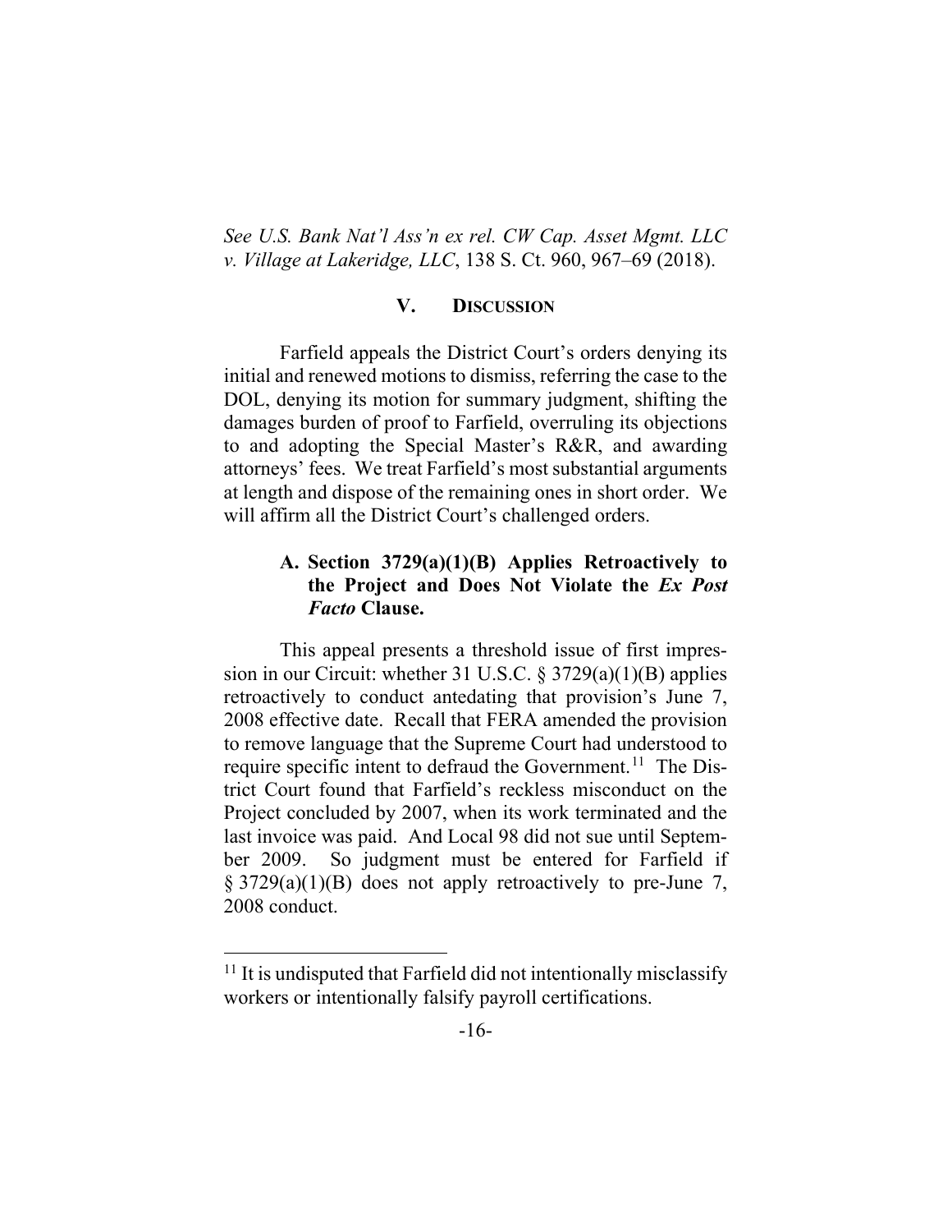*See U.S. Bank Nat'l Ass'n ex rel. CW Cap. Asset Mgmt. LLC v. Village at Lakeridge, LLC*, 138 S. Ct. 960, 967–69 (2018).

## V. DISCUSSION

Farfield appeals the District Court's orders denying its initial and renewed motions to dismiss, referring the case to the DOL, denying its motion for summary judgment, shifting the damages burden of proof to Farfield, overruling its objections to and adopting the Special Master's R&R, and awarding attorneys' fees. We treat Farfield's most substantial arguments at length and dispose of the remaining ones in short order. We will affirm all the District Court's challenged orders.

### A. Section 3729(a)(1)(B) Applies Retroactively to the Project and Does Not Violate the *Ex Post Facto* Clause.

This appeal presents a threshold issue of first impression in our Circuit: whether 31 U.S.C. § 3729(a)(1)(B) applies retroactively to conduct antedating that provision's June 7, 2008 effective date. Recall that FERA amended the provision to remove language that the Supreme Court had understood to require specific intent to defraud the Government.[11] The District Court found that Farfield's reckless misconduct on the Project concluded by 2007, when its work terminated and the last invoice was paid. And Local 98 did not sue until September 2009. So judgment must be entered for Farfield if § 3729(a)(1)(B) does not apply retroactively to pre-June 7, 2008 conduct.

[11] It is undisputed that Farfield did not intentionally misclassify workers or intentionally falsify payroll certifications.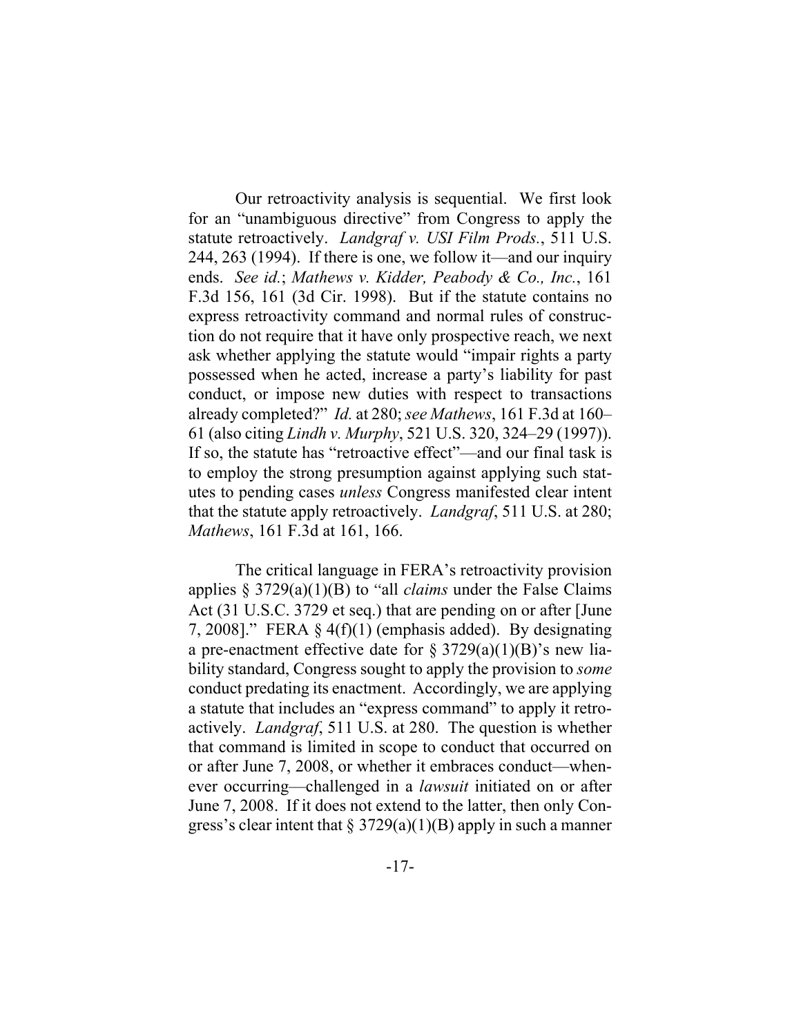Our retroactivity analysis is sequential. We first look for an "unambiguous directive" from Congress to apply the statute retroactively. *Landgraf v. USI Film Prods.*, 511 U.S. 244, 263 (1994). If there is one, we follow it—and our inquiry ends. *See id.*; *Mathews v. Kidder, Peabody & Co., Inc.*, 161 F.3d 156, 161 (3d Cir. 1998). But if the statute contains no express retroactivity command and normal rules of construction do not require that it have only prospective reach, we next ask whether applying the statute would "impair rights a party possessed when he acted, increase a party's liability for past conduct, or impose new duties with respect to transactions already completed?" *Id.* at 280; *see Mathews*, 161 F.3d at 160–61 (also citing *Lindh v. Murphy*, 521 U.S. 320, 324–29 (1997)). If so, the statute has "retroactive effect"—and our final task is to employ the strong presumption against applying such statutes to pending cases *unless* Congress manifested clear intent that the statute apply retroactively. *Landgraf*, 511 U.S. at 280; *Mathews*, 161 F.3d at 161, 166.

The critical language in FERA's retroactivity provision applies § 3729(a)(1)(B) to "all *claims* under the False Claims Act (31 U.S.C. 3729 et seq.) that are pending on or after [June 7, 2008]." FERA § 4(f)(1) (emphasis added). By designating a pre-enactment effective date for § 3729(a)(1)(B)'s new liability standard, Congress sought to apply the provision to *some* conduct predating its enactment. Accordingly, we are applying a statute that includes an "express command" to apply it retroactively. *Landgraf*, 511 U.S. at 280. The question is whether that command is limited in scope to conduct that occurred on or after June 7, 2008, or whether it embraces conduct—whenever occurring—challenged in a *lawsuit* initiated on or after June 7, 2008. If it does not extend to the latter, then only Congress's clear intent that § 3729(a)(1)(B) apply in such a manner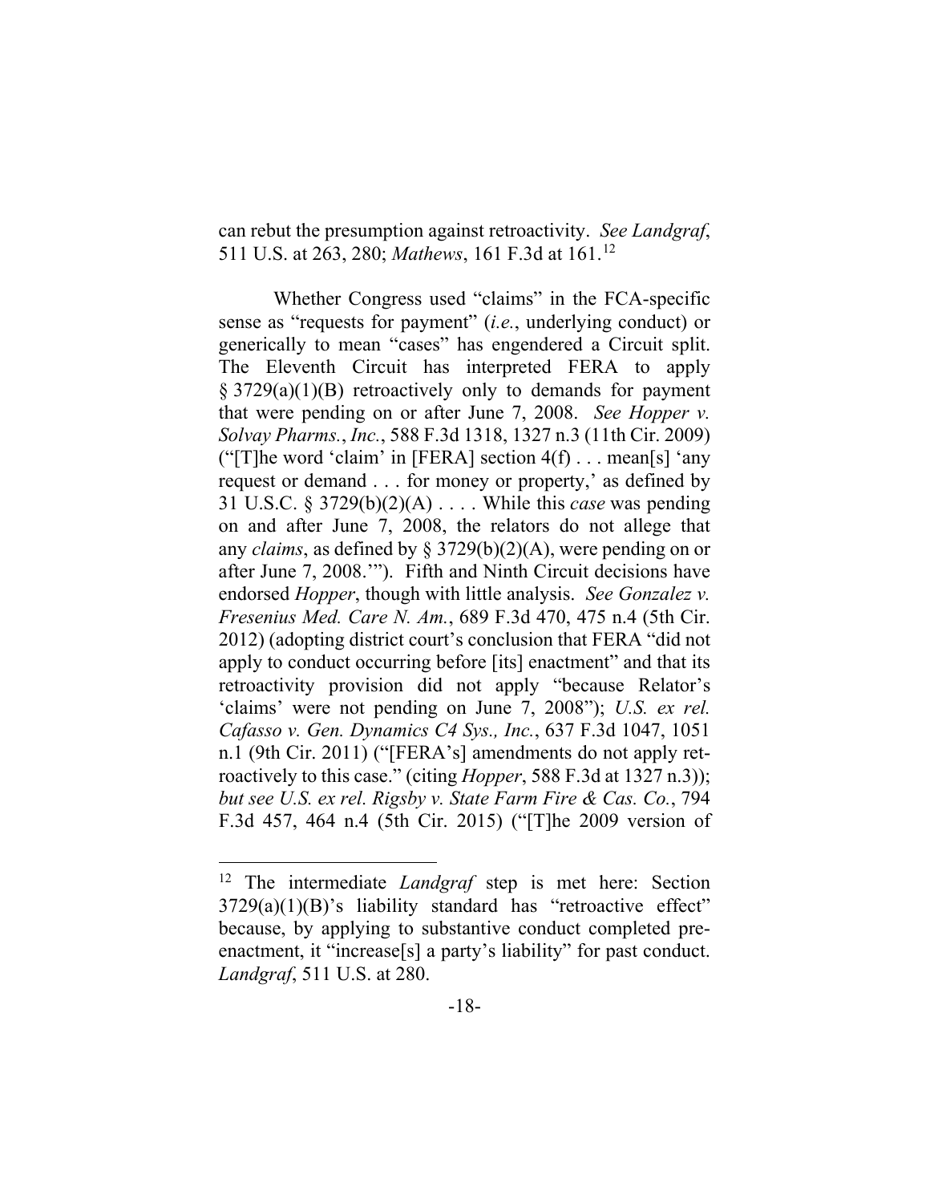can rebut the presumption against retroactivity. *See Landgraf*, 511 U.S. at 263, 280; *Mathews*, 161 F.3d at 161.[12]

Whether Congress used "claims" in the FCA-specific sense as "requests for payment" (*i.e.*, underlying conduct) or generically to mean "cases" has engendered a Circuit split. The Eleventh Circuit has interpreted FERA to apply § 3729(a)(1)(B) retroactively only to demands for payment that were pending on or after June 7, 2008. *See Hopper v. Solvay Pharms.*, *Inc.*, 588 F.3d 1318, 1327 n.3 (11th Cir. 2009) ("[T]he word 'claim' in [FERA] section 4(f) . . . mean[s] 'any request or demand . . . for money or property,' as defined by 31 U.S.C. § 3729(b)(2)(A) . . . . While this *case* was pending on and after June 7, 2008, the relators do not allege that any *claims*, as defined by § 3729(b)(2)(A), were pending on or after June 7, 2008.'"). Fifth and Ninth Circuit decisions have endorsed *Hopper*, though with little analysis. *See Gonzalez v. Fresenius Med. Care N. Am.*, 689 F.3d 470, 475 n.4 (5th Cir. 2012) (adopting district court's conclusion that FERA "did not apply to conduct occurring before [its] enactment" and that its retroactivity provision did not apply "because Relator's 'claims' were not pending on June 7, 2008"); *U.S. ex rel. Cafasso v. Gen. Dynamics C4 Sys., Inc.*, 637 F.3d 1047, 1051 n.1 (9th Cir. 2011) ("[FERA's] amendments do not apply retroactively to this case." (citing *Hopper*, 588 F.3d at 1327 n.3)); *but see U.S. ex rel. Rigsby v. State Farm Fire & Cas. Co.*, 794 F.3d 457, 464 n.4 (5th Cir. 2015) ("[T]he 2009 version of

---

[12] The intermediate *Landgraf* step is met here: Section 3729(a)(1)(B)'s liability standard has "retroactive effect" because, by applying to substantive conduct completed pre-enactment, it "increase[s] a party's liability" for past conduct. *Landgraf*, 511 U.S. at 280.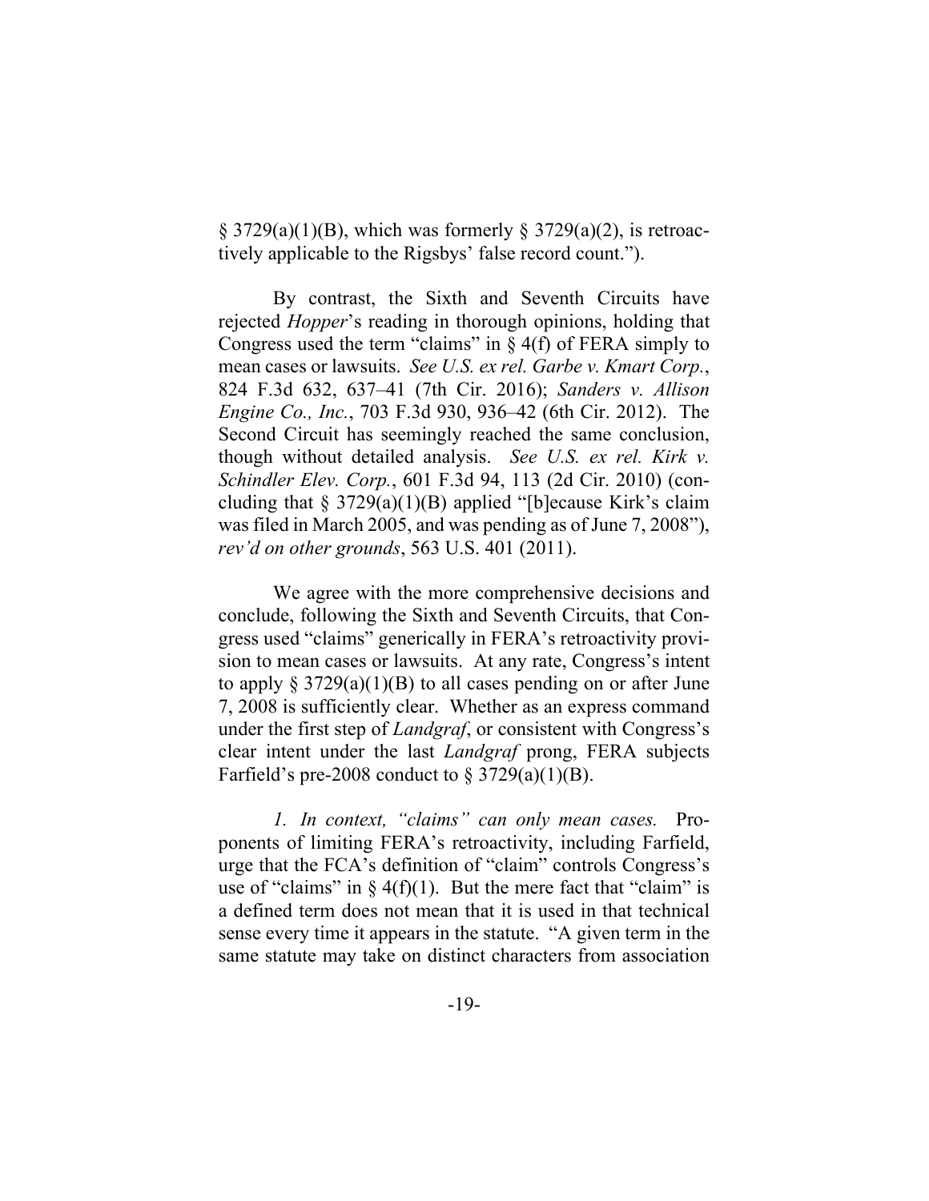§ 3729(a)(1)(B), which was formerly § 3729(a)(2), is retroactively applicable to the Rigsbys' false record count.").

By contrast, the Sixth and Seventh Circuits have rejected *Hopper*'s reading in thorough opinions, holding that Congress used the term "claims" in § 4(f) of FERA simply to mean cases or lawsuits. *See U.S. ex rel. Garbe v. Kmart Corp.*, 824 F.3d 632, 637–41 (7th Cir. 2016); *Sanders v. Allison Engine Co., Inc.*, 703 F.3d 930, 936–42 (6th Cir. 2012). The Second Circuit has seemingly reached the same conclusion, though without detailed analysis. *See U.S. ex rel. Kirk v. Schindler Elev. Corp.*, 601 F.3d 94, 113 (2d Cir. 2010) (concluding that § 3729(a)(1)(B) applied "[b]ecause Kirk's claim was filed in March 2005, and was pending as of June 7, 2008"), *rev'd on other grounds*, 563 U.S. 401 (2011).

We agree with the more comprehensive decisions and conclude, following the Sixth and Seventh Circuits, that Congress used "claims" generically in FERA's retroactivity provision to mean cases or lawsuits. At any rate, Congress's intent to apply § 3729(a)(1)(B) to all cases pending on or after June 7, 2008 is sufficiently clear. Whether as an express command under the first step of *Landgraf*, or consistent with Congress's clear intent under the last *Landgraf* prong, FERA subjects Farfield's pre-2008 conduct to § 3729(a)(1)(B).

*1. In context, "claims" can only mean cases.* Proponents of limiting FERA's retroactivity, including Farfield, urge that the FCA's definition of "claim" controls Congress's use of "claims" in § 4(f)(1). But the mere fact that "claim" is a defined term does not mean that it is used in that technical sense every time it appears in the statute. "A given term in the same statute may take on distinct characters from association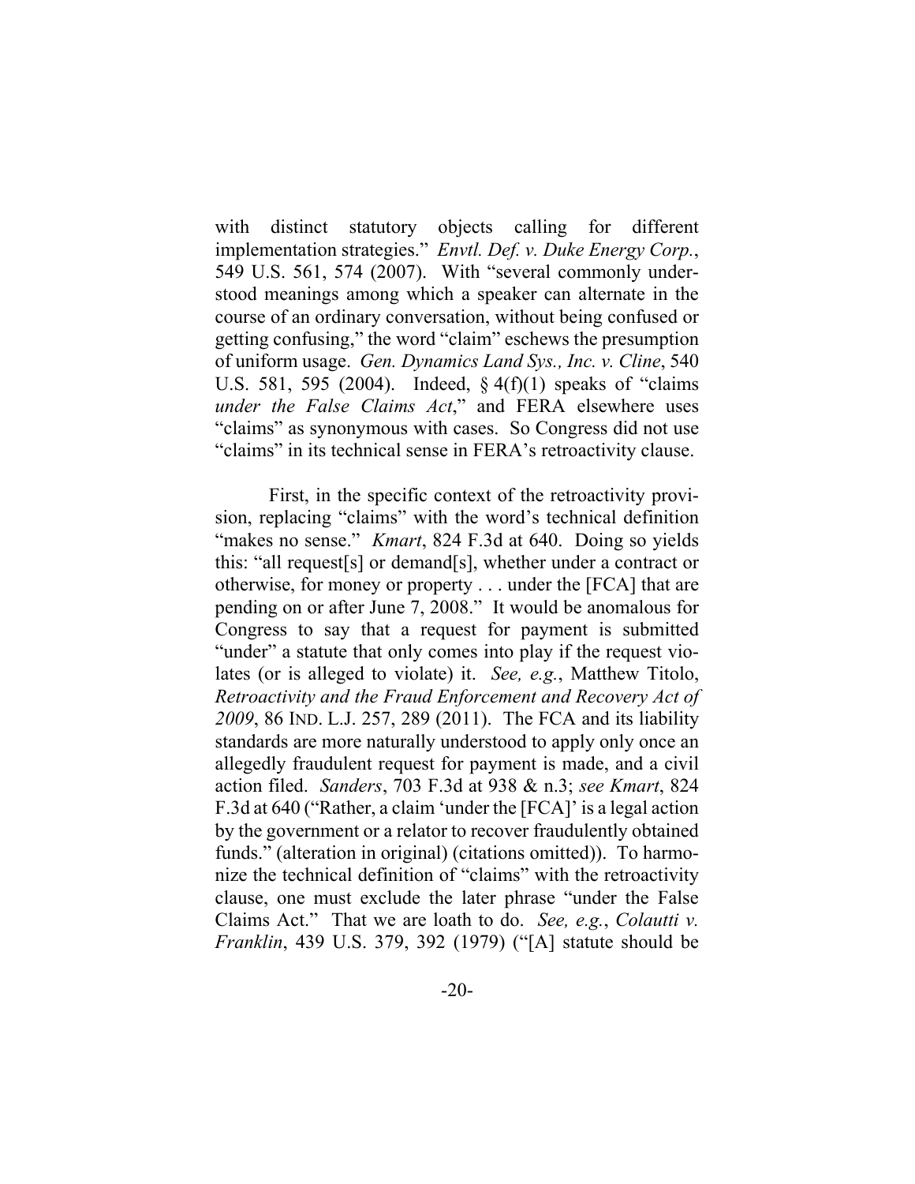with distinct statutory objects calling for different implementation strategies." *Envtl. Def. v. Duke Energy Corp.*, 549 U.S. 561, 574 (2007). With "several commonly understood meanings among which a speaker can alternate in the course of an ordinary conversation, without being confused or getting confusing," the word "claim" eschews the presumption of uniform usage. *Gen. Dynamics Land Sys., Inc. v. Cline*, 540 U.S. 581, 595 (2004). Indeed, § 4(f)(1) speaks of "claims *under the False Claims Act*," and FERA elsewhere uses "claims" as synonymous with cases. So Congress did not use "claims" in its technical sense in FERA's retroactivity clause.

First, in the specific context of the retroactivity provision, replacing "claims" with the word's technical definition "makes no sense." *Kmart*, 824 F.3d at 640. Doing so yields this: "all request[s] or demand[s], whether under a contract or otherwise, for money or property . . . under the [FCA] that are pending on or after June 7, 2008." It would be anomalous for Congress to say that a request for payment is submitted "under" a statute that only comes into play if the request violates (or is alleged to violate) it. *See, e.g.*, Matthew Titolo, *Retroactivity and the Fraud Enforcement and Recovery Act of 2009*, 86 IND. L.J. 257, 289 (2011). The FCA and its liability standards are more naturally understood to apply only once an allegedly fraudulent request for payment is made, and a civil action filed. *Sanders*, 703 F.3d at 938 & n.3; *see Kmart*, 824 F.3d at 640 ("Rather, a claim 'under the [FCA]' is a legal action by the government or a relator to recover fraudulently obtained funds." (alteration in original) (citations omitted)). To harmonize the technical definition of "claims" with the retroactivity clause, one must exclude the later phrase "under the False Claims Act." That we are loath to do. *See, e.g.*, *Colautti v. Franklin*, 439 U.S. 379, 392 (1979) ("[A] statute should be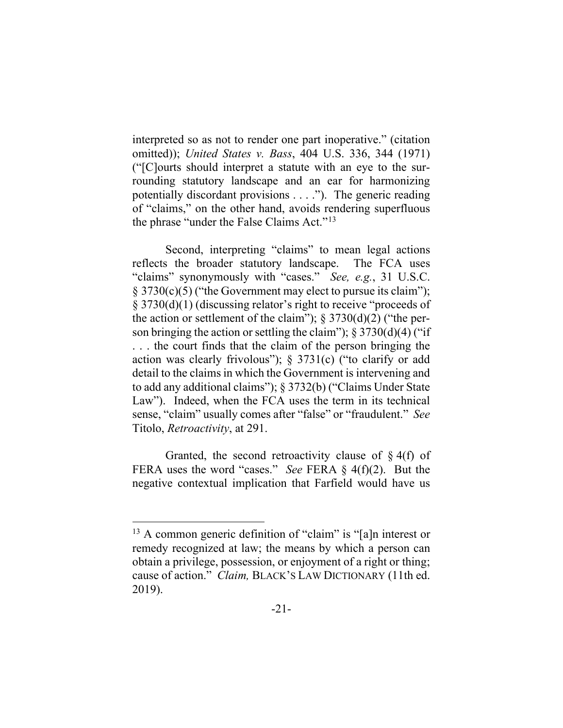interpreted so as not to render one part inoperative." (citation omitted)); *United States v. Bass*, 404 U.S. 336, 344 (1971) ("[C]ourts should interpret a statute with an eye to the surrounding statutory landscape and an ear for harmonizing potentially discordant provisions . . . ."). The generic reading of "claims," on the other hand, avoids rendering superfluous the phrase "under the False Claims Act."[13]

Second, interpreting "claims" to mean legal actions reflects the broader statutory landscape. The FCA uses "claims" synonymously with "cases." *See, e.g.*, 31 U.S.C. § 3730(c)(5) ("the Government may elect to pursue its claim"); § 3730(d)(1) (discussing relator's right to receive "proceeds of the action or settlement of the claim"); § 3730(d)(2) ("the person bringing the action or settling the claim"); § 3730(d)(4) ("if . . . the court finds that the claim of the person bringing the action was clearly frivolous"); § 3731(c) ("to clarify or add detail to the claims in which the Government is intervening and to add any additional claims"); § 3732(b) ("Claims Under State Law"). Indeed, when the FCA uses the term in its technical sense, "claim" usually comes after "false" or "fraudulent." *See* Titolo, *Retroactivity*, at 291.

Granted, the second retroactivity clause of § 4(f) of FERA uses the word "cases." *See* FERA § 4(f)(2). But the negative contextual implication that Farfield would have us

---

[13] A common generic definition of "claim" is "[a]n interest or remedy recognized at law; the means by which a person can obtain a privilege, possession, or enjoyment of a right or thing; cause of action." *Claim,* BLACK'S LAW DICTIONARY (11th ed. 2019).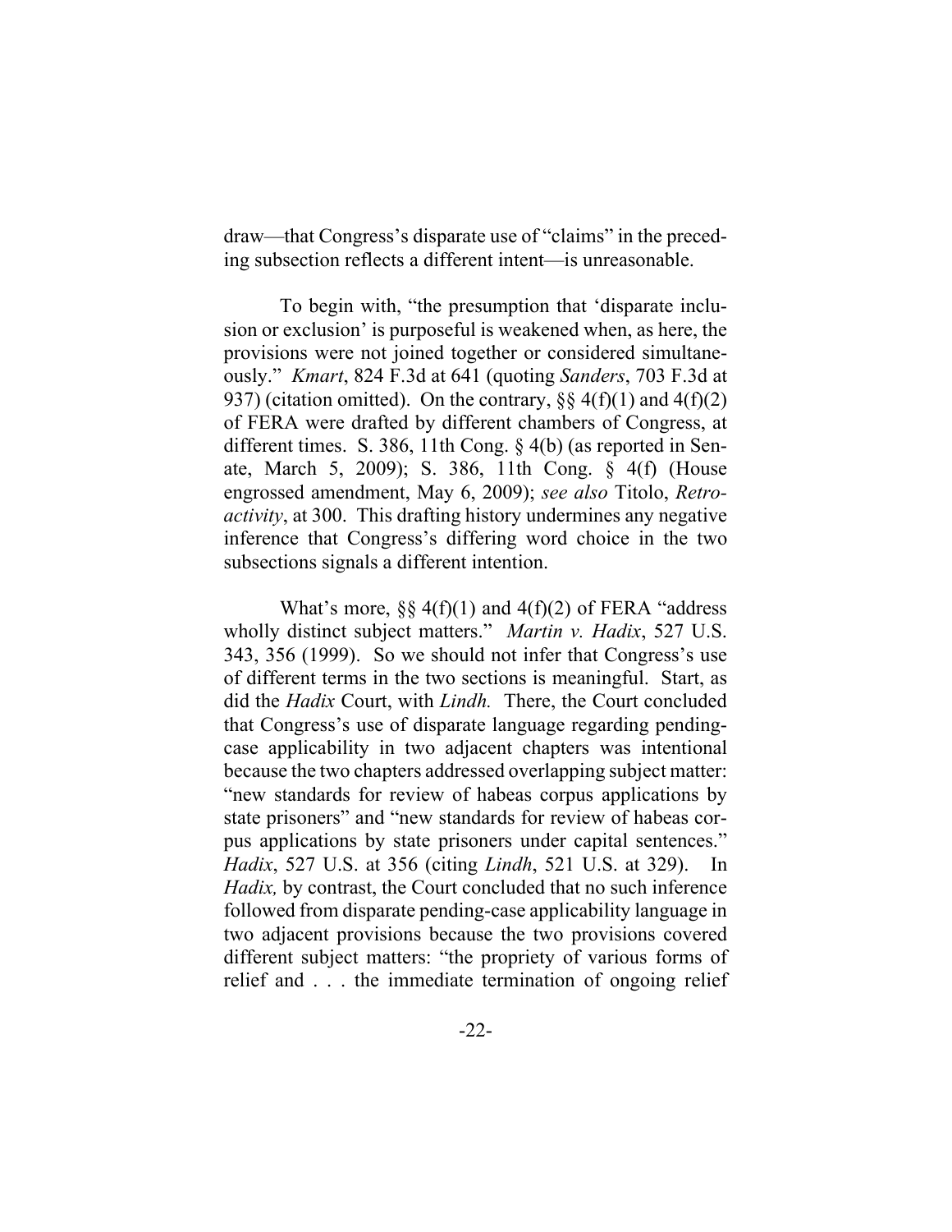draw—that Congress's disparate use of "claims" in the preceding subsection reflects a different intent—is unreasonable.

To begin with, "the presumption that 'disparate inclusion or exclusion' is purposeful is weakened when, as here, the provisions were not joined together or considered simultaneously." *Kmart*, 824 F.3d at 641 (quoting *Sanders*, 703 F.3d at 937) (citation omitted). On the contrary, §§ 4(f)(1) and 4(f)(2) of FERA were drafted by different chambers of Congress, at different times. S. 386, 11th Cong. § 4(b) (as reported in Senate, March 5, 2009); S. 386, 11th Cong. § 4(f) (House engrossed amendment, May 6, 2009); *see also* Titolo, *Retroactivity*, at 300. This drafting history undermines any negative inference that Congress's differing word choice in the two subsections signals a different intention.

What's more, §§ 4(f)(1) and 4(f)(2) of FERA "address wholly distinct subject matters." *Martin v. Hadix*, 527 U.S. 343, 356 (1999). So we should not infer that Congress's use of different terms in the two sections is meaningful. Start, as did the *Hadix* Court, with *Lindh.* There, the Court concluded that Congress's use of disparate language regarding pending-case applicability in two adjacent chapters was intentional because the two chapters addressed overlapping subject matter: "new standards for review of habeas corpus applications by state prisoners" and "new standards for review of habeas corpus applications by state prisoners under capital sentences." *Hadix*, 527 U.S. at 356 (citing *Lindh*, 521 U.S. at 329). In *Hadix,* by contrast, the Court concluded that no such inference followed from disparate pending-case applicability language in two adjacent provisions because the two provisions covered different subject matters: "the propriety of various forms of relief and . . . the immediate termination of ongoing relief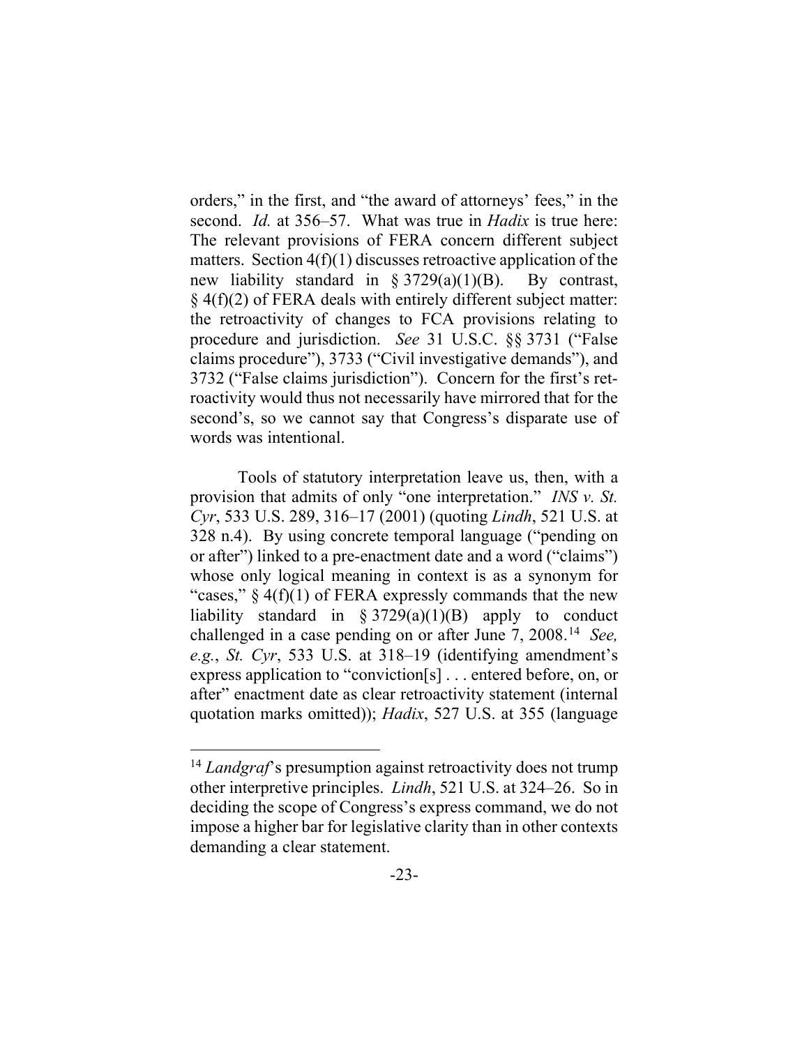orders," in the first, and "the award of attorneys' fees," in the second. *Id.* at 356–57. What was true in *Hadix* is true here: The relevant provisions of FERA concern different subject matters. Section 4(f)(1) discusses retroactive application of the new liability standard in § 3729(a)(1)(B). By contrast, § 4(f)(2) of FERA deals with entirely different subject matter: the retroactivity of changes to FCA provisions relating to procedure and jurisdiction. *See* 31 U.S.C. §§ 3731 ("False claims procedure"), 3733 ("Civil investigative demands"), and 3732 ("False claims jurisdiction"). Concern for the first's retroactivity would thus not necessarily have mirrored that for the second's, so we cannot say that Congress's disparate use of words was intentional.

Tools of statutory interpretation leave us, then, with a provision that admits of only "one interpretation." *INS v. St. Cyr*, 533 U.S. 289, 316–17 (2001) (quoting *Lindh*, 521 U.S. at 328 n.4). By using concrete temporal language ("pending on or after") linked to a pre-enactment date and a word ("claims") whose only logical meaning in context is as a synonym for "cases," § 4(f)(1) of FERA expressly commands that the new liability standard in § 3729(a)(1)(B) apply to conduct challenged in a case pending on or after June 7, 2008.[14] *See, e.g.*, *St. Cyr*, 533 U.S. at 318–19 (identifying amendment's express application to "conviction[s] . . . entered before, on, or after" enactment date as clear retroactivity statement (internal quotation marks omitted)); *Hadix*, 527 U.S. at 355 (language

---

[14] *Landgraf*'s presumption against retroactivity does not trump other interpretive principles. *Lindh*, 521 U.S. at 324–26. So in deciding the scope of Congress's express command, we do not impose a higher bar for legislative clarity than in other contexts demanding a clear statement.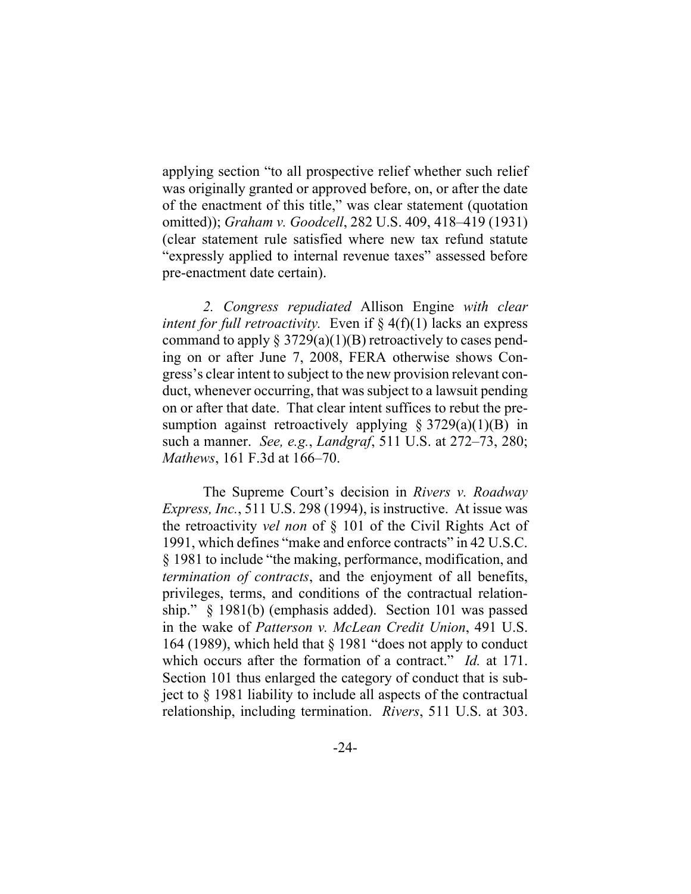applying section "to all prospective relief whether such relief was originally granted or approved before, on, or after the date of the enactment of this title," was clear statement (quotation omitted)); *Graham v. Goodcell*, 282 U.S. 409, 418–419 (1931) (clear statement rule satisfied where new tax refund statute "expressly applied to internal revenue taxes" assessed before pre-enactment date certain).

*2. Congress repudiated* Allison Engine *with clear intent for full retroactivity.* Even if § 4(f)(1) lacks an express command to apply § 3729(a)(1)(B) retroactively to cases pending on or after June 7, 2008, FERA otherwise shows Congress's clear intent to subject to the new provision relevant conduct, whenever occurring, that was subject to a lawsuit pending on or after that date. That clear intent suffices to rebut the presumption against retroactively applying § 3729(a)(1)(B) in such a manner. *See, e.g.*, *Landgraf*, 511 U.S. at 272–73, 280; *Mathews*, 161 F.3d at 166–70.

The Supreme Court's decision in *Rivers v. Roadway Express, Inc.*, 511 U.S. 298 (1994), is instructive. At issue was the retroactivity *vel non* of § 101 of the Civil Rights Act of 1991, which defines "make and enforce contracts" in 42 U.S.C. § 1981 to include "the making, performance, modification, and *termination of contracts*, and the enjoyment of all benefits, privileges, terms, and conditions of the contractual relationship." § 1981(b) (emphasis added). Section 101 was passed in the wake of *Patterson v. McLean Credit Union*, 491 U.S. 164 (1989), which held that § 1981 "does not apply to conduct which occurs after the formation of a contract." *Id.* at 171. Section 101 thus enlarged the category of conduct that is subject to § 1981 liability to include all aspects of the contractual relationship, including termination. *Rivers*, 511 U.S. at 303.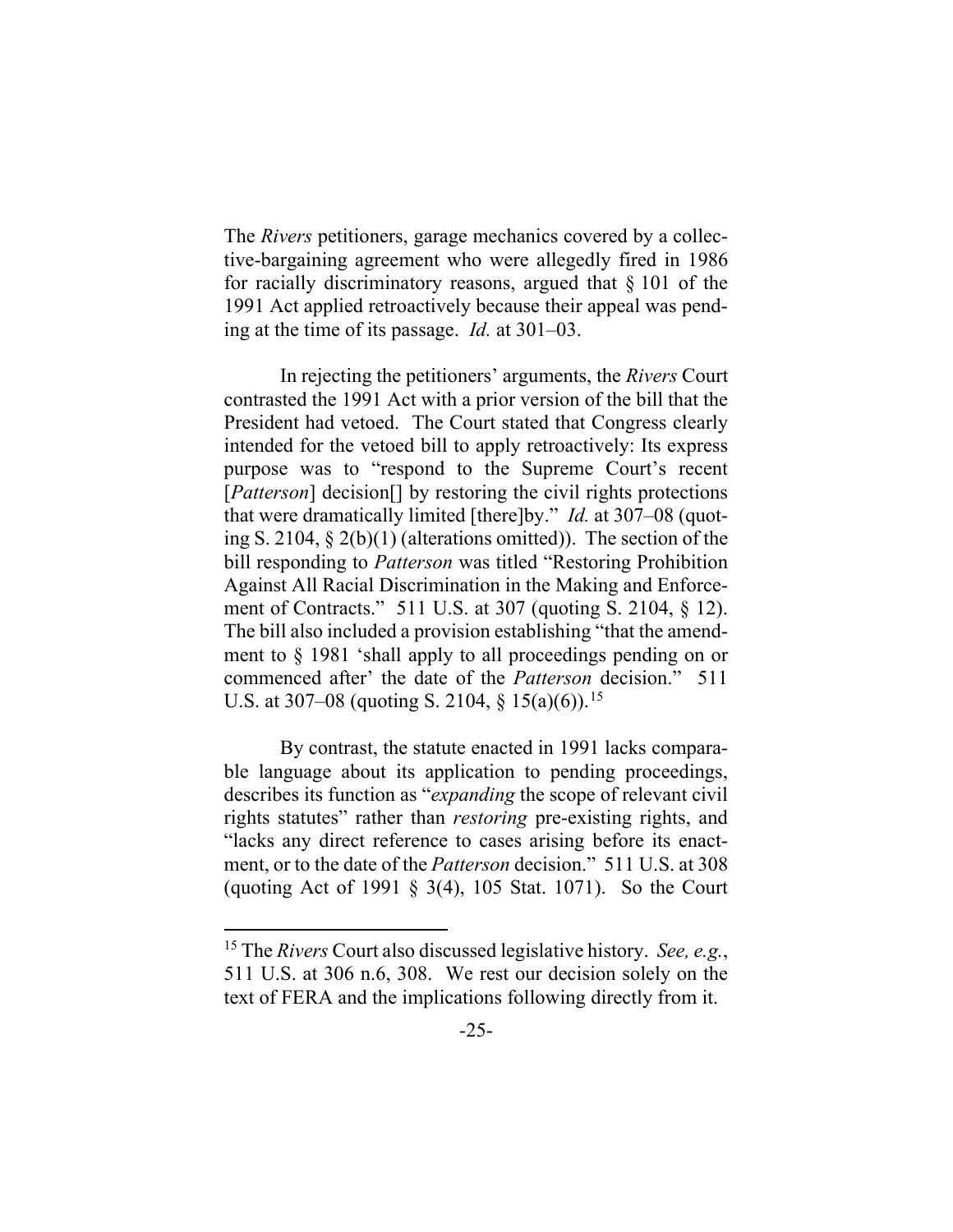The *Rivers* petitioners, garage mechanics covered by a collective-bargaining agreement who were allegedly fired in 1986 for racially discriminatory reasons, argued that § 101 of the 1991 Act applied retroactively because their appeal was pending at the time of its passage. *Id.* at 301–03.

In rejecting the petitioners' arguments, the *Rivers* Court contrasted the 1991 Act with a prior version of the bill that the President had vetoed. The Court stated that Congress clearly intended for the vetoed bill to apply retroactively: Its express purpose was to "respond to the Supreme Court's recent [*Patterson*] decision[] by restoring the civil rights protections that were dramatically limited [there]by." *Id.* at 307–08 (quoting S. 2104, § 2(b)(1) (alterations omitted)). The section of the bill responding to *Patterson* was titled "Restoring Prohibition Against All Racial Discrimination in the Making and Enforcement of Contracts." 511 U.S. at 307 (quoting S. 2104, § 12). The bill also included a provision establishing "that the amendment to § 1981 'shall apply to all proceedings pending on or commenced after' the date of the *Patterson* decision." 511 U.S. at 307–08 (quoting S. 2104, § 15(a)(6)).[15]

By contrast, the statute enacted in 1991 lacks comparable language about its application to pending proceedings, describes its function as "*expanding* the scope of relevant civil rights statutes" rather than *restoring* pre-existing rights, and "lacks any direct reference to cases arising before its enactment, or to the date of the *Patterson* decision." 511 U.S. at 308 (quoting Act of 1991 § 3(4), 105 Stat. 1071). So the Court

[15] The *Rivers* Court also discussed legislative history. *See, e.g.*, 511 U.S. at 306 n.6, 308. We rest our decision solely on the text of FERA and the implications following directly from it.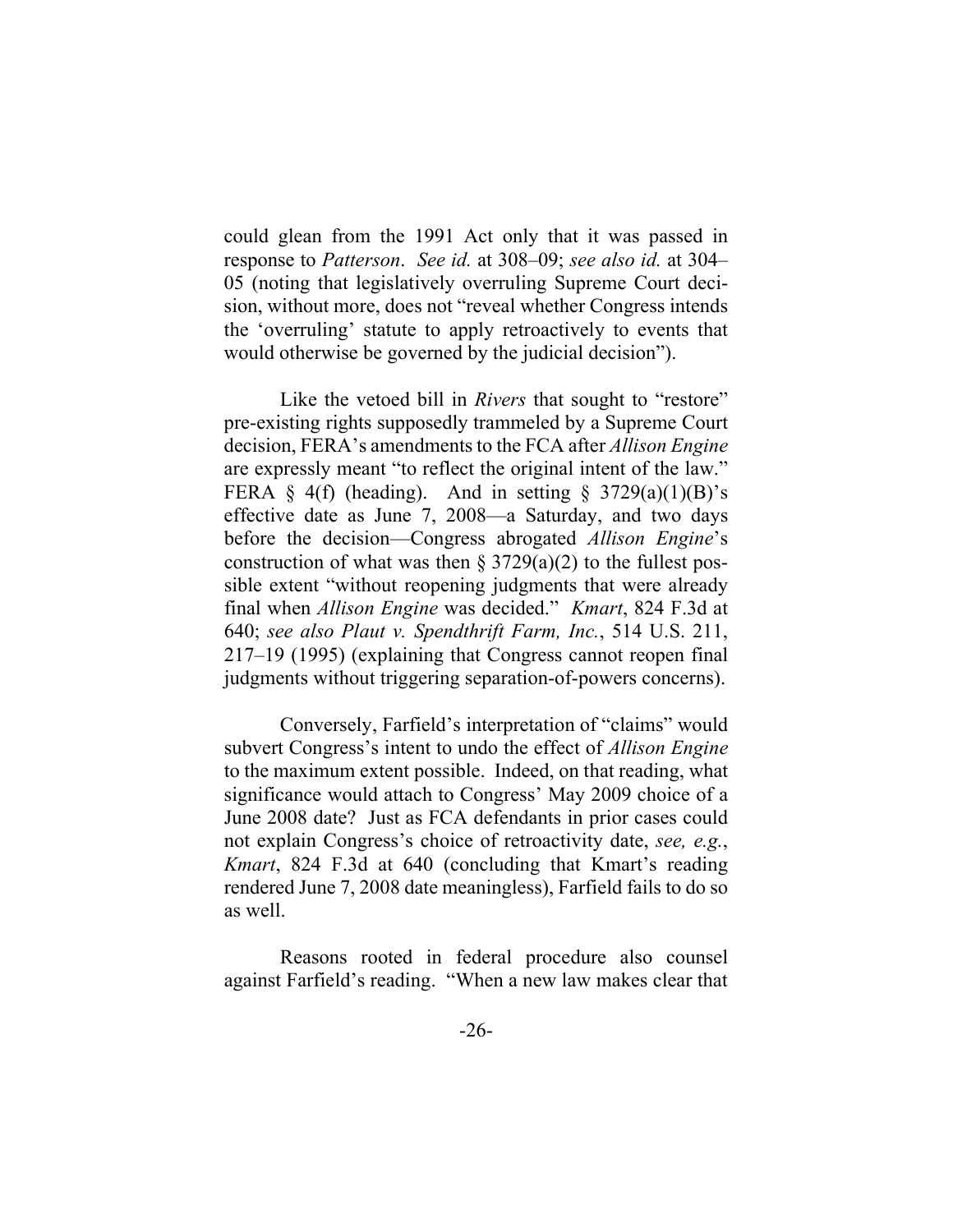could glean from the 1991 Act only that it was passed in response to *Patterson*. *See id.* at 308–09; *see also id.* at 304–05 (noting that legislatively overruling Supreme Court decision, without more, does not "reveal whether Congress intends the 'overruling' statute to apply retroactively to events that would otherwise be governed by the judicial decision").

Like the vetoed bill in *Rivers* that sought to "restore" pre-existing rights supposedly trammeled by a Supreme Court decision, FERA's amendments to the FCA after *Allison Engine* are expressly meant "to reflect the original intent of the law." FERA § 4(f) (heading). And in setting § 3729(a)(1)(B)'s effective date as June 7, 2008—a Saturday, and two days before the decision—Congress abrogated *Allison Engine*'s construction of what was then § 3729(a)(2) to the fullest possible extent "without reopening judgments that were already final when *Allison Engine* was decided." *Kmart*, 824 F.3d at 640; *see also Plaut v. Spendthrift Farm, Inc.*, 514 U.S. 211, 217–19 (1995) (explaining that Congress cannot reopen final judgments without triggering separation-of-powers concerns).

Conversely, Farfield's interpretation of "claims" would subvert Congress's intent to undo the effect of *Allison Engine* to the maximum extent possible. Indeed, on that reading, what significance would attach to Congress' May 2009 choice of a June 2008 date? Just as FCA defendants in prior cases could not explain Congress's choice of retroactivity date, *see, e.g.*, *Kmart*, 824 F.3d at 640 (concluding that Kmart's reading rendered June 7, 2008 date meaningless), Farfield fails to do so as well.

Reasons rooted in federal procedure also counsel against Farfield's reading. "When a new law makes clear that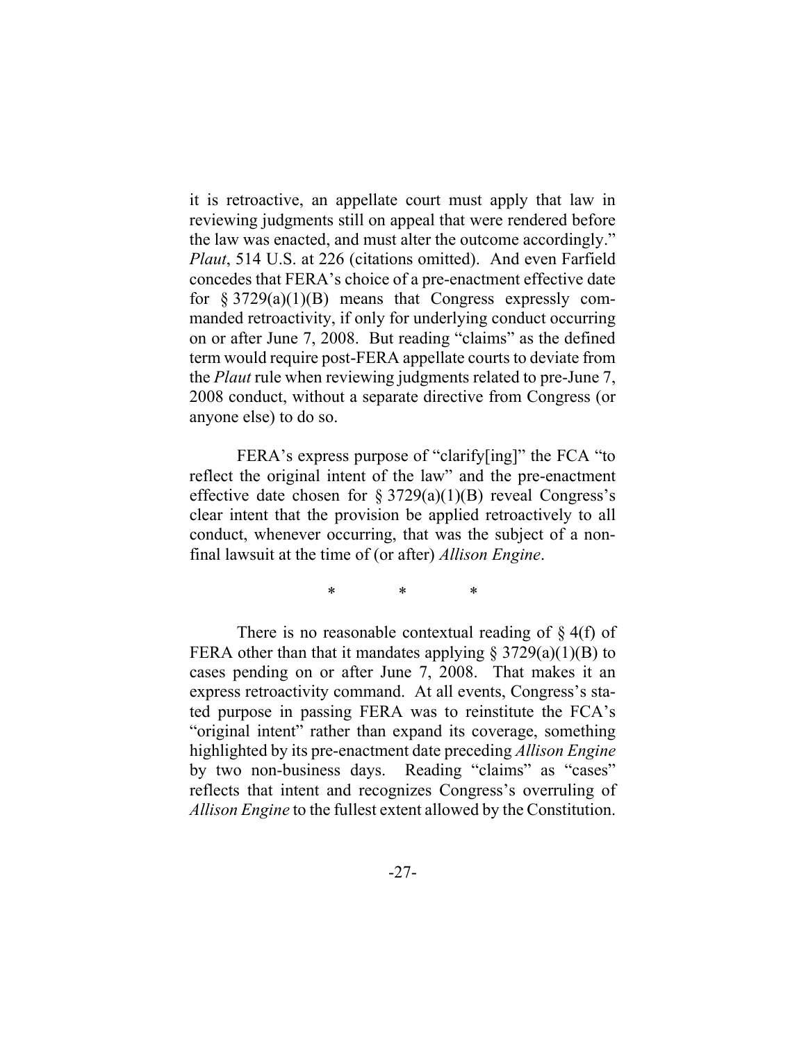it is retroactive, an appellate court must apply that law in reviewing judgments still on appeal that were rendered before the law was enacted, and must alter the outcome accordingly." *Plaut*, 514 U.S. at 226 (citations omitted). And even Farfield concedes that FERA's choice of a pre-enactment effective date for § 3729(a)(1)(B) means that Congress expressly commanded retroactivity, if only for underlying conduct occurring on or after June 7, 2008. But reading "claims" as the defined term would require post-FERA appellate courts to deviate from the *Plaut* rule when reviewing judgments related to pre-June 7, 2008 conduct, without a separate directive from Congress (or anyone else) to do so.

FERA's express purpose of "clarify[ing]" the FCA "to reflect the original intent of the law" and the pre-enactment effective date chosen for § 3729(a)(1)(B) reveal Congress's clear intent that the provision be applied retroactively to all conduct, whenever occurring, that was the subject of a non-final lawsuit at the time of (or after) *Allison Engine*.

\* \* \*

There is no reasonable contextual reading of § 4(f) of FERA other than that it mandates applying § 3729(a)(1)(B) to cases pending on or after June 7, 2008. That makes it an express retroactivity command. At all events, Congress's stated purpose in passing FERA was to reinstitute the FCA's "original intent" rather than expand its coverage, something highlighted by its pre-enactment date preceding *Allison Engine* by two non-business days. Reading "claims" as "cases" reflects that intent and recognizes Congress's overruling of *Allison Engine* to the fullest extent allowed by the Constitution.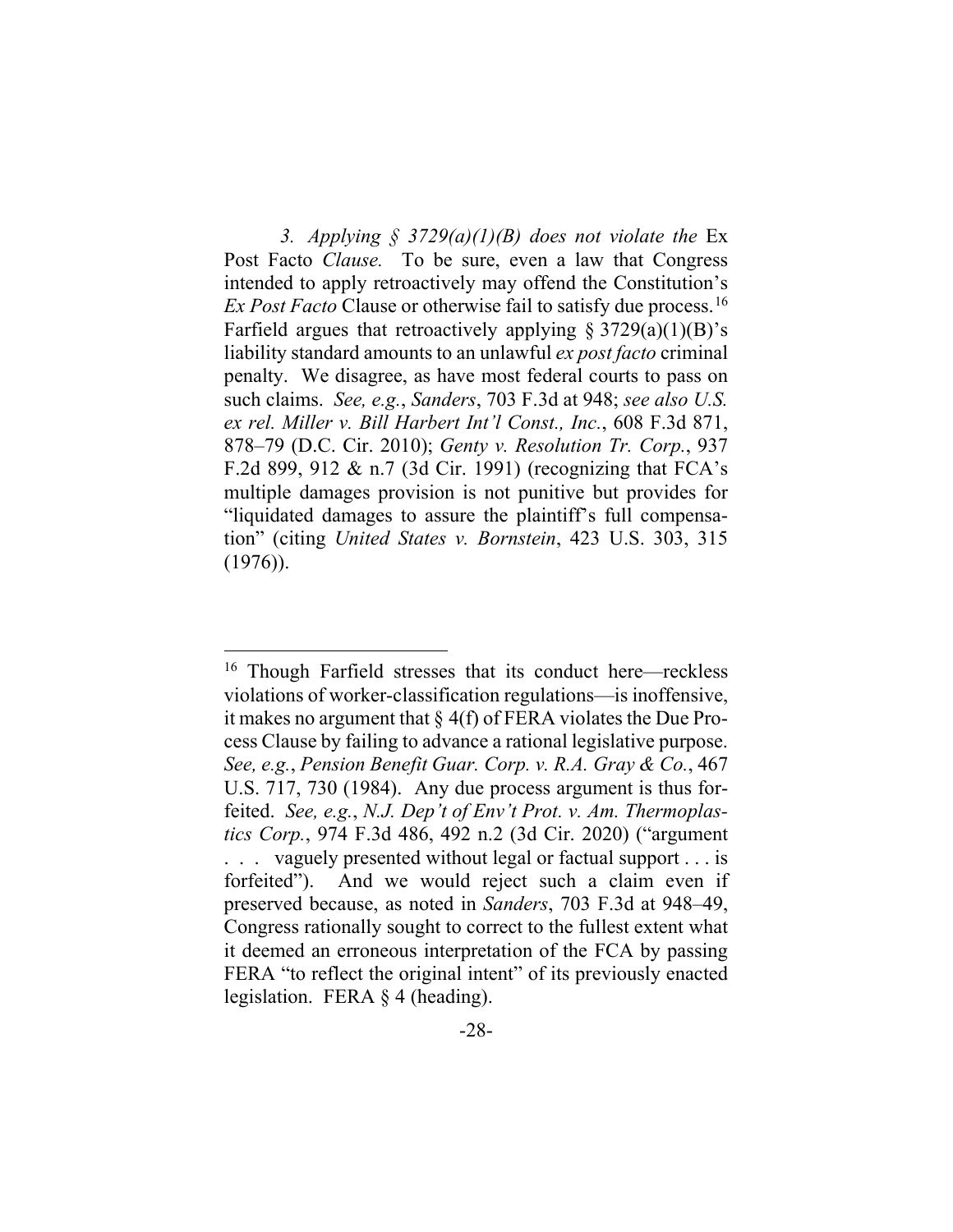*3. Applying § 3729(a)(1)(B) does not violate the* Ex Post Facto *Clause.* To be sure, even a law that Congress intended to apply retroactively may offend the Constitution's *Ex Post Facto* Clause or otherwise fail to satisfy due process.[16] Farfield argues that retroactively applying § 3729(a)(1)(B)'s liability standard amounts to an unlawful *ex post facto* criminal penalty. We disagree, as have most federal courts to pass on such claims. *See, e.g.*, *Sanders*, 703 F.3d at 948; *see also U.S. ex rel. Miller v. Bill Harbert Int'l Const., Inc.*, 608 F.3d 871, 878–79 (D.C. Cir. 2010); *Genty v. Resolution Tr. Corp.*, 937 F.2d 899, 912 & n.7 (3d Cir. 1991) (recognizing that FCA's multiple damages provision is not punitive but provides for "liquidated damages to assure the plaintiff's full compensation" (citing *United States v. Bornstein*, 423 U.S. 303, 315 (1976)).

---

[16] Though Farfield stresses that its conduct here—reckless violations of worker-classification regulations—is inoffensive, it makes no argument that § 4(f) of FERA violates the Due Process Clause by failing to advance a rational legislative purpose. *See, e.g.*, *Pension Benefit Guar. Corp. v. R.A. Gray & Co.*, 467 U.S. 717, 730 (1984). Any due process argument is thus forfeited. *See, e.g.*, *N.J. Dep't of Env't Prot. v. Am. Thermoplastics Corp.*, 974 F.3d 486, 492 n.2 (3d Cir. 2020) ("argument . . . vaguely presented without legal or factual support . . . is forfeited"). And we would reject such a claim even if preserved because, as noted in *Sanders*, 703 F.3d at 948–49, Congress rationally sought to correct to the fullest extent what it deemed an erroneous interpretation of the FCA by passing FERA "to reflect the original intent" of its previously enacted legislation. FERA § 4 (heading).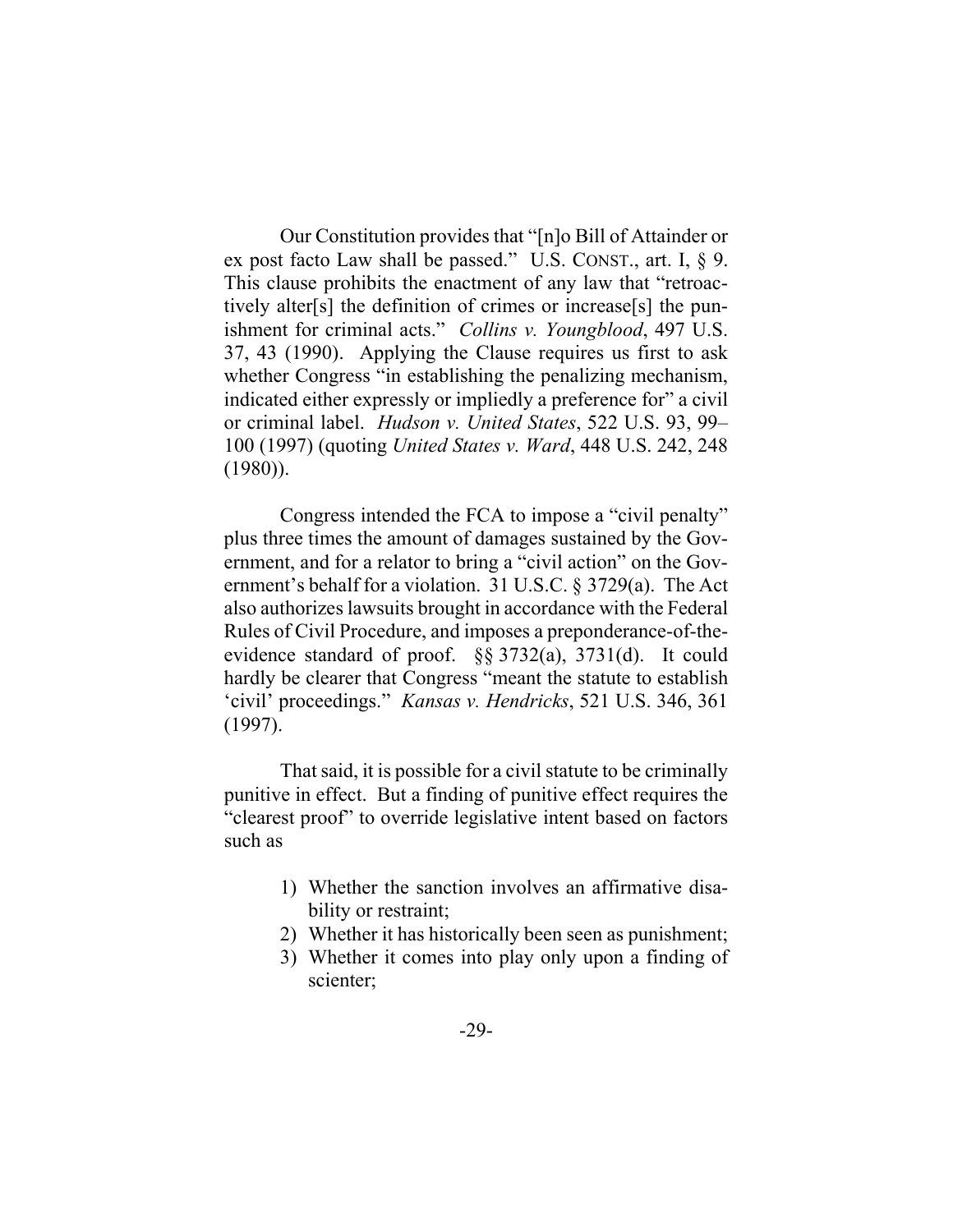Our Constitution provides that "[n]o Bill of Attainder or ex post facto Law shall be passed." U.S. CONST., art. I, § 9. This clause prohibits the enactment of any law that "retroactively alter[s] the definition of crimes or increase[s] the punishment for criminal acts." *Collins v. Youngblood*, 497 U.S. 37, 43 (1990). Applying the Clause requires us first to ask whether Congress "in establishing the penalizing mechanism, indicated either expressly or impliedly a preference for" a civil or criminal label. *Hudson v. United States*, 522 U.S. 93, 99–100 (1997) (quoting *United States v. Ward*, 448 U.S. 242, 248 (1980)).

Congress intended the FCA to impose a "civil penalty" plus three times the amount of damages sustained by the Government, and for a relator to bring a "civil action" on the Government's behalf for a violation. 31 U.S.C. § 3729(a). The Act also authorizes lawsuits brought in accordance with the Federal Rules of Civil Procedure, and imposes a preponderance-of-the-evidence standard of proof. §§ 3732(a), 3731(d). It could hardly be clearer that Congress "meant the statute to establish 'civil' proceedings." *Kansas v. Hendricks*, 521 U.S. 346, 361 (1997).

That said, it is possible for a civil statute to be criminally punitive in effect. But a finding of punitive effect requires the "clearest proof" to override legislative intent based on factors such as

1) Whether the sanction involves an affirmative disability or restraint;
2) Whether it has historically been seen as punishment;
3) Whether it comes into play only upon a finding of scienter;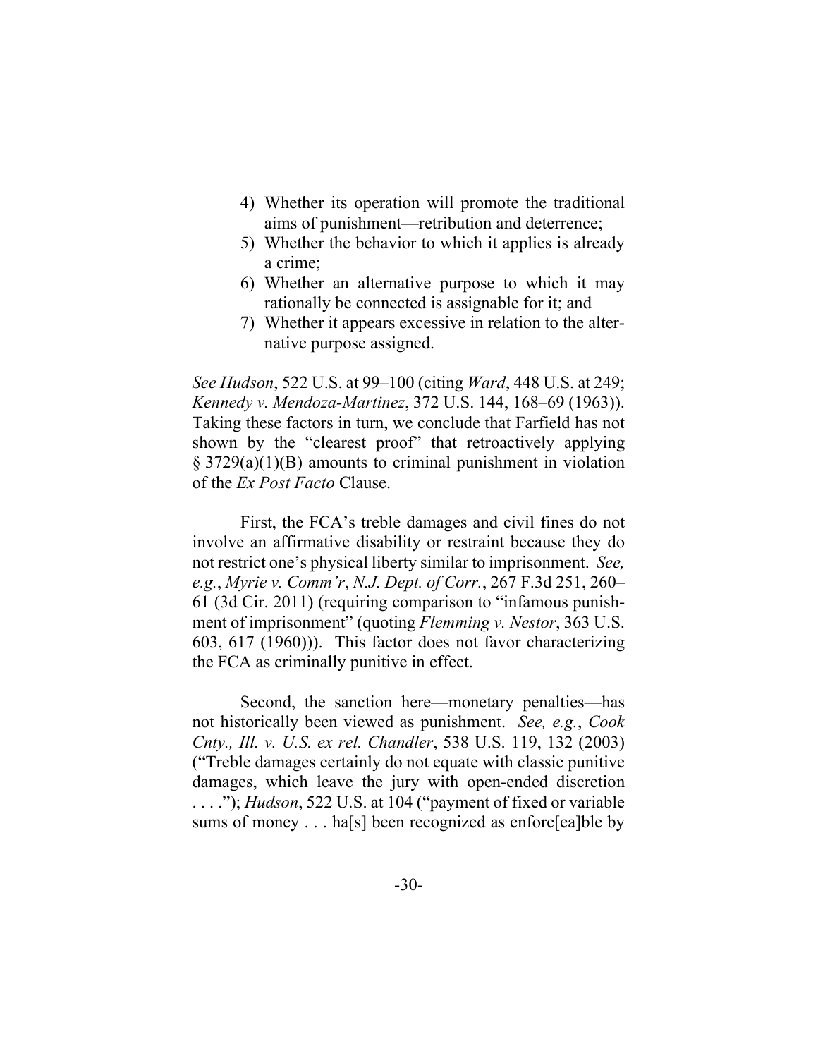4) Whether its operation will promote the traditional aims of punishment—retribution and deterrence;
5) Whether the behavior to which it applies is already a crime;
6) Whether an alternative purpose to which it may rationally be connected is assignable for it; and
7) Whether it appears excessive in relation to the alternative purpose assigned.

*See Hudson*, 522 U.S. at 99–100 (citing *Ward*, 448 U.S. at 249; *Kennedy v. Mendoza-Martinez*, 372 U.S. 144, 168–69 (1963)). Taking these factors in turn, we conclude that Farfield has not shown by the "clearest proof" that retroactively applying § 3729(a)(1)(B) amounts to criminal punishment in violation of the *Ex Post Facto* Clause.

First, the FCA's treble damages and civil fines do not involve an affirmative disability or restraint because they do not restrict one's physical liberty similar to imprisonment. *See, e.g.*, *Myrie v. Comm'r*, *N.J. Dept. of Corr.*, 267 F.3d 251, 260–61 (3d Cir. 2011) (requiring comparison to "infamous punishment of imprisonment" (quoting *Flemming v. Nestor*, 363 U.S. 603, 617 (1960))). This factor does not favor characterizing the FCA as criminally punitive in effect.

Second, the sanction here—monetary penalties—has not historically been viewed as punishment. *See, e.g.*, *Cook Cnty., Ill. v. U.S. ex rel. Chandler*, 538 U.S. 119, 132 (2003) ("Treble damages certainly do not equate with classic punitive damages, which leave the jury with open-ended discretion . . . ."); *Hudson*, 522 U.S. at 104 ("payment of fixed or variable sums of money . . . ha[s] been recognized as enforc[ea]ble by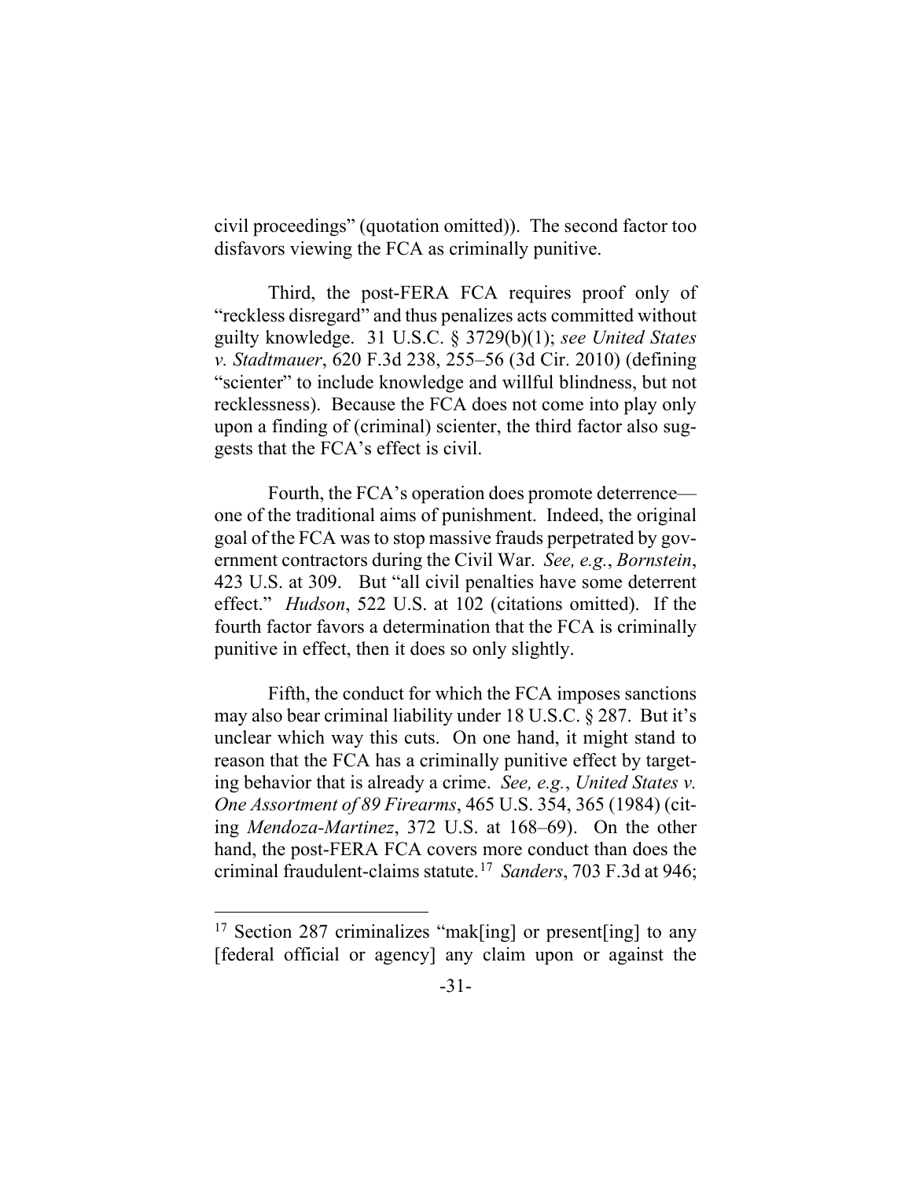civil proceedings" (quotation omitted)). The second factor too disfavors viewing the FCA as criminally punitive.

Third, the post-FERA FCA requires proof only of "reckless disregard" and thus penalizes acts committed without guilty knowledge. 31 U.S.C. § 3729(b)(1); *see United States v. Stadtmauer*, 620 F.3d 238, 255–56 (3d Cir. 2010) (defining "scienter" to include knowledge and willful blindness, but not recklessness). Because the FCA does not come into play only upon a finding of (criminal) scienter, the third factor also suggests that the FCA's effect is civil.

Fourth, the FCA's operation does promote deterrence—one of the traditional aims of punishment. Indeed, the original goal of the FCA was to stop massive frauds perpetrated by government contractors during the Civil War. *See, e.g.*, *Bornstein*, 423 U.S. at 309. But "all civil penalties have some deterrent effect." *Hudson*, 522 U.S. at 102 (citations omitted). If the fourth factor favors a determination that the FCA is criminally punitive in effect, then it does so only slightly.

Fifth, the conduct for which the FCA imposes sanctions may also bear criminal liability under 18 U.S.C. § 287. But it's unclear which way this cuts. On one hand, it might stand to reason that the FCA has a criminally punitive effect by targeting behavior that is already a crime. *See, e.g.*, *United States v. One Assortment of 89 Firearms*, 465 U.S. 354, 365 (1984) (citing *Mendoza-Martinez*, 372 U.S. at 168–69). On the other hand, the post-FERA FCA covers more conduct than does the criminal fraudulent-claims statute.[17] *Sanders*, 703 F.3d at 946;

[17] Section 287 criminalizes "mak[ing] or present[ing] to any [federal official or agency] any claim upon or against the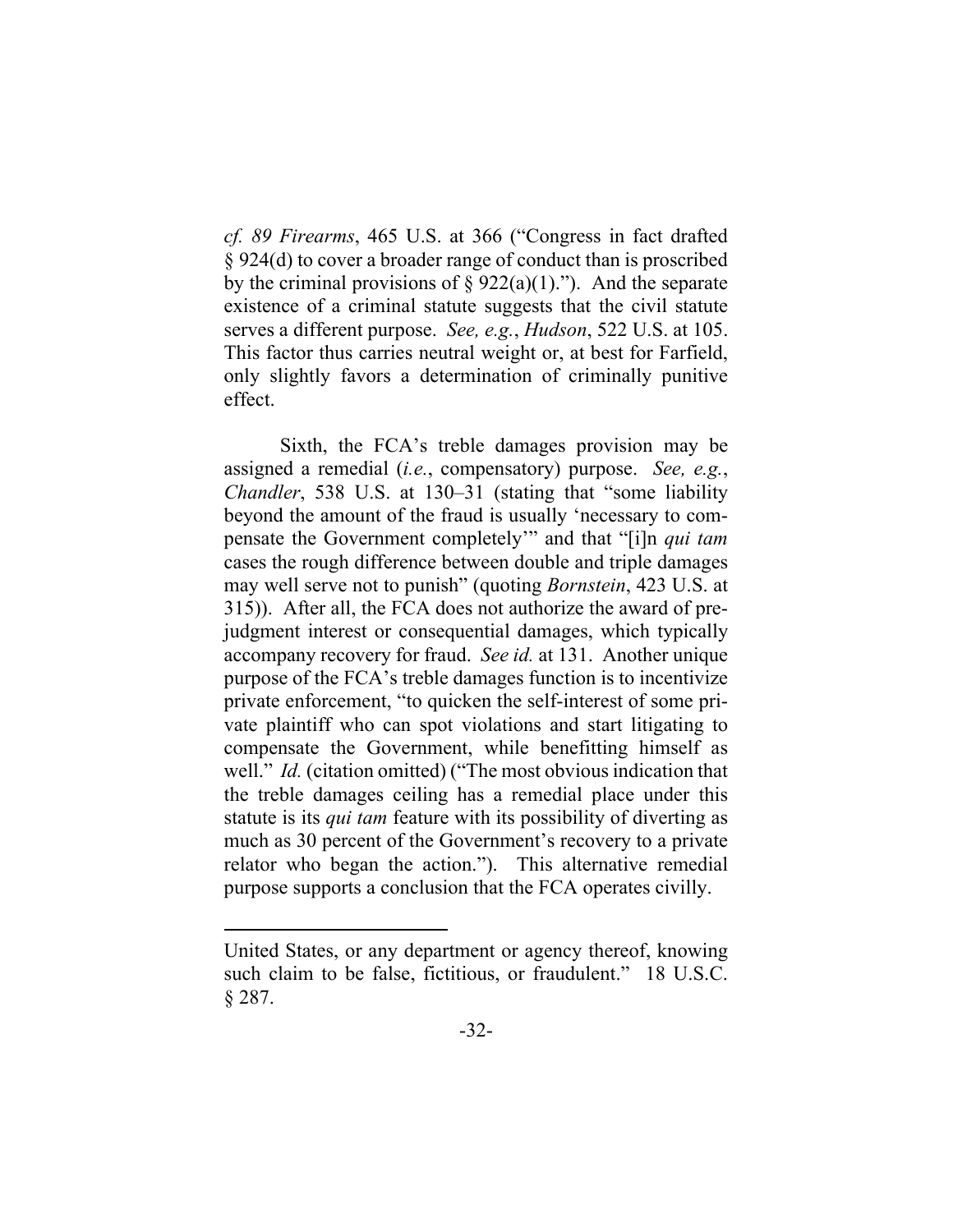*cf. 89 Firearms*, 465 U.S. at 366 ("Congress in fact drafted § 924(d) to cover a broader range of conduct than is proscribed by the criminal provisions of § 922(a)(1)."). And the separate existence of a criminal statute suggests that the civil statute serves a different purpose. *See, e.g.*, *Hudson*, 522 U.S. at 105. This factor thus carries neutral weight or, at best for Farfield, only slightly favors a determination of criminally punitive effect.

Sixth, the FCA's treble damages provision may be assigned a remedial (*i.e.*, compensatory) purpose. *See, e.g.*, *Chandler*, 538 U.S. at 130–31 (stating that "some liability beyond the amount of the fraud is usually 'necessary to compensate the Government completely'" and that "[i]n *qui tam* cases the rough difference between double and triple damages may well serve not to punish" (quoting *Bornstein*, 423 U.S. at 315)). After all, the FCA does not authorize the award of prejudgment interest or consequential damages, which typically accompany recovery for fraud. *See id.* at 131. Another unique purpose of the FCA's treble damages function is to incentivize private enforcement, "to quicken the self-interest of some private plaintiff who can spot violations and start litigating to compensate the Government, while benefitting himself as well." *Id.* (citation omitted) ("The most obvious indication that the treble damages ceiling has a remedial place under this statute is its *qui tam* feature with its possibility of diverting as much as 30 percent of the Government's recovery to a private relator who began the action."). This alternative remedial purpose supports a conclusion that the FCA operates civilly.

---

United States, or any department or agency thereof, knowing such claim to be false, fictitious, or fraudulent." 18 U.S.C. § 287.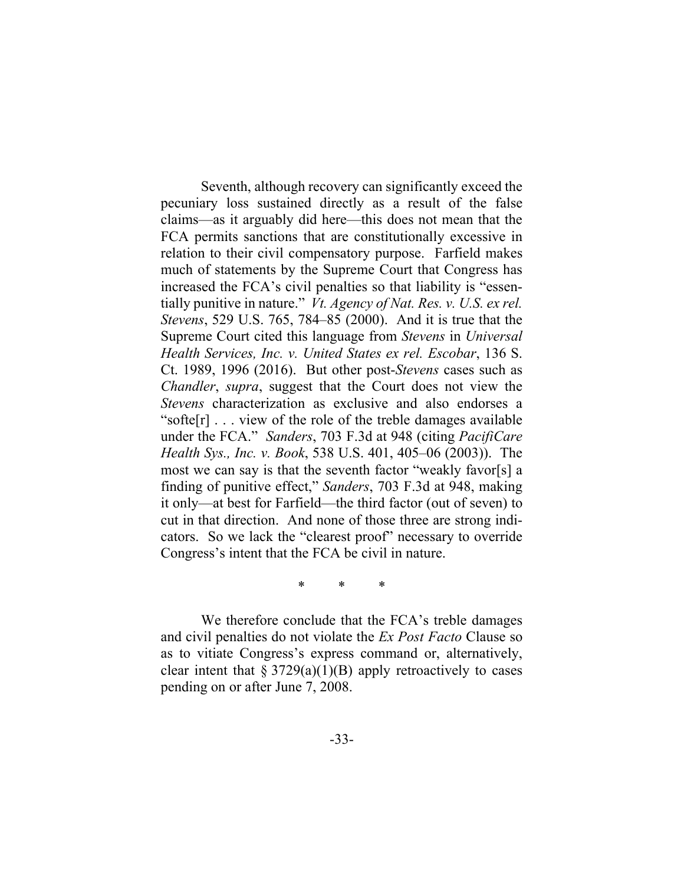Seventh, although recovery can significantly exceed the pecuniary loss sustained directly as a result of the false claims—as it arguably did here—this does not mean that the FCA permits sanctions that are constitutionally excessive in relation to their civil compensatory purpose. Farfield makes much of statements by the Supreme Court that Congress has increased the FCA's civil penalties so that liability is "essentially punitive in nature." *Vt. Agency of Nat. Res. v. U.S. ex rel. Stevens*, 529 U.S. 765, 784–85 (2000). And it is true that the Supreme Court cited this language from *Stevens* in *Universal Health Services, Inc. v. United States ex rel. Escobar*, 136 S. Ct. 1989, 1996 (2016). But other post-*Stevens* cases such as *Chandler*, *supra*, suggest that the Court does not view the *Stevens* characterization as exclusive and also endorses a "softe[r] . . . view of the role of the treble damages available under the FCA." *Sanders*, 703 F.3d at 948 (citing *PacifiCare Health Sys., Inc. v. Book*, 538 U.S. 401, 405–06 (2003)). The most we can say is that the seventh factor "weakly favor[s] a finding of punitive effect," *Sanders*, 703 F.3d at 948, making it only—at best for Farfield—the third factor (out of seven) to cut in that direction. And none of those three are strong indicators. So we lack the "clearest proof" necessary to override Congress's intent that the FCA be civil in nature.

\* \* \*

We therefore conclude that the FCA's treble damages and civil penalties do not violate the *Ex Post Facto* Clause so as to vitiate Congress's express command or, alternatively, clear intent that § 3729(a)(1)(B) apply retroactively to cases pending on or after June 7, 2008.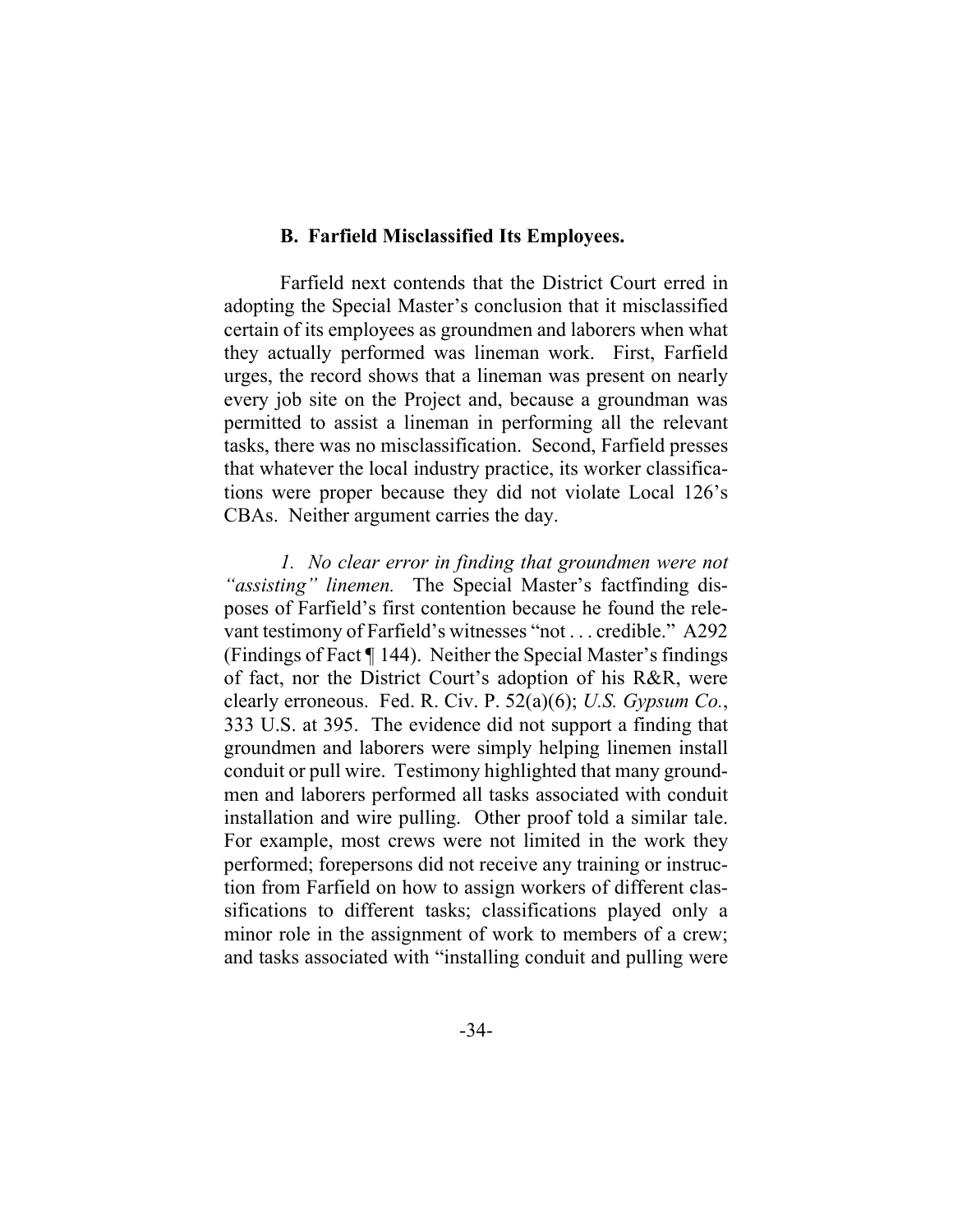### B. Farfield Misclassified Its Employees.

Farfield next contends that the District Court erred in adopting the Special Master's conclusion that it misclassified certain of its employees as groundmen and laborers when what they actually performed was lineman work. First, Farfield urges, the record shows that a lineman was present on nearly every job site on the Project and, because a groundman was permitted to assist a lineman in performing all the relevant tasks, there was no misclassification. Second, Farfield presses that whatever the local industry practice, its worker classifications were proper because they did not violate Local 126's CBAs. Neither argument carries the day.

*1. No clear error in finding that groundmen were not "assisting" linemen.* The Special Master's factfinding disposes of Farfield's first contention because he found the relevant testimony of Farfield's witnesses "not . . . credible." A292 (Findings of Fact ¶ 144). Neither the Special Master's findings of fact, nor the District Court's adoption of his R&R, were clearly erroneous. Fed. R. Civ. P. 52(a)(6); *U.S. Gypsum Co.*, 333 U.S. at 395. The evidence did not support a finding that groundmen and laborers were simply helping linemen install conduit or pull wire. Testimony highlighted that many groundmen and laborers performed all tasks associated with conduit installation and wire pulling. Other proof told a similar tale. For example, most crews were not limited in the work they performed; forepersons did not receive any training or instruction from Farfield on how to assign workers of different classifications to different tasks; classifications played only a minor role in the assignment of work to members of a crew; and tasks associated with "installing conduit and pulling were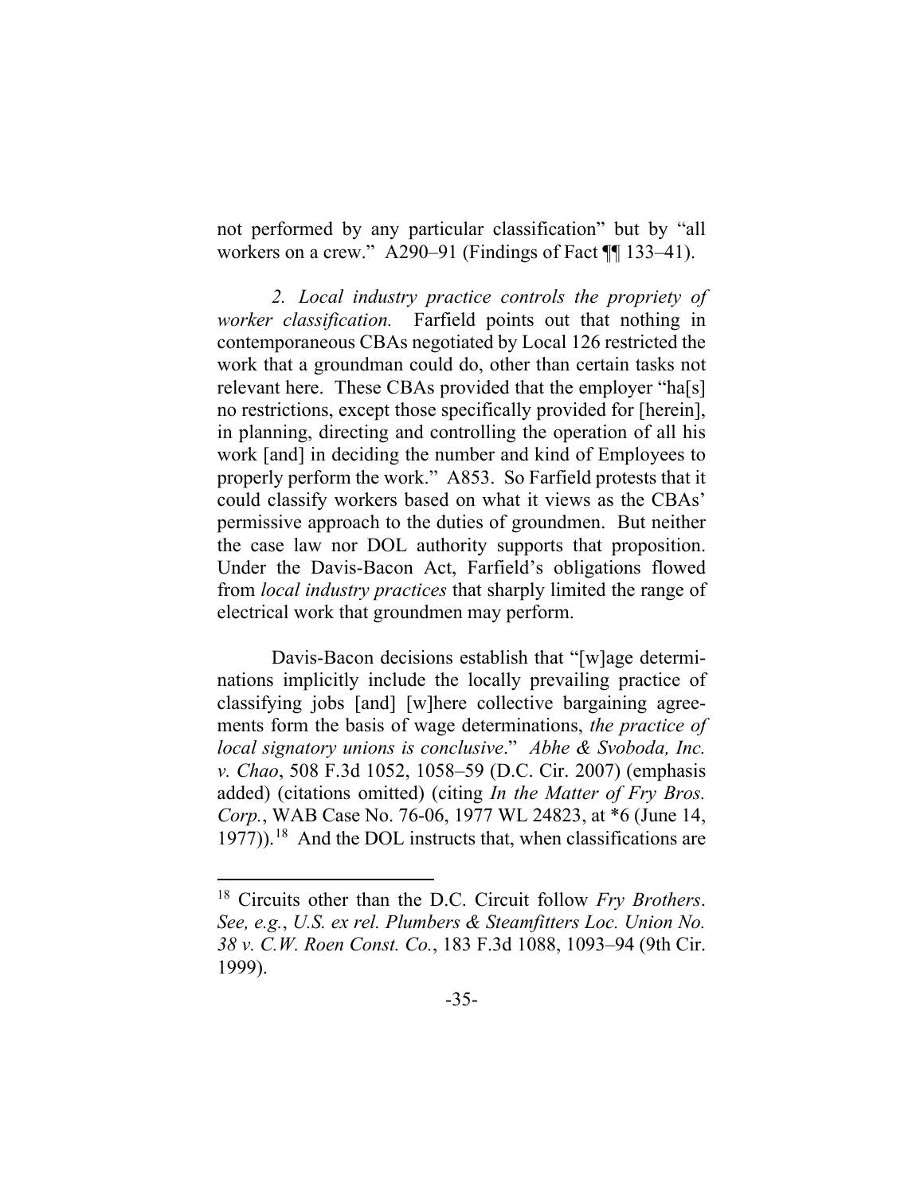not performed by any particular classification" but by "all workers on a crew." A290–91 (Findings of Fact ¶¶ 133–41).

*2. Local industry practice controls the propriety of worker classification.* Farfield points out that nothing in contemporaneous CBAs negotiated by Local 126 restricted the work that a groundman could do, other than certain tasks not relevant here. These CBAs provided that the employer "ha[s] no restrictions, except those specifically provided for [herein], in planning, directing and controlling the operation of all his work [and] in deciding the number and kind of Employees to properly perform the work." A853. So Farfield protests that it could classify workers based on what it views as the CBAs' permissive approach to the duties of groundmen. But neither the case law nor DOL authority supports that proposition. Under the Davis-Bacon Act, Farfield's obligations flowed from *local industry practices* that sharply limited the range of electrical work that groundmen may perform.

Davis-Bacon decisions establish that "[w]age determinations implicitly include the locally prevailing practice of classifying jobs [and] [w]here collective bargaining agreements form the basis of wage determinations, *the practice of local signatory unions is conclusive*." *Abhe & Svoboda, Inc. v. Chao*, 508 F.3d 1052, 1058–59 (D.C. Cir. 2007) (emphasis added) (citations omitted) (citing *In the Matter of Fry Bros. Corp.*, WAB Case No. 76-06, 1977 WL 24823, at *6 (June 14, 1977)).[18] And the DOL instructs that, when classifications are

[18] Circuits other than the D.C. Circuit follow *Fry Brothers*. *See, e.g.*, *U.S. ex rel. Plumbers & Steamfitters Loc. Union No. 38 v. C.W. Roen Const. Co.*, 183 F.3d 1088, 1093–94 (9th Cir. 1999).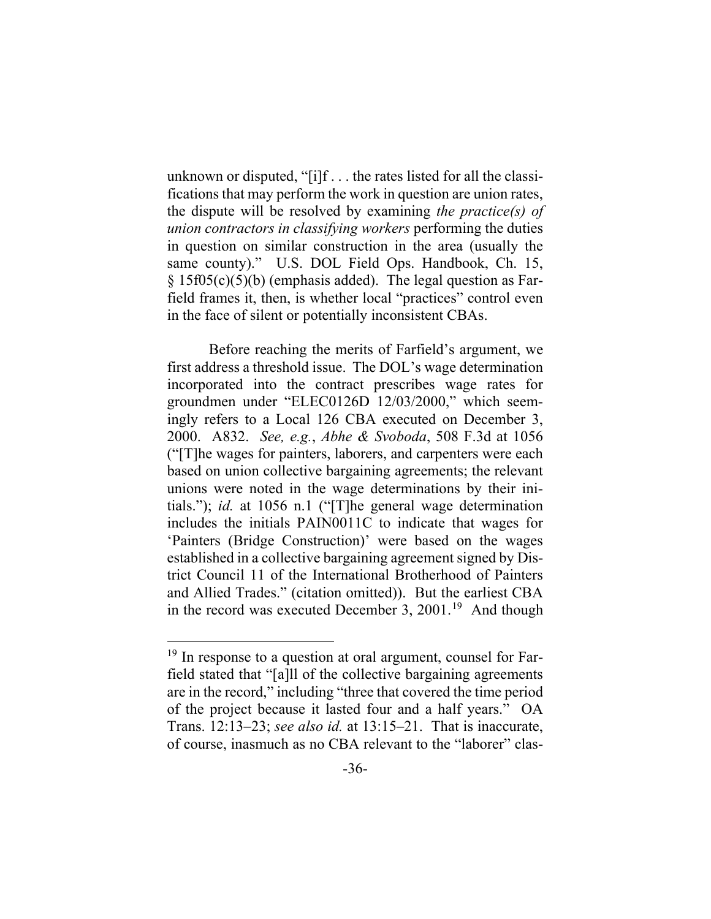unknown or disputed, "[i]f . . . the rates listed for all the classifications that may perform the work in question are union rates, the dispute will be resolved by examining *the practice(s) of union contractors in classifying workers* performing the duties in question on similar construction in the area (usually the same county)." U.S. DOL Field Ops. Handbook, Ch. 15, § 15f05(c)(5)(b) (emphasis added). The legal question as Farfield frames it, then, is whether local "practices" control even in the face of silent or potentially inconsistent CBAs.

Before reaching the merits of Farfield's argument, we first address a threshold issue. The DOL's wage determination incorporated into the contract prescribes wage rates for groundmen under "ELEC0126D 12/03/2000," which seemingly refers to a Local 126 CBA executed on December 3, 2000. A832. *See, e.g.*, *Abhe & Svoboda*, 508 F.3d at 1056 ("[T]he wages for painters, laborers, and carpenters were each based on union collective bargaining agreements; the relevant unions were noted in the wage determinations by their initials."); *id.* at 1056 n.1 ("[T]he general wage determination includes the initials PAIN0011C to indicate that wages for 'Painters (Bridge Construction)' were based on the wages established in a collective bargaining agreement signed by District Council 11 of the International Brotherhood of Painters and Allied Trades." (citation omitted)). But the earliest CBA in the record was executed December 3, 2001.[19] And though

[19] In response to a question at oral argument, counsel for Farfield stated that "[a]ll of the collective bargaining agreements are in the record," including "three that covered the time period of the project because it lasted four and a half years." OA Trans. 12:13–23; *see also id.* at 13:15–21. That is inaccurate, of course, inasmuch as no CBA relevant to the "laborer" clas-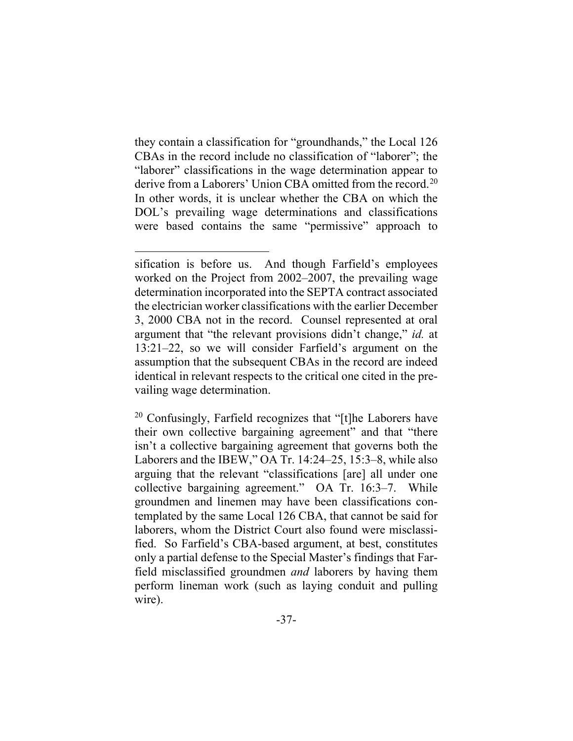they contain a classification for "groundhands," the Local 126 CBAs in the record include no classification of "laborer"; the "laborer" classifications in the wage determination appear to derive from a Laborers' Union CBA omitted from the record.[20] In other words, it is unclear whether the CBA on which the DOL's prevailing wage determinations and classifications were based contains the same "permissive" approach to

---

sification is before us. And though Farfield's employees worked on the Project from 2002–2007, the prevailing wage determination incorporated into the SEPTA contract associated the electrician worker classifications with the earlier December 3, 2000 CBA not in the record. Counsel represented at oral argument that "the relevant provisions didn't change," *id.* at 13:21–22, so we will consider Farfield's argument on the assumption that the subsequent CBAs in the record are indeed identical in relevant respects to the critical one cited in the prevailing wage determination.

[20] Confusingly, Farfield recognizes that "[t]he Laborers have their own collective bargaining agreement" and that "there isn't a collective bargaining agreement that governs both the Laborers and the IBEW," OA Tr. 14:24–25, 15:3–8, while also arguing that the relevant "classifications [are] all under one collective bargaining agreement." OA Tr. 16:3–7. While groundmen and linemen may have been classifications contemplated by the same Local 126 CBA, that cannot be said for laborers, whom the District Court also found were misclassified. So Farfield's CBA-based argument, at best, constitutes only a partial defense to the Special Master's findings that Farfield misclassified groundmen *and* laborers by having them perform lineman work (such as laying conduit and pulling wire).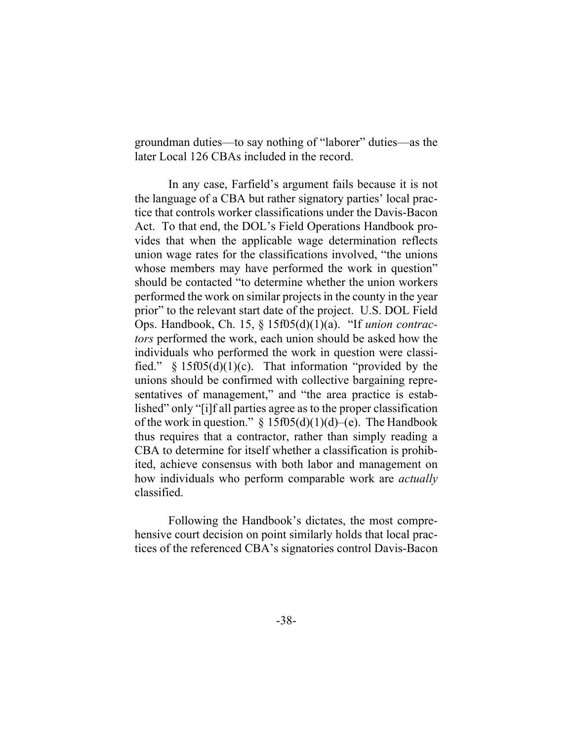groundman duties—to say nothing of "laborer" duties—as the later Local 126 CBAs included in the record.

In any case, Farfield's argument fails because it is not the language of a CBA but rather signatory parties' local practice that controls worker classifications under the Davis-Bacon Act. To that end, the DOL's Field Operations Handbook provides that when the applicable wage determination reflects union wage rates for the classifications involved, "the unions whose members may have performed the work in question" should be contacted "to determine whether the union workers performed the work on similar projects in the county in the year prior" to the relevant start date of the project. U.S. DOL Field Ops. Handbook, Ch. 15, § 15f05(d)(1)(a). "If *union contractors* performed the work, each union should be asked how the individuals who performed the work in question were classified." § 15f05(d)(1)(c). That information "provided by the unions should be confirmed with collective bargaining representatives of management," and "the area practice is established" only "[i]f all parties agree as to the proper classification of the work in question." § 15f05(d)(1)(d)–(e). The Handbook thus requires that a contractor, rather than simply reading a CBA to determine for itself whether a classification is prohibited, achieve consensus with both labor and management on how individuals who perform comparable work are *actually* classified.

Following the Handbook's dictates, the most comprehensive court decision on point similarly holds that local practices of the referenced CBA's signatories control Davis-Bacon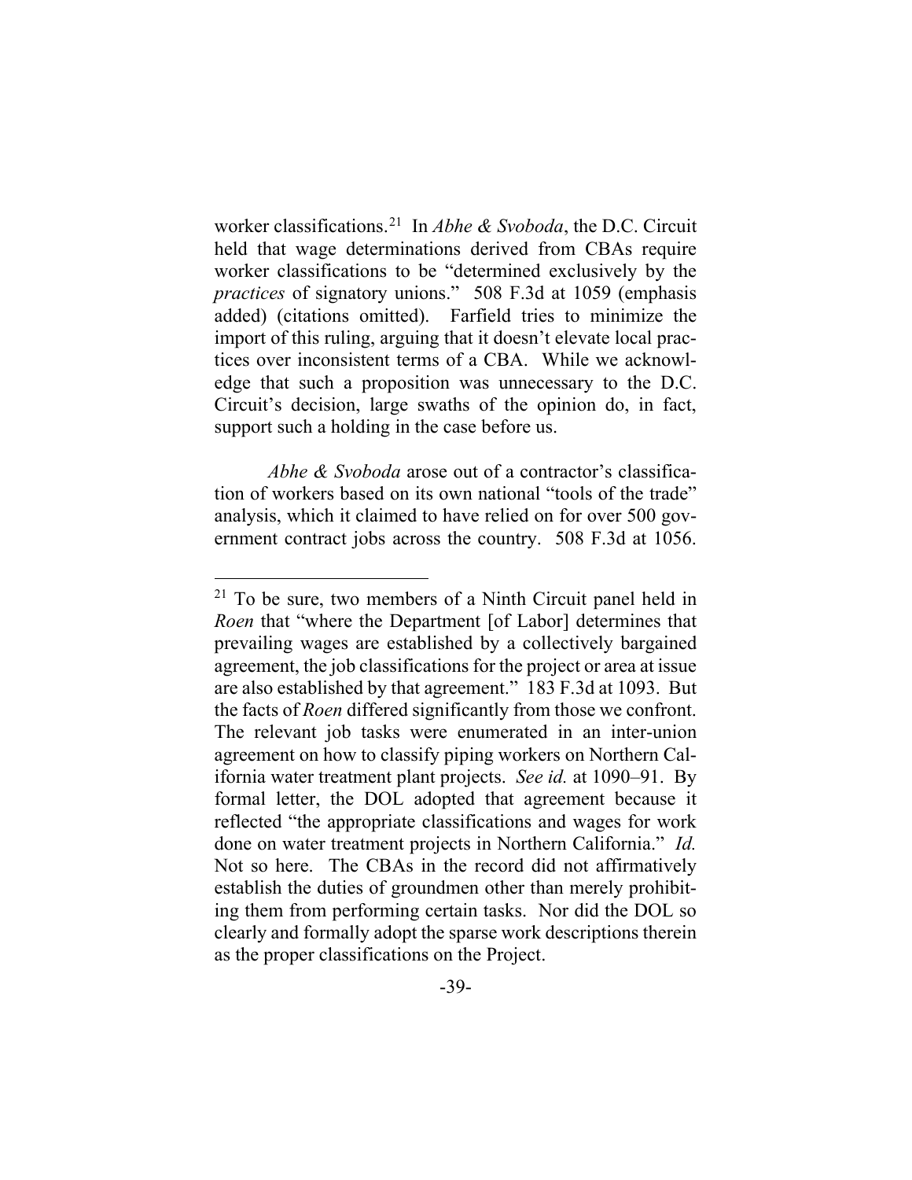worker classifications.[21] In *Abhe & Svoboda*, the D.C. Circuit held that wage determinations derived from CBAs require worker classifications to be "determined exclusively by the *practices* of signatory unions." 508 F.3d at 1059 (emphasis added) (citations omitted). Farfield tries to minimize the import of this ruling, arguing that it doesn't elevate local practices over inconsistent terms of a CBA. While we acknowledge that such a proposition was unnecessary to the D.C. Circuit's decision, large swaths of the opinion do, in fact, support such a holding in the case before us.

*Abhe & Svoboda* arose out of a contractor's classification of workers based on its own national "tools of the trade" analysis, which it claimed to have relied on for over 500 government contract jobs across the country. 508 F.3d at 1056.

---

[21] To be sure, two members of a Ninth Circuit panel held in *Roen* that "where the Department [of Labor] determines that prevailing wages are established by a collectively bargained agreement, the job classifications for the project or area at issue are also established by that agreement." 183 F.3d at 1093. But the facts of *Roen* differed significantly from those we confront. The relevant job tasks were enumerated in an inter-union agreement on how to classify piping workers on Northern California water treatment plant projects. *See id.* at 1090–91. By formal letter, the DOL adopted that agreement because it reflected "the appropriate classifications and wages for work done on water treatment projects in Northern California." *Id.* Not so here. The CBAs in the record did not affirmatively establish the duties of groundmen other than merely prohibiting them from performing certain tasks. Nor did the DOL so clearly and formally adopt the sparse work descriptions therein as the proper classifications on the Project.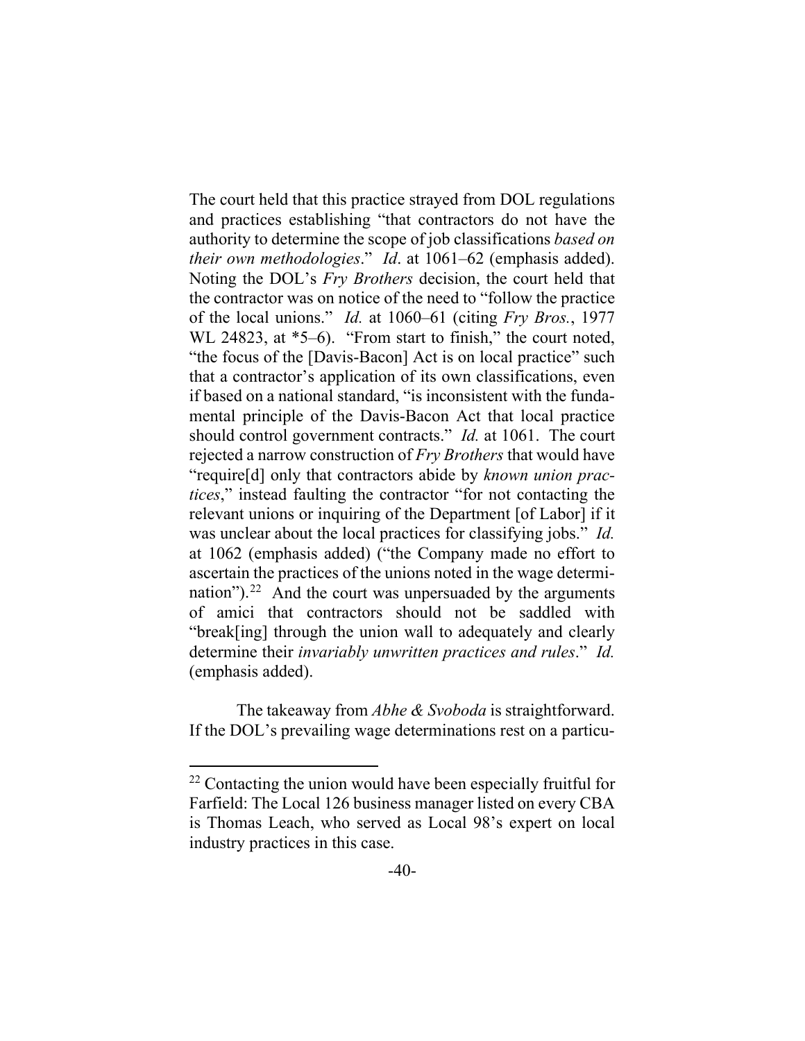The court held that this practice strayed from DOL regulations and practices establishing "that contractors do not have the authority to determine the scope of job classifications *based on their own methodologies*." *Id*. at 1061–62 (emphasis added). Noting the DOL's *Fry Brothers* decision, the court held that the contractor was on notice of the need to "follow the practice of the local unions." *Id.* at 1060–61 (citing *Fry Bros.*, 1977 WL 24823, at *5–6). "From start to finish," the court noted, "the focus of the [Davis-Bacon] Act is on local practice" such that a contractor's application of its own classifications, even if based on a national standard, "is inconsistent with the fundamental principle of the Davis-Bacon Act that local practice should control government contracts." *Id.* at 1061. The court rejected a narrow construction of *Fry Brothers* that would have "require[d] only that contractors abide by *known union practices*," instead faulting the contractor "for not contacting the relevant unions or inquiring of the Department [of Labor] if it was unclear about the local practices for classifying jobs." *Id.* at 1062 (emphasis added) ("the Company made no effort to ascertain the practices of the unions noted in the wage determination").[22] And the court was unpersuaded by the arguments of amici that contractors should not be saddled with "break[ing] through the union wall to adequately and clearly determine their *invariably unwritten practices and rules*." *Id.* (emphasis added).

The takeaway from *Abhe & Svoboda* is straightforward. If the DOL's prevailing wage determinations rest on a particu-

[22] Contacting the union would have been especially fruitful for Farfield: The Local 126 business manager listed on every CBA is Thomas Leach, who served as Local 98's expert on local industry practices in this case.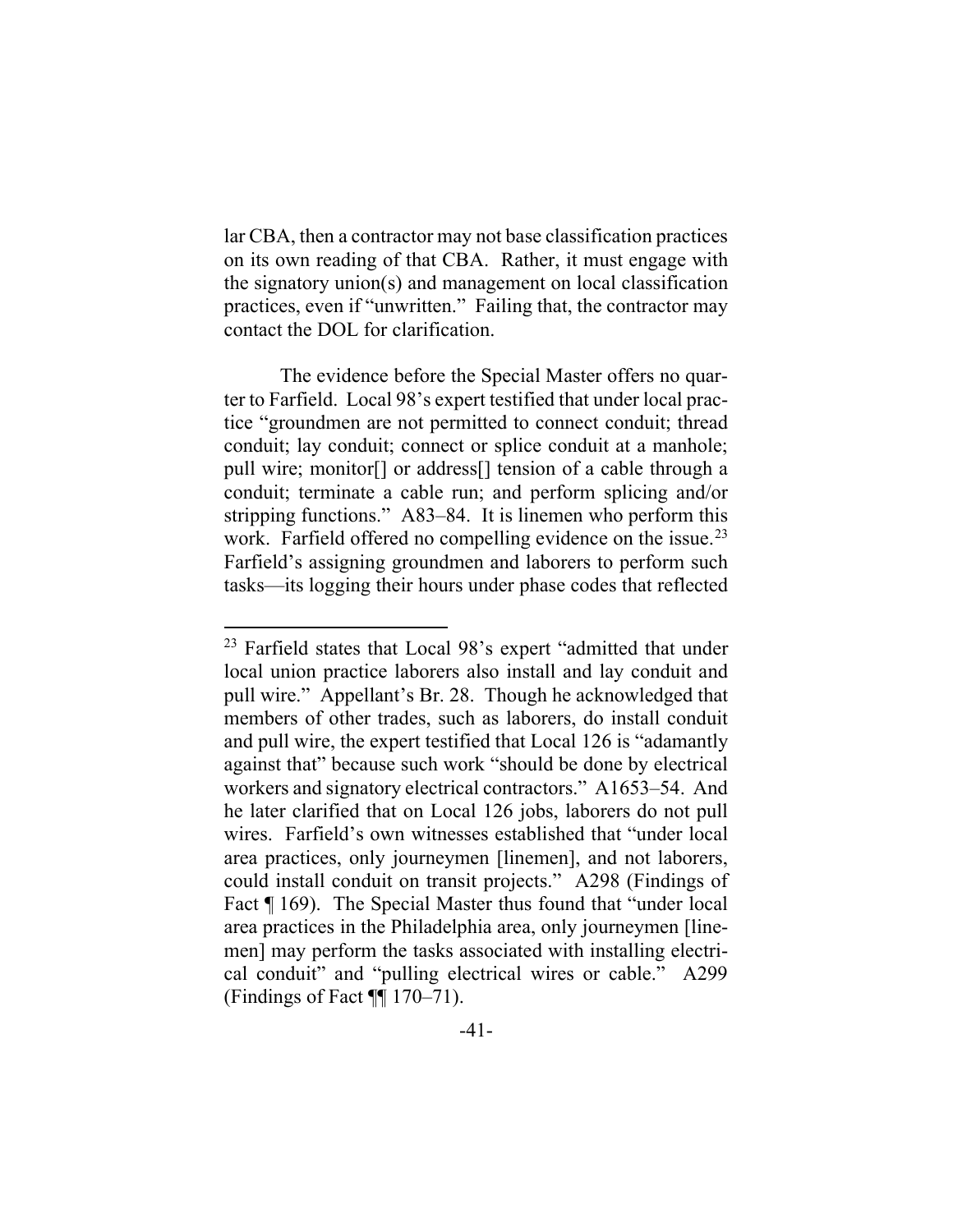lar CBA, then a contractor may not base classification practices on its own reading of that CBA. Rather, it must engage with the signatory union(s) and management on local classification practices, even if "unwritten." Failing that, the contractor may contact the DOL for clarification.

The evidence before the Special Master offers no quarter to Farfield. Local 98's expert testified that under local practice "groundmen are not permitted to connect conduit; thread conduit; lay conduit; connect or splice conduit at a manhole; pull wire; monitor[] or address[] tension of a cable through a conduit; terminate a cable run; and perform splicing and/or stripping functions." A83–84. It is linemen who perform this work. Farfield offered no compelling evidence on the issue.[23] Farfield's assigning groundmen and laborers to perform such tasks—its logging their hours under phase codes that reflected

[23] Farfield states that Local 98's expert "admitted that under local union practice laborers also install and lay conduit and pull wire." Appellant's Br. 28. Though he acknowledged that members of other trades, such as laborers, do install conduit and pull wire, the expert testified that Local 126 is "adamantly against that" because such work "should be done by electrical workers and signatory electrical contractors." A1653–54. And he later clarified that on Local 126 jobs, laborers do not pull wires. Farfield's own witnesses established that "under local area practices, only journeymen [linemen], and not laborers, could install conduit on transit projects." A298 (Findings of Fact ¶ 169). The Special Master thus found that "under local area practices in the Philadelphia area, only journeymen [linemen] may perform the tasks associated with installing electrical conduit" and "pulling electrical wires or cable." A299 (Findings of Fact ¶¶ 170–71).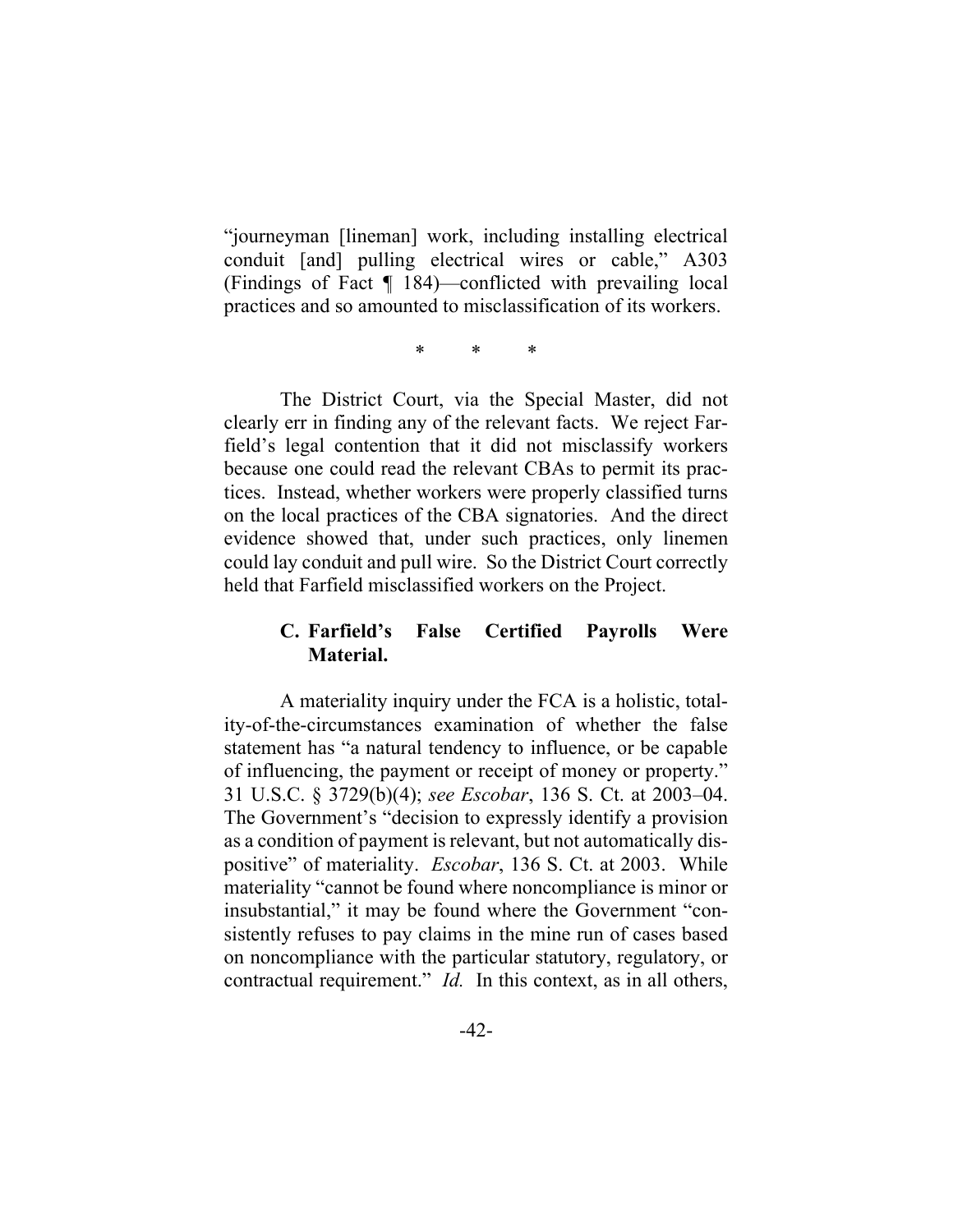"journeyman [lineman] work, including installing electrical conduit [and] pulling electrical wires or cable," A303 (Findings of Fact ¶ 184)—conflicted with prevailing local practices and so amounted to misclassification of its workers.

\* \* \*

The District Court, via the Special Master, did not clearly err in finding any of the relevant facts. We reject Farfield's legal contention that it did not misclassify workers because one could read the relevant CBAs to permit its practices. Instead, whether workers were properly classified turns on the local practices of the CBA signatories. And the direct evidence showed that, under such practices, only linemen could lay conduit and pull wire. So the District Court correctly held that Farfield misclassified workers on the Project.

### C. Farfield's False Certified Payrolls Were Material.

A materiality inquiry under the FCA is a holistic, totality-of-the-circumstances examination of whether the false statement has "a natural tendency to influence, or be capable of influencing, the payment or receipt of money or property." 31 U.S.C. § 3729(b)(4); *see Escobar*, 136 S. Ct. at 2003–04. The Government's "decision to expressly identify a provision as a condition of payment is relevant, but not automatically dispositive" of materiality. *Escobar*, 136 S. Ct. at 2003. While materiality "cannot be found where noncompliance is minor or insubstantial," it may be found where the Government "consistently refuses to pay claims in the mine run of cases based on noncompliance with the particular statutory, regulatory, or contractual requirement." *Id.* In this context, as in all others,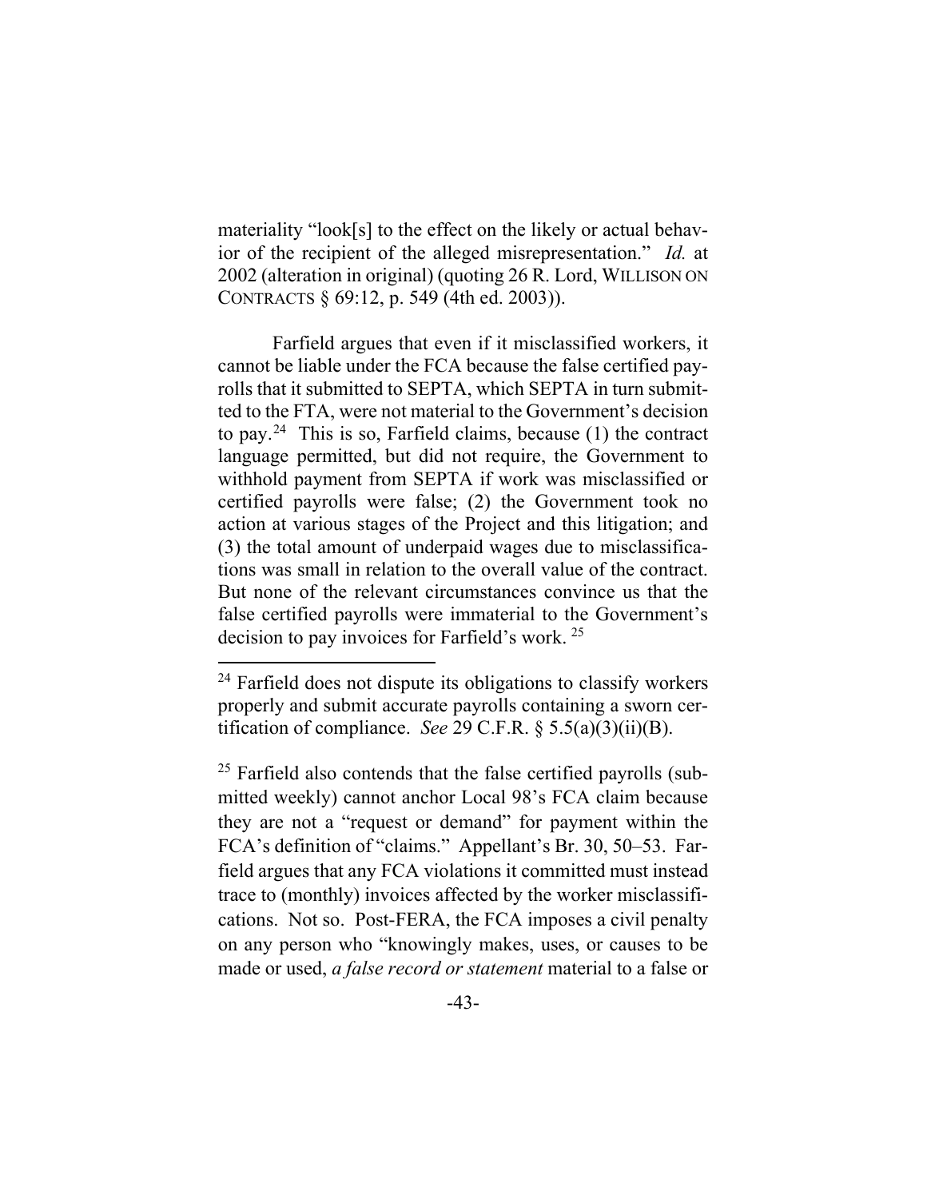materiality "look[s] to the effect on the likely or actual behavior of the recipient of the alleged misrepresentation." *Id.* at 2002 (alteration in original) (quoting 26 R. Lord, WILLISON ON CONTRACTS § 69:12, p. 549 (4th ed. 2003)).

Farfield argues that even if it misclassified workers, it cannot be liable under the FCA because the false certified payrolls that it submitted to SEPTA, which SEPTA in turn submitted to the FTA, were not material to the Government's decision to pay.[24] This is so, Farfield claims, because (1) the contract language permitted, but did not require, the Government to withhold payment from SEPTA if work was misclassified or certified payrolls were false; (2) the Government took no action at various stages of the Project and this litigation; and (3) the total amount of underpaid wages due to misclassifications was small in relation to the overall value of the contract. But none of the relevant circumstances convince us that the false certified payrolls were immaterial to the Government's decision to pay invoices for Farfield's work.[25]

---

[24] Farfield does not dispute its obligations to classify workers properly and submit accurate payrolls containing a sworn certification of compliance. *See* 29 C.F.R. § 5.5(a)(3)(ii)(B).

[25] Farfield also contends that the false certified payrolls (submitted weekly) cannot anchor Local 98's FCA claim because they are not a "request or demand" for payment within the FCA's definition of "claims." Appellant's Br. 30, 50–53. Farfield argues that any FCA violations it committed must instead trace to (monthly) invoices affected by the worker misclassifications. Not so. Post-FERA, the FCA imposes a civil penalty on any person who "knowingly makes, uses, or causes to be made or used, *a false record or statement* material to a false or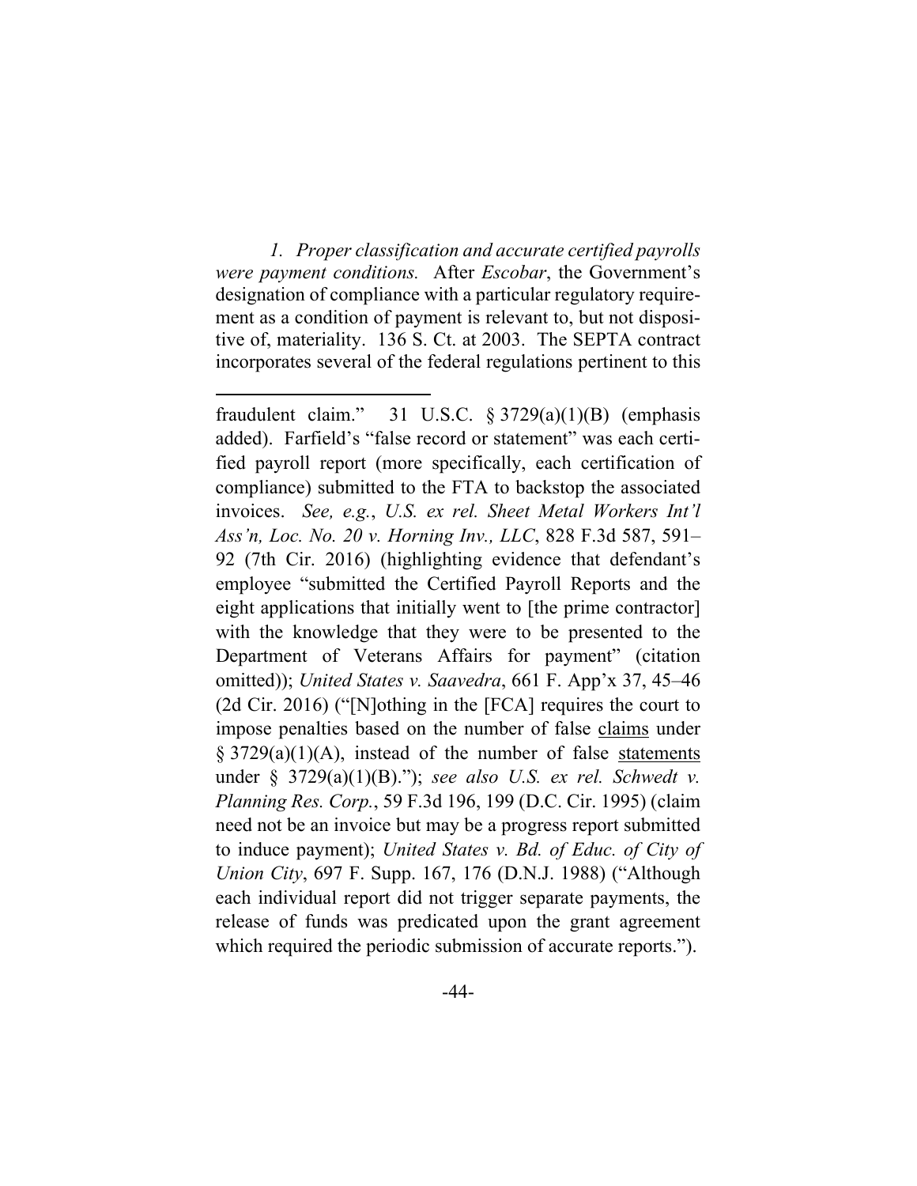*1. Proper classification and accurate certified payrolls were payment conditions.* After *Escobar*, the Government's designation of compliance with a particular regulatory requirement as a condition of payment is relevant to, but not dispositive of, materiality. 136 S. Ct. at 2003. The SEPTA contract incorporates several of the federal regulations pertinent to this

---

fraudulent claim." 31 U.S.C. § 3729(a)(1)(B) (emphasis added). Farfield's "false record or statement" was each certified payroll report (more specifically, each certification of compliance) submitted to the FTA to backstop the associated invoices. *See, e.g.*, *U.S. ex rel. Sheet Metal Workers Int'l Ass'n, Loc. No. 20 v. Horning Inv., LLC*, 828 F.3d 587, 591–92 (7th Cir. 2016) (highlighting evidence that defendant's employee "submitted the Certified Payroll Reports and the eight applications that initially went to [the prime contractor] with the knowledge that they were to be presented to the Department of Veterans Affairs for payment" (citation omitted)); *United States v. Saavedra*, 661 F. App'x 37, 45–46 (2d Cir. 2016) ("[N]othing in the [FCA] requires the court to impose penalties based on the number of false <u>claims</u> under § 3729(a)(1)(A), instead of the number of false <u>statements</u> under § 3729(a)(1)(B)."); *see also U.S. ex rel. Schwedt v. Planning Res. Corp.*, 59 F.3d 196, 199 (D.C. Cir. 1995) (claim need not be an invoice but may be a progress report submitted to induce payment); *United States v. Bd. of Educ. of City of Union City*, 697 F. Supp. 167, 176 (D.N.J. 1988) ("Although each individual report did not trigger separate payments, the release of funds was predicated upon the grant agreement which required the periodic submission of accurate reports.").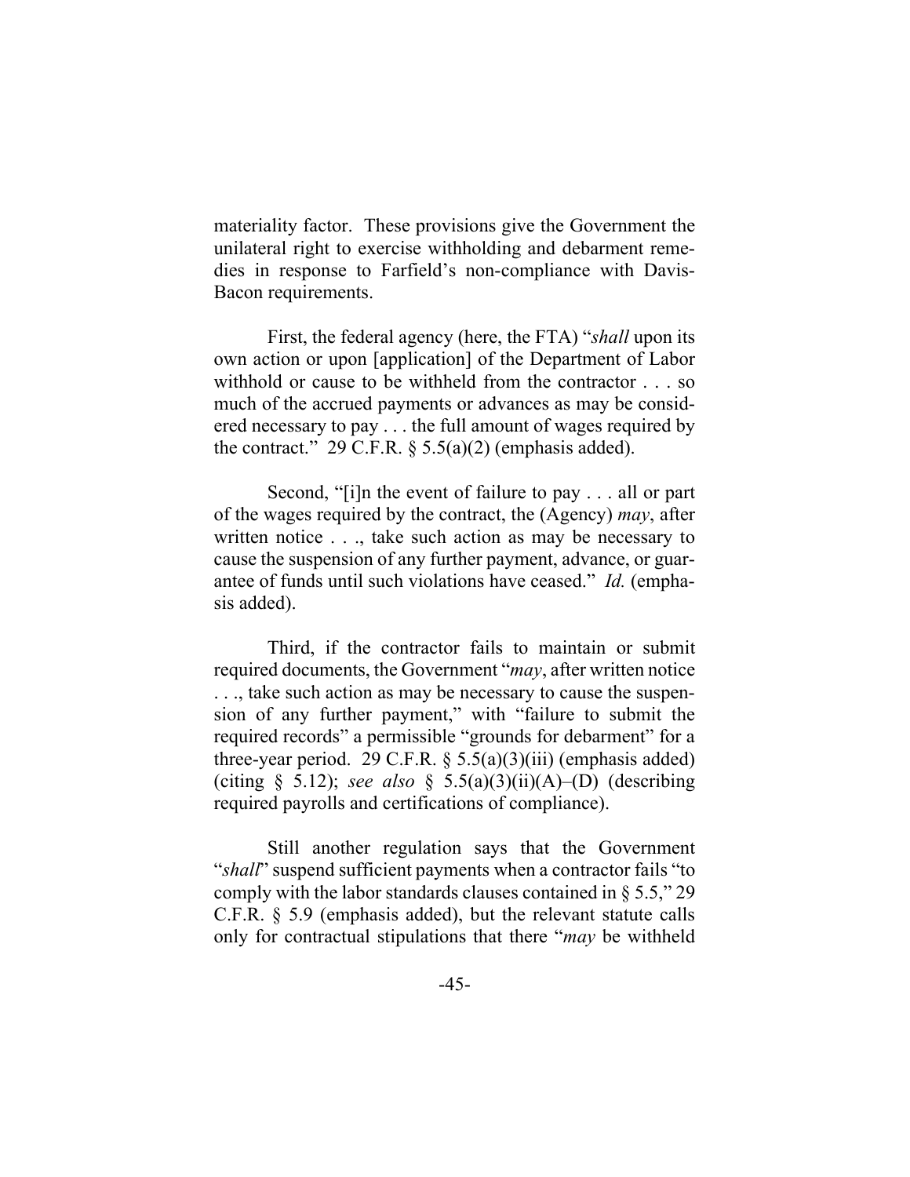materiality factor. These provisions give the Government the unilateral right to exercise withholding and debarment remedies in response to Farfield's non-compliance with Davis-Bacon requirements.

First, the federal agency (here, the FTA) "*shall* upon its own action or upon [application] of the Department of Labor withhold or cause to be withheld from the contractor . . . so much of the accrued payments or advances as may be considered necessary to pay . . . the full amount of wages required by the contract." 29 C.F.R. § 5.5(a)(2) (emphasis added).

Second, "[i]n the event of failure to pay . . . all or part of the wages required by the contract, the (Agency) *may*, after written notice . . ., take such action as may be necessary to cause the suspension of any further payment, advance, or guarantee of funds until such violations have ceased." *Id.* (emphasis added).

Third, if the contractor fails to maintain or submit required documents, the Government "*may*, after written notice . . ., take such action as may be necessary to cause the suspension of any further payment," with "failure to submit the required records" a permissible "grounds for debarment" for a three-year period. 29 C.F.R. § 5.5(a)(3)(iii) (emphasis added) (citing § 5.12); *see also* § 5.5(a)(3)(ii)(A)–(D) (describing required payrolls and certifications of compliance).

Still another regulation says that the Government "*shall*" suspend sufficient payments when a contractor fails "to comply with the labor standards clauses contained in § 5.5," 29 C.F.R. § 5.9 (emphasis added), but the relevant statute calls only for contractual stipulations that there "*may* be withheld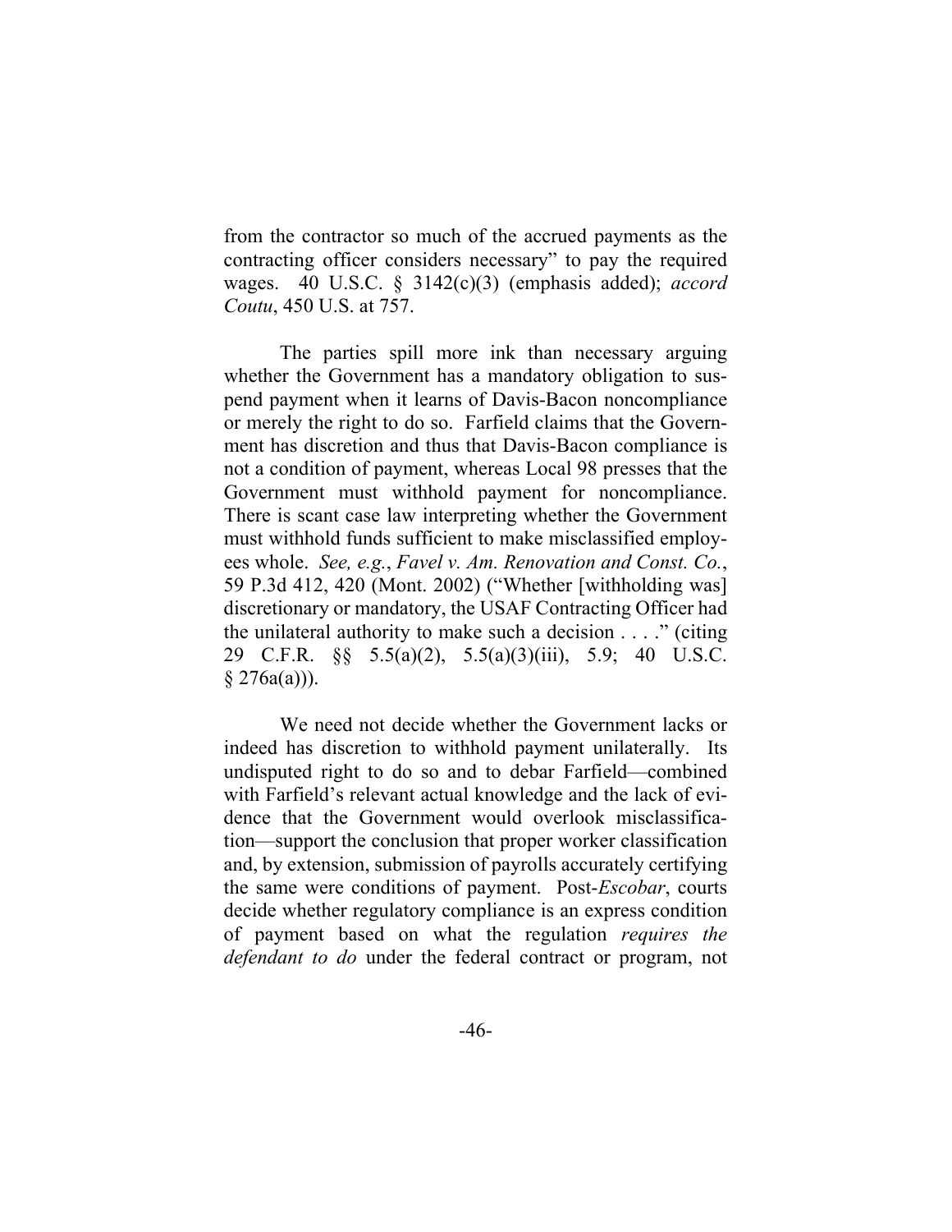from the contractor so much of the accrued payments as the contracting officer considers necessary" to pay the required wages. 40 U.S.C. § 3142(c)(3) (emphasis added); *accord Coutu*, 450 U.S. at 757.

The parties spill more ink than necessary arguing whether the Government has a mandatory obligation to suspend payment when it learns of Davis-Bacon noncompliance or merely the right to do so. Farfield claims that the Government has discretion and thus that Davis-Bacon compliance is not a condition of payment, whereas Local 98 presses that the Government must withhold payment for noncompliance. There is scant case law interpreting whether the Government must withhold funds sufficient to make misclassified employees whole. *See, e.g.*, *Favel v. Am. Renovation and Const. Co.*, 59 P.3d 412, 420 (Mont. 2002) ("Whether [withholding was] discretionary or mandatory, the USAF Contracting Officer had the unilateral authority to make such a decision . . . ." (citing 29 C.F.R. §§ 5.5(a)(2), 5.5(a)(3)(iii), 5.9; 40 U.S.C. § 276a(a))).

We need not decide whether the Government lacks or indeed has discretion to withhold payment unilaterally. Its undisputed right to do so and to debar Farfield—combined with Farfield's relevant actual knowledge and the lack of evidence that the Government would overlook misclassification—support the conclusion that proper worker classification and, by extension, submission of payrolls accurately certifying the same were conditions of payment. Post-*Escobar*, courts decide whether regulatory compliance is an express condition of payment based on what the regulation *requires the defendant to do* under the federal contract or program, not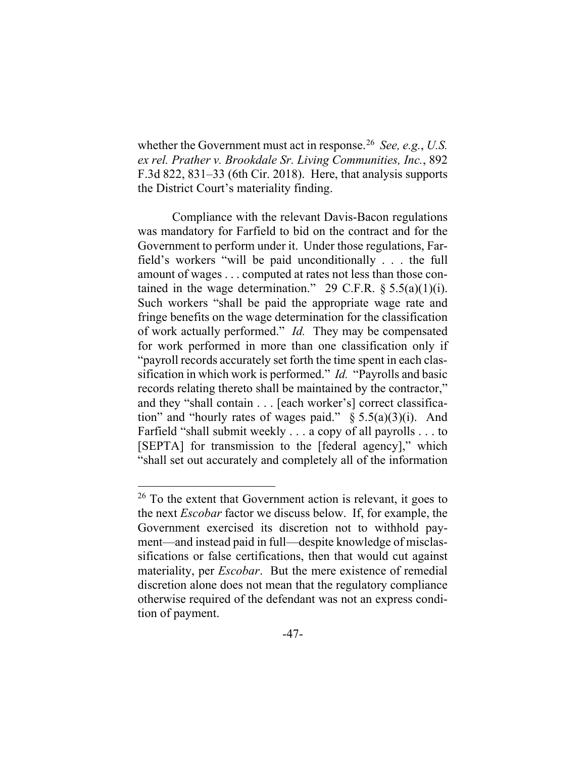whether the Government must act in response.[26] *See, e.g.*, *U.S. ex rel. Prather v. Brookdale Sr. Living Communities, Inc.*, 892 F.3d 822, 831–33 (6th Cir. 2018). Here, that analysis supports the District Court's materiality finding.

Compliance with the relevant Davis-Bacon regulations was mandatory for Farfield to bid on the contract and for the Government to perform under it. Under those regulations, Farfield's workers "will be paid unconditionally . . . the full amount of wages . . . computed at rates not less than those contained in the wage determination." 29 C.F.R. § 5.5(a)(1)(i). Such workers "shall be paid the appropriate wage rate and fringe benefits on the wage determination for the classification of work actually performed." *Id.* They may be compensated for work performed in more than one classification only if "payroll records accurately set forth the time spent in each classification in which work is performed." *Id.* "Payrolls and basic records relating thereto shall be maintained by the contractor," and they "shall contain . . . [each worker's] correct classification" and "hourly rates of wages paid." § 5.5(a)(3)(i). And Farfield "shall submit weekly . . . a copy of all payrolls . . . to [SEPTA] for transmission to the [federal agency]," which "shall set out accurately and completely all of the information

---

[26] To the extent that Government action is relevant, it goes to the next *Escobar* factor we discuss below. If, for example, the Government exercised its discretion not to withhold payment—and instead paid in full—despite knowledge of misclassifications or false certifications, then that would cut against materiality, per *Escobar*. But the mere existence of remedial discretion alone does not mean that the regulatory compliance otherwise required of the defendant was not an express condition of payment.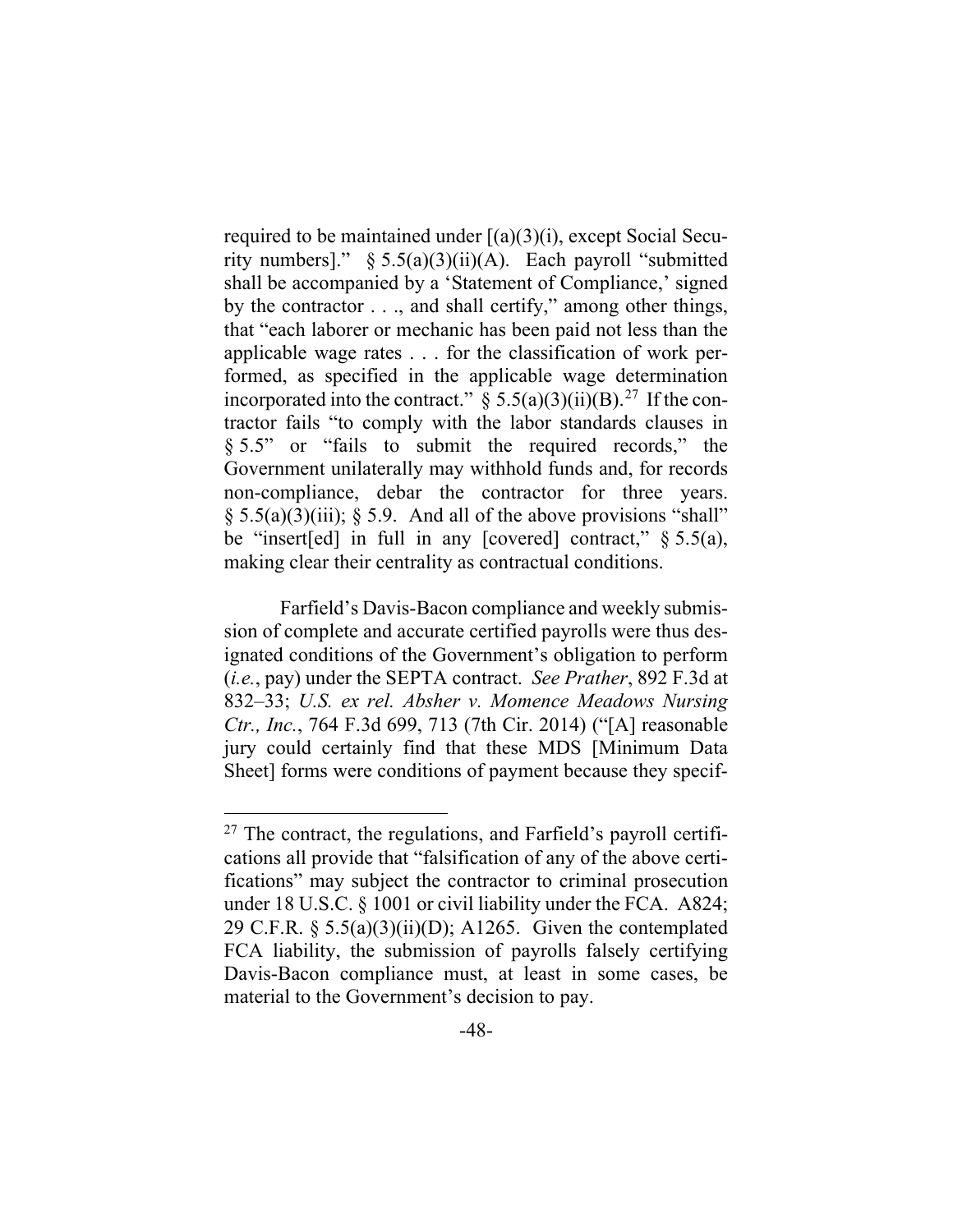required to be maintained under [(a)(3)(i), except Social Security numbers]." § 5.5(a)(3)(ii)(A). Each payroll "submitted shall be accompanied by a 'Statement of Compliance,' signed by the contractor . . ., and shall certify," among other things, that "each laborer or mechanic has been paid not less than the applicable wage rates . . . for the classification of work performed, as specified in the applicable wage determination incorporated into the contract." § 5.5(a)(3)(ii)(B).[27] If the contractor fails "to comply with the labor standards clauses in § 5.5" or "fails to submit the required records," the Government unilaterally may withhold funds and, for records non-compliance, debar the contractor for three years. § 5.5(a)(3)(iii); § 5.9. And all of the above provisions "shall" be "insert[ed] in full in any [covered] contract," § 5.5(a), making clear their centrality as contractual conditions.

Farfield's Davis-Bacon compliance and weekly submission of complete and accurate certified payrolls were thus designated conditions of the Government's obligation to perform (*i.e.*, pay) under the SEPTA contract. *See Prather*, 892 F.3d at 832–33; *U.S. ex rel. Absher v. Momence Meadows Nursing Ctr., Inc.*, 764 F.3d 699, 713 (7th Cir. 2014) ("[A] reasonable jury could certainly find that these MDS [Minimum Data Sheet] forms were conditions of payment because they specif-

[27] The contract, the regulations, and Farfield's payroll certifications all provide that "falsification of any of the above certifications" may subject the contractor to criminal prosecution under 18 U.S.C. § 1001 or civil liability under the FCA. A824; 29 C.F.R. § 5.5(a)(3)(ii)(D); A1265. Given the contemplated FCA liability, the submission of payrolls falsely certifying Davis-Bacon compliance must, at least in some cases, be material to the Government's decision to pay.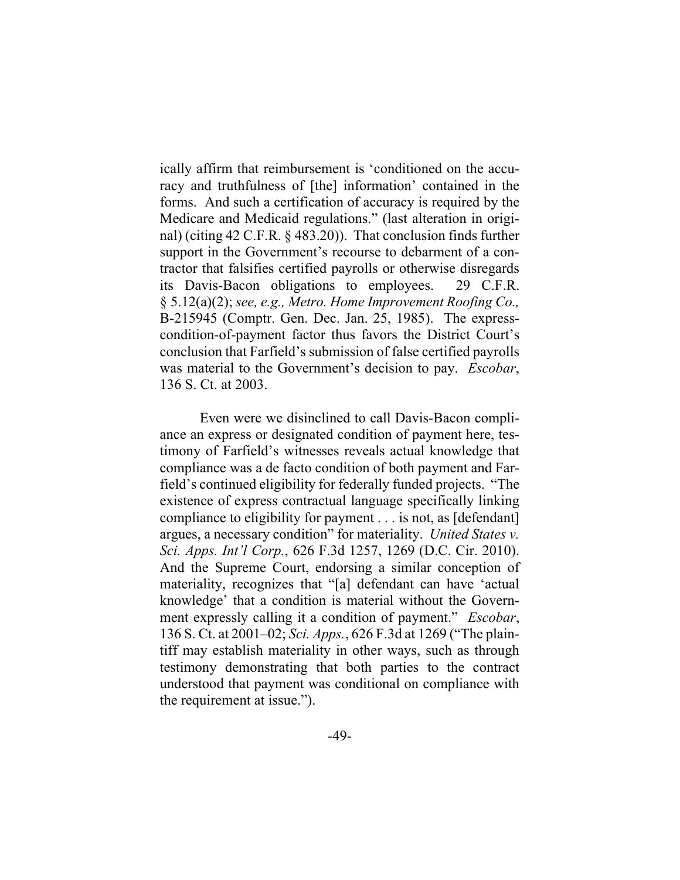ically affirm that reimbursement is 'conditioned on the accuracy and truthfulness of [the] information' contained in the forms. And such a certification of accuracy is required by the Medicare and Medicaid regulations." (last alteration in original) (citing 42 C.F.R. § 483.20)). That conclusion finds further support in the Government's recourse to debarment of a contractor that falsifies certified payrolls or otherwise disregards its Davis-Bacon obligations to employees. 29 C.F.R. § 5.12(a)(2); *see, e.g., Metro. Home Improvement Roofing Co.,* B-215945 (Comptr. Gen. Dec. Jan. 25, 1985). The express-condition-of-payment factor thus favors the District Court's conclusion that Farfield's submission of false certified payrolls was material to the Government's decision to pay. *Escobar*, 136 S. Ct. at 2003.

Even were we disinclined to call Davis-Bacon compliance an express or designated condition of payment here, testimony of Farfield's witnesses reveals actual knowledge that compliance was a de facto condition of both payment and Farfield's continued eligibility for federally funded projects. "The existence of express contractual language specifically linking compliance to eligibility for payment . . . is not, as [defendant] argues, a necessary condition" for materiality. *United States v. Sci. Apps. Int'l Corp.*, 626 F.3d 1257, 1269 (D.C. Cir. 2010). And the Supreme Court, endorsing a similar conception of materiality, recognizes that "[a] defendant can have 'actual knowledge' that a condition is material without the Government expressly calling it a condition of payment." *Escobar*, 136 S. Ct. at 2001–02; *Sci. Apps.*, 626 F.3d at 1269 ("The plaintiff may establish materiality in other ways, such as through testimony demonstrating that both parties to the contract understood that payment was conditional on compliance with the requirement at issue.").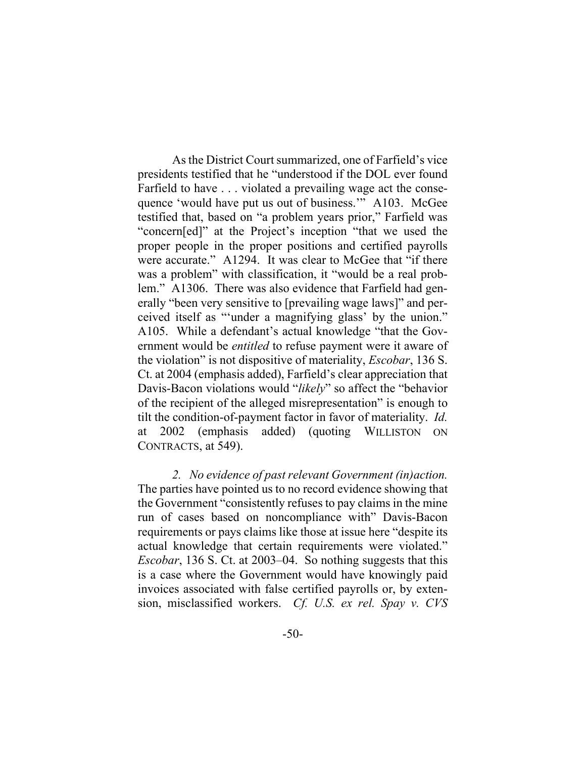As the District Court summarized, one of Farfield's vice presidents testified that he "understood if the DOL ever found Farfield to have . . . violated a prevailing wage act the consequence 'would have put us out of business.'" A103. McGee testified that, based on "a problem years prior," Farfield was "concern[ed]" at the Project's inception "that we used the proper people in the proper positions and certified payrolls were accurate." A1294. It was clear to McGee that "if there was a problem" with classification, it "would be a real problem." A1306. There was also evidence that Farfield had generally "been very sensitive to [prevailing wage laws]" and perceived itself as "'under a magnifying glass' by the union." A105. While a defendant's actual knowledge "that the Government would be *entitled* to refuse payment were it aware of the violation" is not dispositive of materiality, *Escobar*, 136 S. Ct. at 2004 (emphasis added), Farfield's clear appreciation that Davis-Bacon violations would "*likely*" so affect the "behavior of the recipient of the alleged misrepresentation" is enough to tilt the condition-of-payment factor in favor of materiality. *Id.* at 2002 (emphasis added) (quoting WILLISTON ON CONTRACTS, at 549).

*2. No evidence of past relevant Government (in)action.* The parties have pointed us to no record evidence showing that the Government "consistently refuses to pay claims in the mine run of cases based on noncompliance with" Davis-Bacon requirements or pays claims like those at issue here "despite its actual knowledge that certain requirements were violated." *Escobar*, 136 S. Ct. at 2003–04. So nothing suggests that this is a case where the Government would have knowingly paid invoices associated with false certified payrolls or, by extension, misclassified workers. *Cf. U.S. ex rel. Spay v. CVS*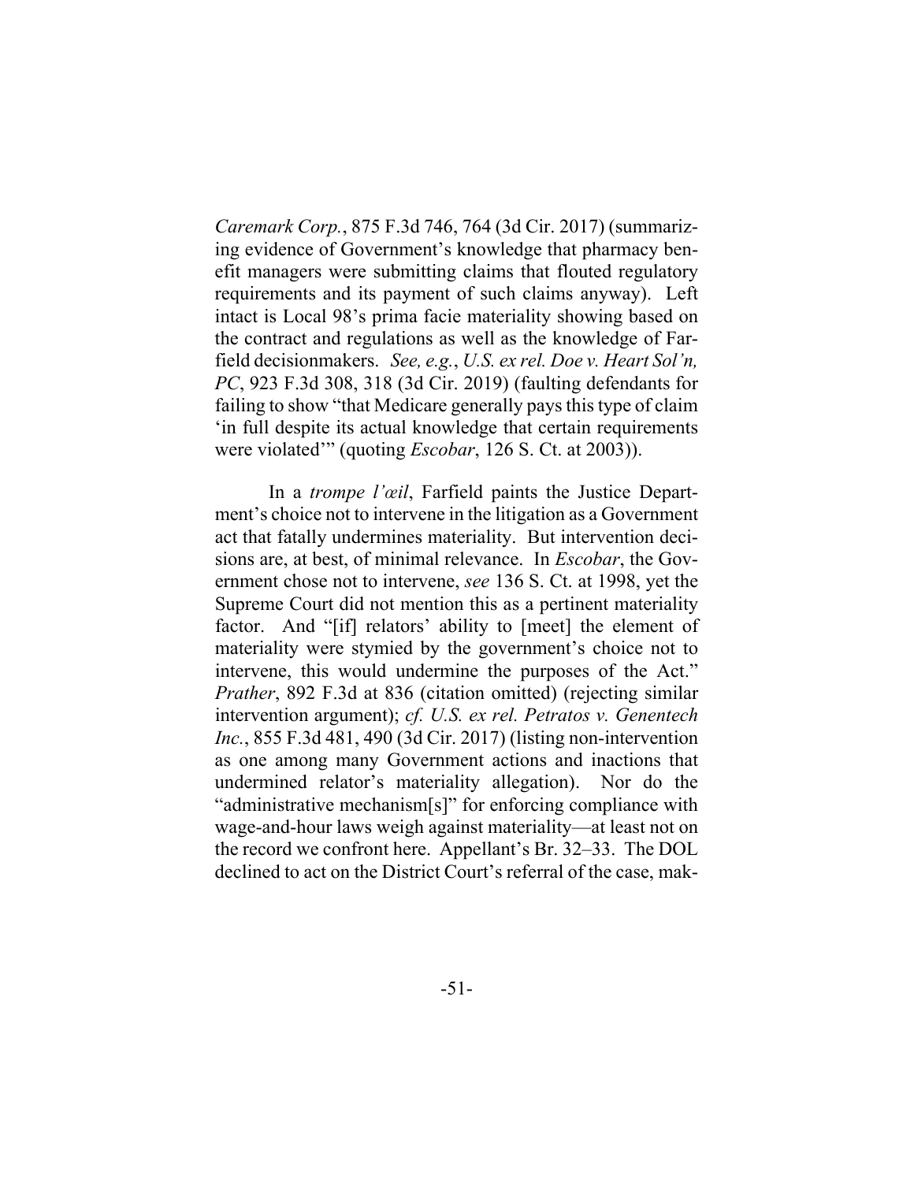*Caremark Corp.*, 875 F.3d 746, 764 (3d Cir. 2017) (summarizing evidence of Government's knowledge that pharmacy benefit managers were submitting claims that flouted regulatory requirements and its payment of such claims anyway). Left intact is Local 98's prima facie materiality showing based on the contract and regulations as well as the knowledge of Farfield decisionmakers. *See, e.g.*, *U.S. ex rel. Doe v. Heart Sol'n, PC*, 923 F.3d 308, 318 (3d Cir. 2019) (faulting defendants for failing to show "that Medicare generally pays this type of claim 'in full despite its actual knowledge that certain requirements were violated'" (quoting *Escobar*, 126 S. Ct. at 2003)).

In a *trompe l'œil*, Farfield paints the Justice Department's choice not to intervene in the litigation as a Government act that fatally undermines materiality. But intervention decisions are, at best, of minimal relevance. In *Escobar*, the Government chose not to intervene, *see* 136 S. Ct. at 1998, yet the Supreme Court did not mention this as a pertinent materiality factor. And "[if] relators' ability to [meet] the element of materiality were stymied by the government's choice not to intervene, this would undermine the purposes of the Act." *Prather*, 892 F.3d at 836 (citation omitted) (rejecting similar intervention argument); *cf. U.S. ex rel. Petratos v. Genentech Inc.*, 855 F.3d 481, 490 (3d Cir. 2017) (listing non-intervention as one among many Government actions and inactions that undermined relator's materiality allegation). Nor do the "administrative mechanism[s]" for enforcing compliance with wage-and-hour laws weigh against materiality—at least not on the record we confront here. Appellant's Br. 32–33. The DOL declined to act on the District Court's referral of the case, mak-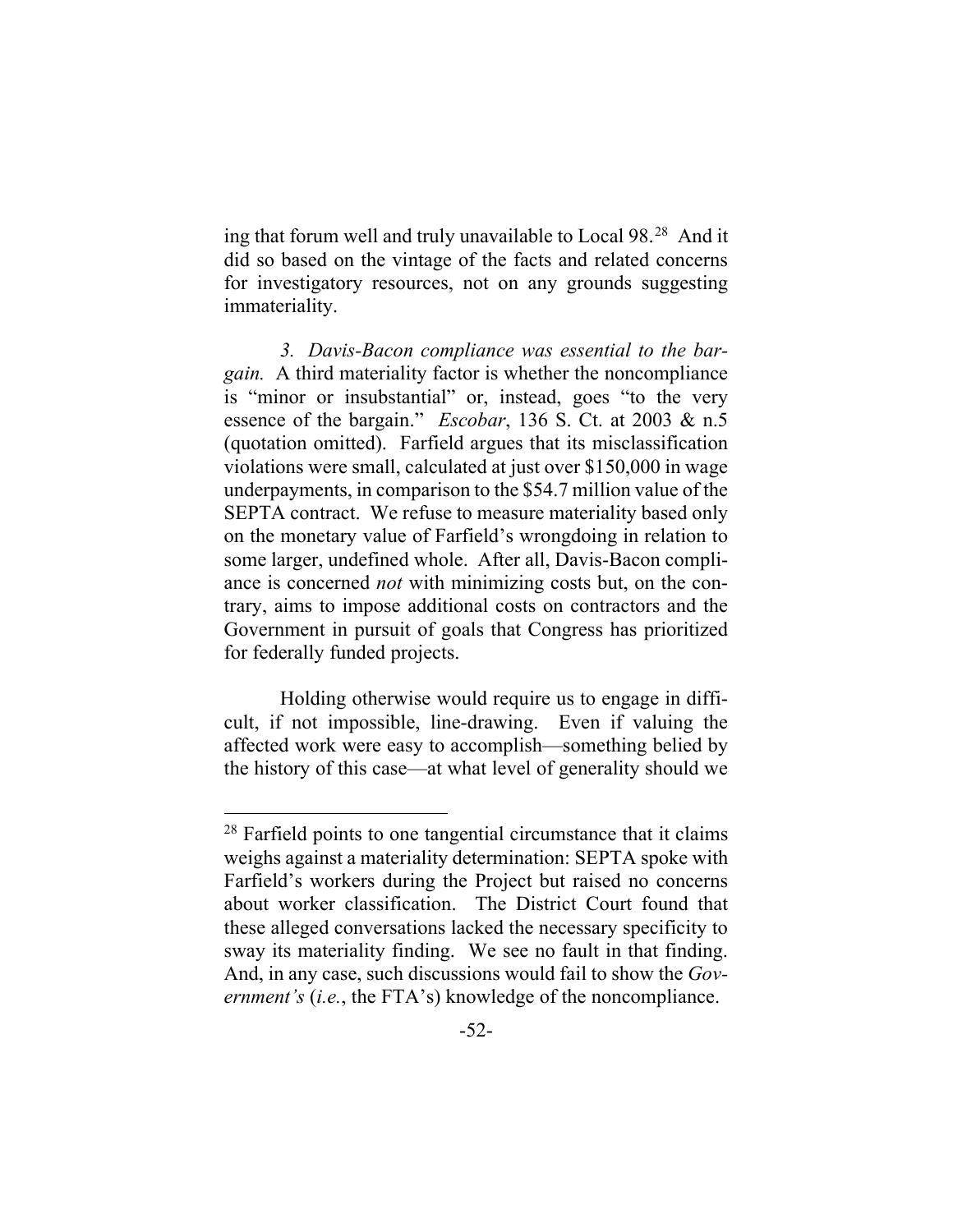ing that forum well and truly unavailable to Local 98.[28] And it did so based on the vintage of the facts and related concerns for investigatory resources, not on any grounds suggesting immateriality.

*3. Davis-Bacon compliance was essential to the bargain.* A third materiality factor is whether the noncompliance is "minor or insubstantial" or, instead, goes "to the very essence of the bargain." *Escobar*, 136 S. Ct. at 2003 & n.5 (quotation omitted). Farfield argues that its misclassification violations were small, calculated at just over $150,000 in wage underpayments, in comparison to the $54.7 million value of the SEPTA contract. We refuse to measure materiality based only on the monetary value of Farfield's wrongdoing in relation to some larger, undefined whole. After all, Davis-Bacon compliance is concerned *not* with minimizing costs but, on the contrary, aims to impose additional costs on contractors and the Government in pursuit of goals that Congress has prioritized for federally funded projects.

Holding otherwise would require us to engage in difficult, if not impossible, line-drawing. Even if valuing the affected work were easy to accomplish—something belied by the history of this case—at what level of generality should we

---

[28] Farfield points to one tangential circumstance that it claims weighs against a materiality determination: SEPTA spoke with Farfield's workers during the Project but raised no concerns about worker classification. The District Court found that these alleged conversations lacked the necessary specificity to sway its materiality finding. We see no fault in that finding. And, in any case, such discussions would fail to show the *Government's* (*i.e.*, the FTA's) knowledge of the noncompliance.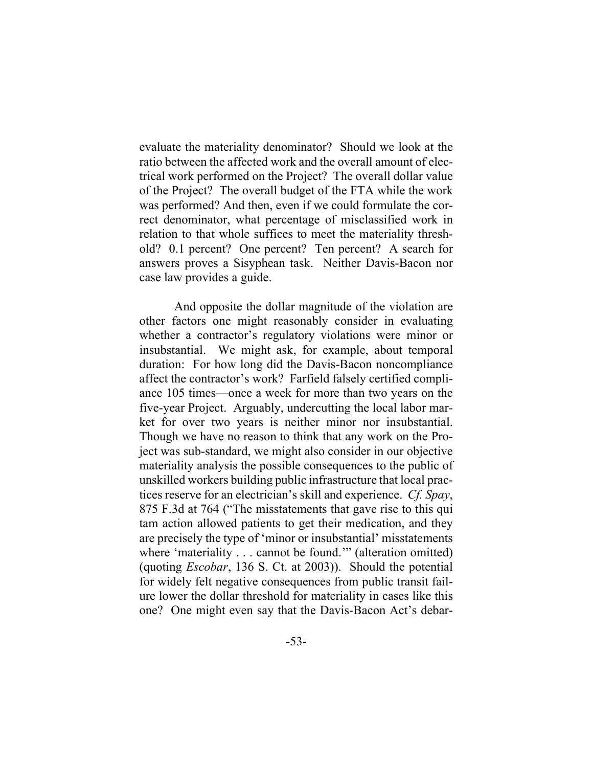evaluate the materiality denominator? Should we look at the ratio between the affected work and the overall amount of electrical work performed on the Project? The overall dollar value of the Project? The overall budget of the FTA while the work was performed? And then, even if we could formulate the correct denominator, what percentage of misclassified work in relation to that whole suffices to meet the materiality threshold? 0.1 percent? One percent? Ten percent? A search for answers proves a Sisyphean task. Neither Davis-Bacon nor case law provides a guide.

And opposite the dollar magnitude of the violation are other factors one might reasonably consider in evaluating whether a contractor's regulatory violations were minor or insubstantial. We might ask, for example, about temporal duration: For how long did the Davis-Bacon noncompliance affect the contractor's work? Farfield falsely certified compliance 105 times—once a week for more than two years on the five-year Project. Arguably, undercutting the local labor market for over two years is neither minor nor insubstantial. Though we have no reason to think that any work on the Project was sub-standard, we might also consider in our objective materiality analysis the possible consequences to the public of unskilled workers building public infrastructure that local practices reserve for an electrician's skill and experience. *Cf. Spay*, 875 F.3d at 764 ("The misstatements that gave rise to this qui tam action allowed patients to get their medication, and they are precisely the type of 'minor or insubstantial' misstatements where 'materiality . . . cannot be found.'" (alteration omitted) (quoting *Escobar*, 136 S. Ct. at 2003)). Should the potential for widely felt negative consequences from public transit failure lower the dollar threshold for materiality in cases like this one? One might even say that the Davis-Bacon Act's debar-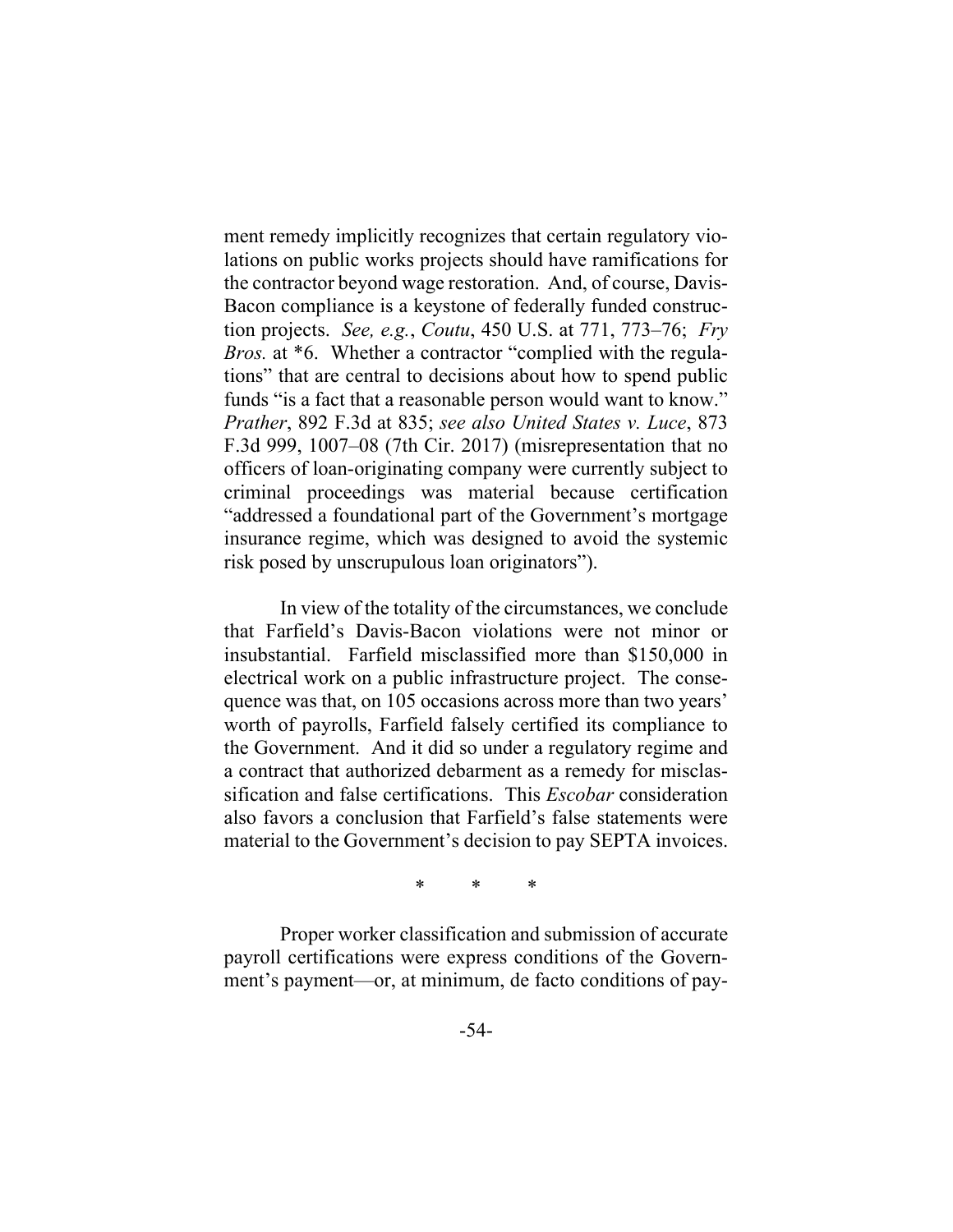ment remedy implicitly recognizes that certain regulatory violations on public works projects should have ramifications for the contractor beyond wage restoration. And, of course, Davis-Bacon compliance is a keystone of federally funded construction projects. *See, e.g.*, *Coutu*, 450 U.S. at 771, 773–76; *Fry Bros.* at \*6. Whether a contractor "complied with the regulations" that are central to decisions about how to spend public funds "is a fact that a reasonable person would want to know." *Prather*, 892 F.3d at 835; *see also United States v. Luce*, 873 F.3d 999, 1007–08 (7th Cir. 2017) (misrepresentation that no officers of loan-originating company were currently subject to criminal proceedings was material because certification "addressed a foundational part of the Government's mortgage insurance regime, which was designed to avoid the systemic risk posed by unscrupulous loan originators").

In view of the totality of the circumstances, we conclude that Farfield's Davis-Bacon violations were not minor or insubstantial. Farfield misclassified more than $150,000 in electrical work on a public infrastructure project. The consequence was that, on 105 occasions across more than two years' worth of payrolls, Farfield falsely certified its compliance to the Government. And it did so under a regulatory regime and a contract that authorized debarment as a remedy for misclassification and false certifications. This *Escobar* consideration also favors a conclusion that Farfield's false statements were material to the Government's decision to pay SEPTA invoices.

\* \* \*

Proper worker classification and submission of accurate payroll certifications were express conditions of the Government's payment—or, at minimum, de facto conditions of pay-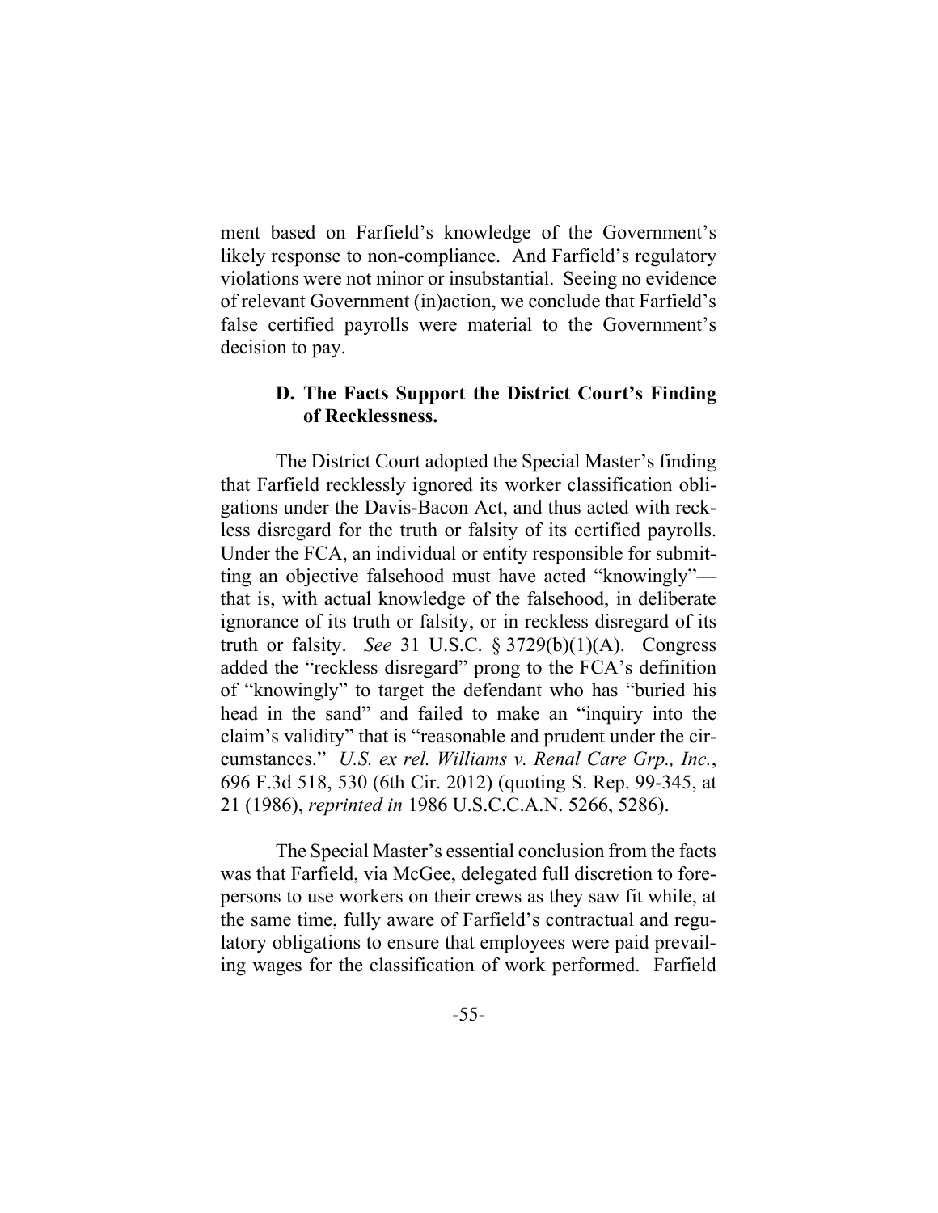ment based on Farfield's knowledge of the Government's likely response to non-compliance. And Farfield's regulatory violations were not minor or insubstantial. Seeing no evidence of relevant Government (in)action, we conclude that Farfield's false certified payrolls were material to the Government's decision to pay.

### D. The Facts Support the District Court's Finding of Recklessness.

The District Court adopted the Special Master's finding that Farfield recklessly ignored its worker classification obligations under the Davis-Bacon Act, and thus acted with reckless disregard for the truth or falsity of its certified payrolls. Under the FCA, an individual or entity responsible for submitting an objective falsehood must have acted "knowingly"—that is, with actual knowledge of the falsehood, in deliberate ignorance of its truth or falsity, or in reckless disregard of its truth or falsity. *See* 31 U.S.C. § 3729(b)(1)(A). Congress added the "reckless disregard" prong to the FCA's definition of "knowingly" to target the defendant who has "buried his head in the sand" and failed to make an "inquiry into the claim's validity" that is "reasonable and prudent under the circumstances." *U.S. ex rel. Williams v. Renal Care Grp., Inc.*, 696 F.3d 518, 530 (6th Cir. 2012) (quoting S. Rep. 99-345, at 21 (1986), *reprinted in* 1986 U.S.C.C.A.N. 5266, 5286).

The Special Master's essential conclusion from the facts was that Farfield, via McGee, delegated full discretion to forepersons to use workers on their crews as they saw fit while, at the same time, fully aware of Farfield's contractual and regulatory obligations to ensure that employees were paid prevailing wages for the classification of work performed. Farfield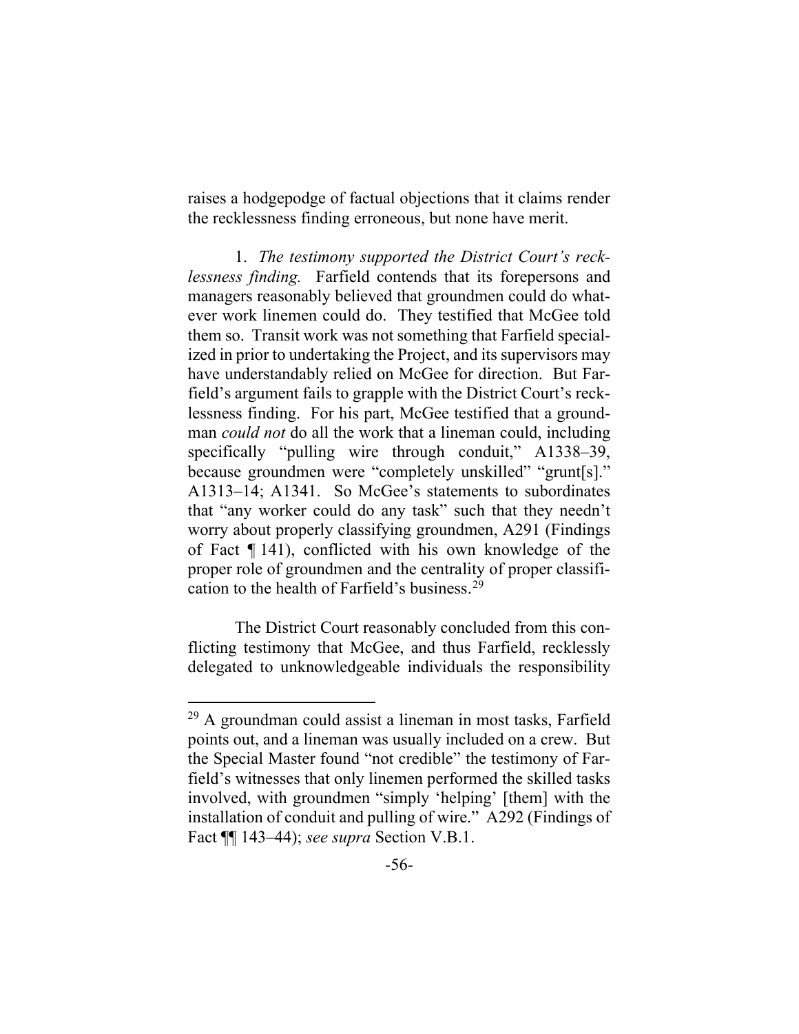raises a hodgepodge of factual objections that it claims render the recklessness finding erroneous, but none have merit.

1. *The testimony supported the District Court's recklessness finding.* Farfield contends that its forepersons and managers reasonably believed that groundmen could do whatever work linemen could do. They testified that McGee told them so. Transit work was not something that Farfield specialized in prior to undertaking the Project, and its supervisors may have understandably relied on McGee for direction. But Farfield's argument fails to grapple with the District Court's recklessness finding. For his part, McGee testified that a groundman *could not* do all the work that a lineman could, including specifically "pulling wire through conduit," A1338–39, because groundmen were "completely unskilled" "grunt[s]." A1313–14; A1341. So McGee's statements to subordinates that "any worker could do any task" such that they needn't worry about properly classifying groundmen, A291 (Findings of Fact ¶ 141), conflicted with his own knowledge of the proper role of groundmen and the centrality of proper classification to the health of Farfield's business.[29]

The District Court reasonably concluded from this conflicting testimony that McGee, and thus Farfield, recklessly delegated to unknowledgeable individuals the responsibility

[29] A groundman could assist a lineman in most tasks, Farfield points out, and a lineman was usually included on a crew. But the Special Master found "not credible" the testimony of Farfield's witnesses that only linemen performed the skilled tasks involved, with groundmen "simply 'helping' [them] with the installation of conduit and pulling of wire." A292 (Findings of Fact ¶¶ 143–44); *see supra* Section V.B.1.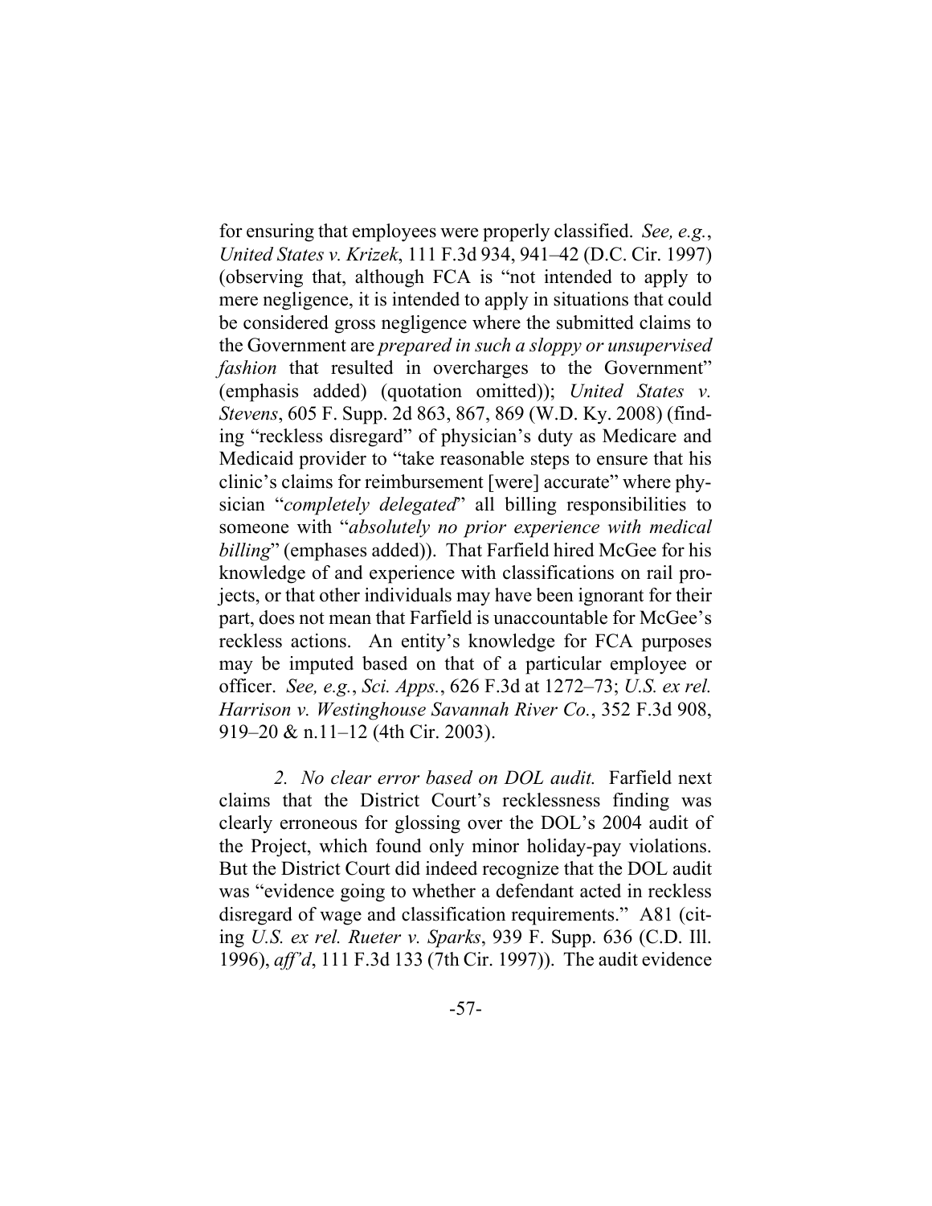for ensuring that employees were properly classified. *See, e.g.*, *United States v. Krizek*, 111 F.3d 934, 941–42 (D.C. Cir. 1997) (observing that, although FCA is "not intended to apply to mere negligence, it is intended to apply in situations that could be considered gross negligence where the submitted claims to the Government are *prepared in such a sloppy or unsupervised fashion* that resulted in overcharges to the Government" (emphasis added) (quotation omitted)); *United States v. Stevens*, 605 F. Supp. 2d 863, 867, 869 (W.D. Ky. 2008) (finding "reckless disregard" of physician's duty as Medicare and Medicaid provider to "take reasonable steps to ensure that his clinic's claims for reimbursement [were] accurate" where physician "*completely delegated*" all billing responsibilities to someone with "*absolutely no prior experience with medical billing*" (emphases added)). That Farfield hired McGee for his knowledge of and experience with classifications on rail projects, or that other individuals may have been ignorant for their part, does not mean that Farfield is unaccountable for McGee's reckless actions. An entity's knowledge for FCA purposes may be imputed based on that of a particular employee or officer. *See, e.g.*, *Sci. Apps.*, 626 F.3d at 1272–73; *U.S. ex rel. Harrison v. Westinghouse Savannah River Co.*, 352 F.3d 908, 919–20 & n.11–12 (4th Cir. 2003).

*2. No clear error based on DOL audit.* Farfield next claims that the District Court's recklessness finding was clearly erroneous for glossing over the DOL's 2004 audit of the Project, which found only minor holiday-pay violations. But the District Court did indeed recognize that the DOL audit was "evidence going to whether a defendant acted in reckless disregard of wage and classification requirements." A81 (citing *U.S. ex rel. Rueter v. Sparks*, 939 F. Supp. 636 (C.D. Ill. 1996), *aff'd*, 111 F.3d 133 (7th Cir. 1997)). The audit evidence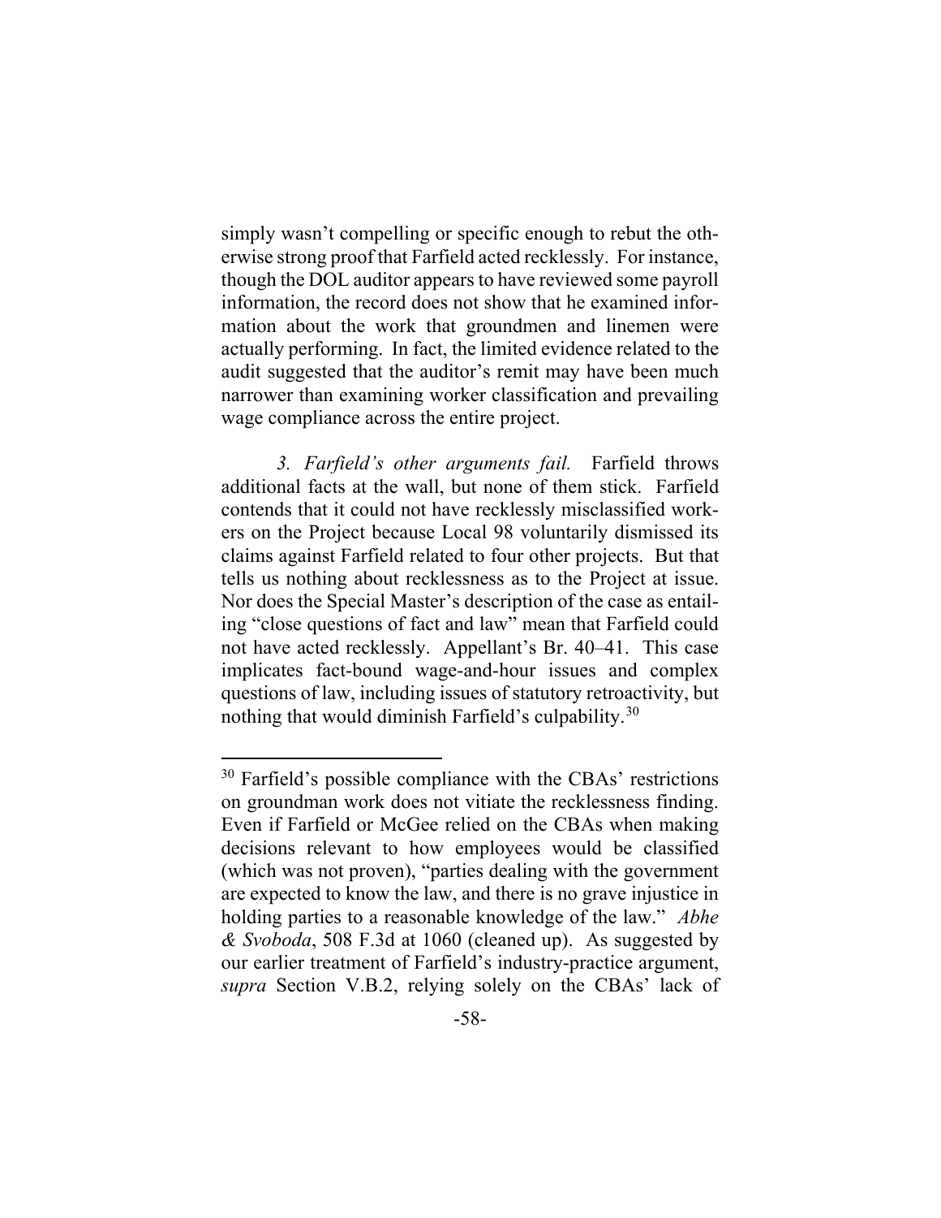simply wasn't compelling or specific enough to rebut the otherwise strong proof that Farfield acted recklessly. For instance, though the DOL auditor appears to have reviewed some payroll information, the record does not show that he examined information about the work that groundmen and linemen were actually performing. In fact, the limited evidence related to the audit suggested that the auditor's remit may have been much narrower than examining worker classification and prevailing wage compliance across the entire project.

*3. Farfield's other arguments fail.* Farfield throws additional facts at the wall, but none of them stick. Farfield contends that it could not have recklessly misclassified workers on the Project because Local 98 voluntarily dismissed its claims against Farfield related to four other projects. But that tells us nothing about recklessness as to the Project at issue. Nor does the Special Master's description of the case as entailing "close questions of fact and law" mean that Farfield could not have acted recklessly. Appellant's Br. 40–41. This case implicates fact-bound wage-and-hour issues and complex questions of law, including issues of statutory retroactivity, but nothing that would diminish Farfield's culpability.[30]

---

[30] Farfield's possible compliance with the CBAs' restrictions on groundman work does not vitiate the recklessness finding. Even if Farfield or McGee relied on the CBAs when making decisions relevant to how employees would be classified (which was not proven), "parties dealing with the government are expected to know the law, and there is no grave injustice in holding parties to a reasonable knowledge of the law." *Abhe & Svoboda*, 508 F.3d at 1060 (cleaned up). As suggested by our earlier treatment of Farfield's industry-practice argument, *supra* Section V.B.2, relying solely on the CBAs' lack of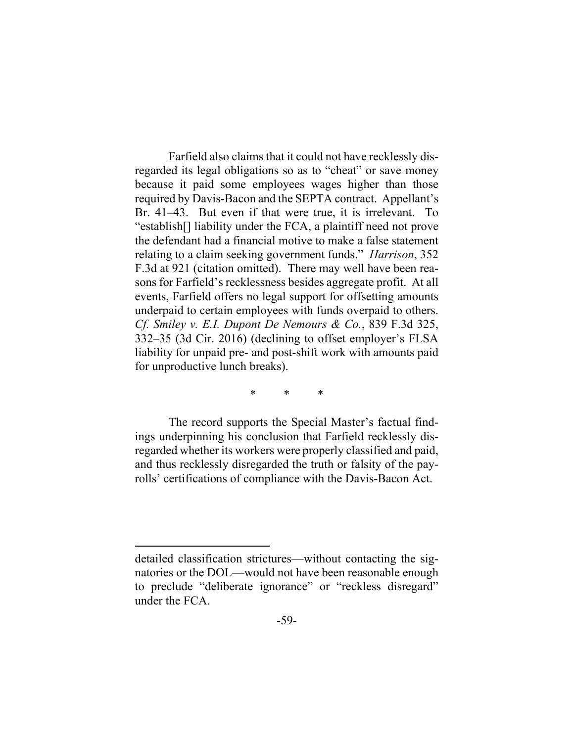Farfield also claims that it could not have recklessly disregarded its legal obligations so as to "cheat" or save money because it paid some employees wages higher than those required by Davis-Bacon and the SEPTA contract. Appellant's Br. 41–43. But even if that were true, it is irrelevant. To "establish[] liability under the FCA, a plaintiff need not prove the defendant had a financial motive to make a false statement relating to a claim seeking government funds." *Harrison*, 352 F.3d at 921 (citation omitted). There may well have been reasons for Farfield's recklessness besides aggregate profit. At all events, Farfield offers no legal support for offsetting amounts underpaid to certain employees with funds overpaid to others. *Cf. Smiley v. E.I. Dupont De Nemours & Co.*, 839 F.3d 325, 332–35 (3d Cir. 2016) (declining to offset employer's FLSA liability for unpaid pre- and post-shift work with amounts paid for unproductive lunch breaks).

\* \* \*

The record supports the Special Master's factual findings underpinning his conclusion that Farfield recklessly disregarded whether its workers were properly classified and paid, and thus recklessly disregarded the truth or falsity of the payrolls' certifications of compliance with the Davis-Bacon Act.

---

detailed classification strictures—without contacting the signatories or the DOL—would not have been reasonable enough to preclude "deliberate ignorance" or "reckless disregard" under the FCA.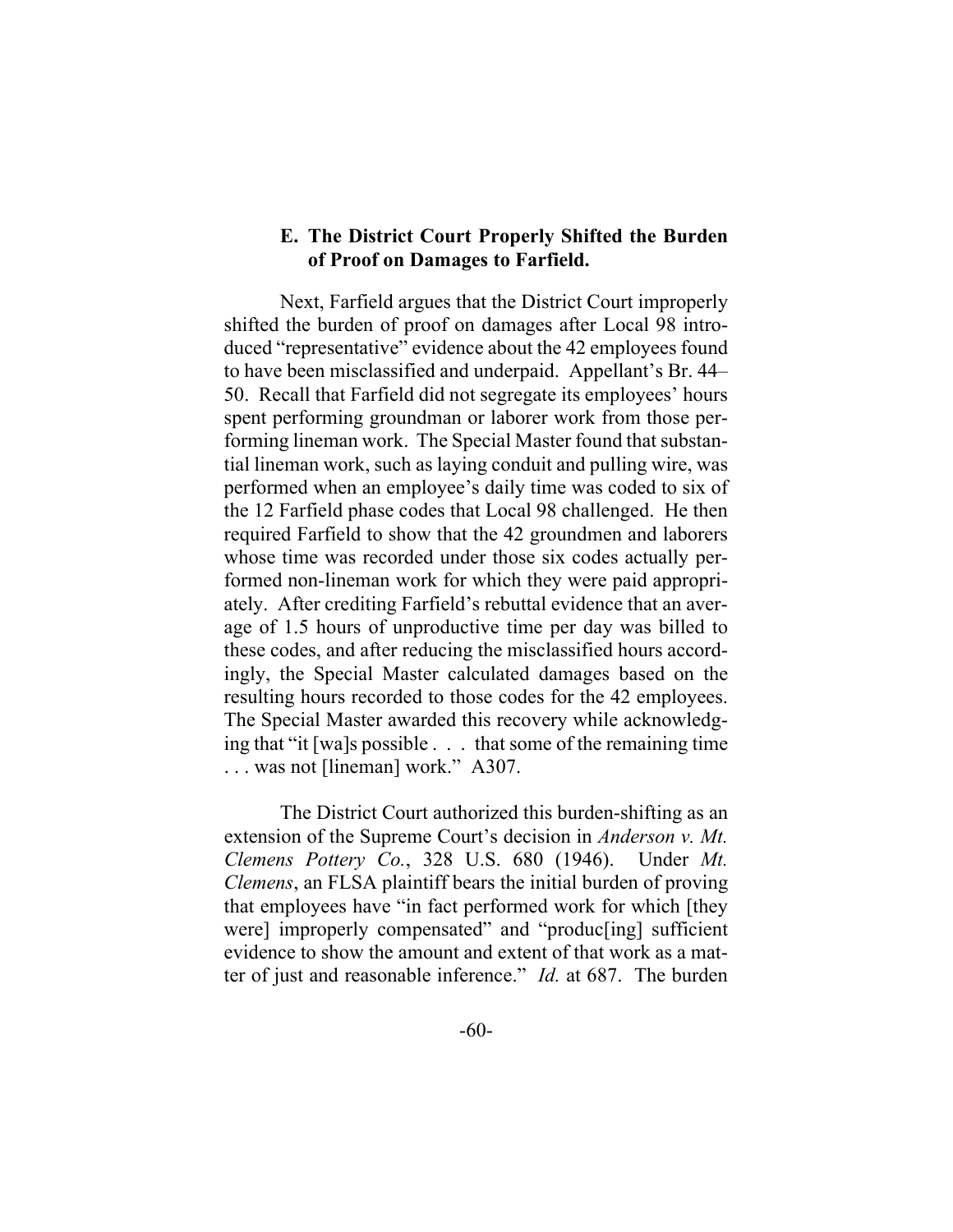### E. The District Court Properly Shifted the Burden of Proof on Damages to Farfield.

Next, Farfield argues that the District Court improperly shifted the burden of proof on damages after Local 98 introduced "representative" evidence about the 42 employees found to have been misclassified and underpaid. Appellant's Br. 44–50. Recall that Farfield did not segregate its employees' hours spent performing groundman or laborer work from those performing lineman work. The Special Master found that substantial lineman work, such as laying conduit and pulling wire, was performed when an employee's daily time was coded to six of the 12 Farfield phase codes that Local 98 challenged. He then required Farfield to show that the 42 groundmen and laborers whose time was recorded under those six codes actually performed non-lineman work for which they were paid appropriately. After crediting Farfield's rebuttal evidence that an average of 1.5 hours of unproductive time per day was billed to these codes, and after reducing the misclassified hours accordingly, the Special Master calculated damages based on the resulting hours recorded to those codes for the 42 employees. The Special Master awarded this recovery while acknowledging that "it [wa]s possible . . . that some of the remaining time . . . was not [lineman] work." A307.

The District Court authorized this burden-shifting as an extension of the Supreme Court's decision in *Anderson v. Mt. Clemens Pottery Co.*, 328 U.S. 680 (1946). Under *Mt. Clemens*, an FLSA plaintiff bears the initial burden of proving that employees have "in fact performed work for which [they were] improperly compensated" and "produc[ing] sufficient evidence to show the amount and extent of that work as a matter of just and reasonable inference." *Id.* at 687. The burden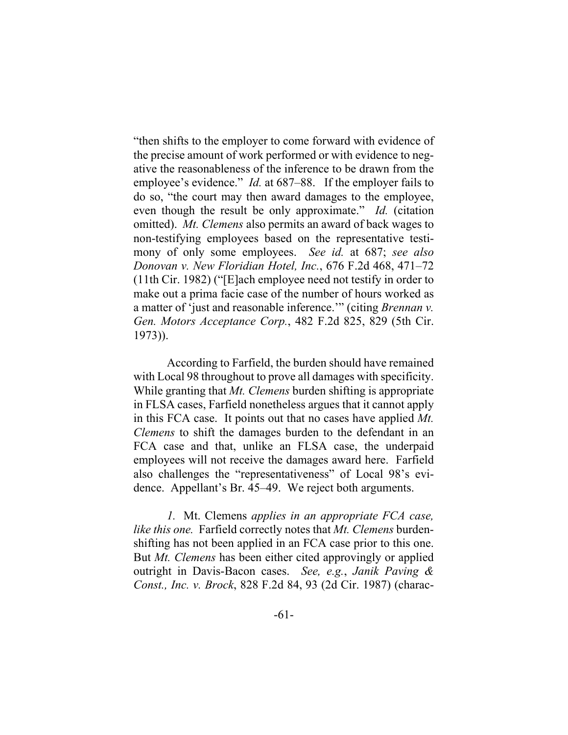"then shifts to the employer to come forward with evidence of the precise amount of work performed or with evidence to negative the reasonableness of the inference to be drawn from the employee's evidence." *Id.* at 687–88. If the employer fails to do so, "the court may then award damages to the employee, even though the result be only approximate." *Id.* (citation omitted). *Mt. Clemens* also permits an award of back wages to non-testifying employees based on the representative testimony of only some employees. *See id.* at 687; *see also Donovan v. New Floridian Hotel, Inc.*, 676 F.2d 468, 471–72 (11th Cir. 1982) ("[E]ach employee need not testify in order to make out a prima facie case of the number of hours worked as a matter of 'just and reasonable inference.'" (citing *Brennan v. Gen. Motors Acceptance Corp.*, 482 F.2d 825, 829 (5th Cir. 1973)).

According to Farfield, the burden should have remained with Local 98 throughout to prove all damages with specificity. While granting that *Mt. Clemens* burden shifting is appropriate in FLSA cases, Farfield nonetheless argues that it cannot apply in this FCA case. It points out that no cases have applied *Mt. Clemens* to shift the damages burden to the defendant in an FCA case and that, unlike an FLSA case, the underpaid employees will not receive the damages award here. Farfield also challenges the "representativeness" of Local 98's evidence. Appellant's Br. 45–49. We reject both arguments.

*1.* Mt. Clemens *applies in an appropriate FCA case, like this one.* Farfield correctly notes that *Mt. Clemens* burden-shifting has not been applied in an FCA case prior to this one. But *Mt. Clemens* has been either cited approvingly or applied outright in Davis-Bacon cases. *See, e.g.*, *Janik Paving & Const., Inc. v. Brock*, 828 F.2d 84, 93 (2d Cir. 1987) (charac-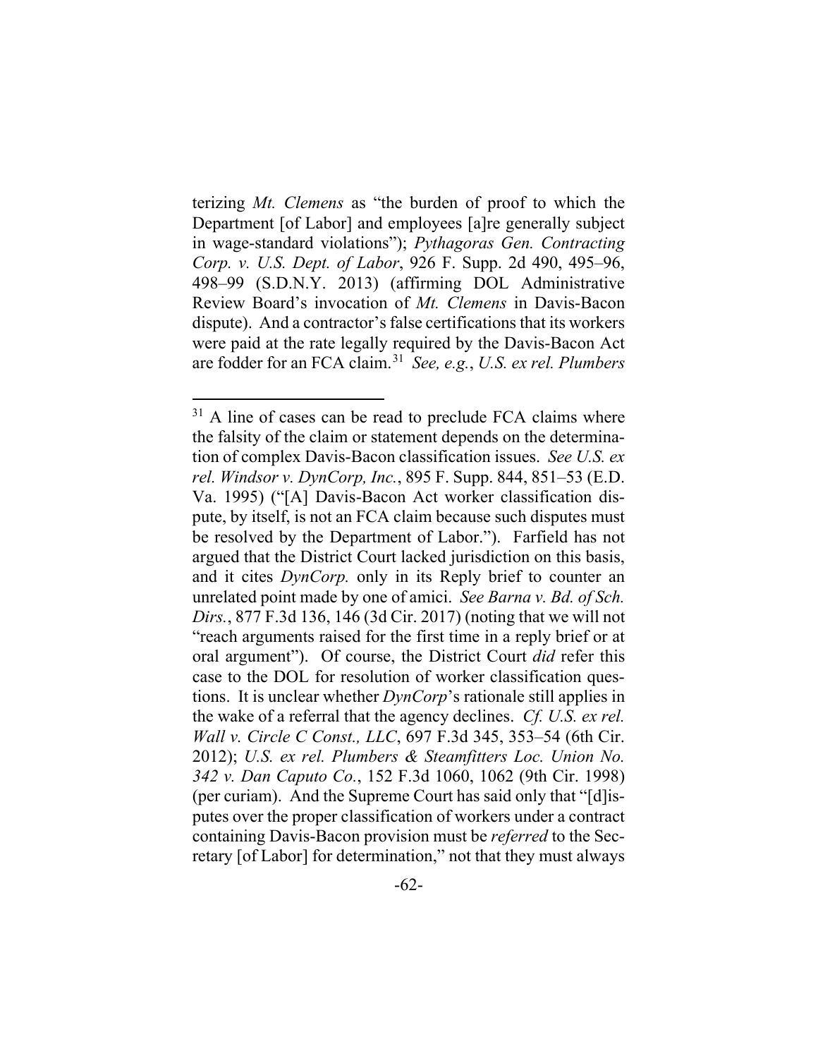terizing *Mt. Clemens* as "the burden of proof to which the Department [of Labor] and employees [a]re generally subject in wage-standard violations"); *Pythagoras Gen. Contracting Corp. v. U.S. Dept. of Labor*, 926 F. Supp. 2d 490, 495–96, 498–99 (S.D.N.Y. 2013) (affirming DOL Administrative Review Board's invocation of *Mt. Clemens* in Davis-Bacon dispute). And a contractor's false certifications that its workers were paid at the rate legally required by the Davis-Bacon Act are fodder for an FCA claim.[31] *See, e.g.*, *U.S. ex rel. Plumbers*

---

[31] A line of cases can be read to preclude FCA claims where the falsity of the claim or statement depends on the determination of complex Davis-Bacon classification issues. *See U.S. ex rel. Windsor v. DynCorp, Inc.*, 895 F. Supp. 844, 851–53 (E.D. Va. 1995) ("[A] Davis-Bacon Act worker classification dispute, by itself, is not an FCA claim because such disputes must be resolved by the Department of Labor."). Farfield has not argued that the District Court lacked jurisdiction on this basis, and it cites *DynCorp.* only in its Reply brief to counter an unrelated point made by one of amici. *See Barna v. Bd. of Sch. Dirs.*, 877 F.3d 136, 146 (3d Cir. 2017) (noting that we will not "reach arguments raised for the first time in a reply brief or at oral argument"). Of course, the District Court *did* refer this case to the DOL for resolution of worker classification questions. It is unclear whether *DynCorp*'s rationale still applies in the wake of a referral that the agency declines. *Cf. U.S. ex rel. Wall v. Circle C Const., LLC*, 697 F.3d 345, 353–54 (6th Cir. 2012); *U.S. ex rel. Plumbers & Steamfitters Loc. Union No. 342 v. Dan Caputo Co.*, 152 F.3d 1060, 1062 (9th Cir. 1998) (per curiam). And the Supreme Court has said only that "[d]isputes over the proper classification of workers under a contract containing Davis-Bacon provision must be *referred* to the Secretary [of Labor] for determination," not that they must always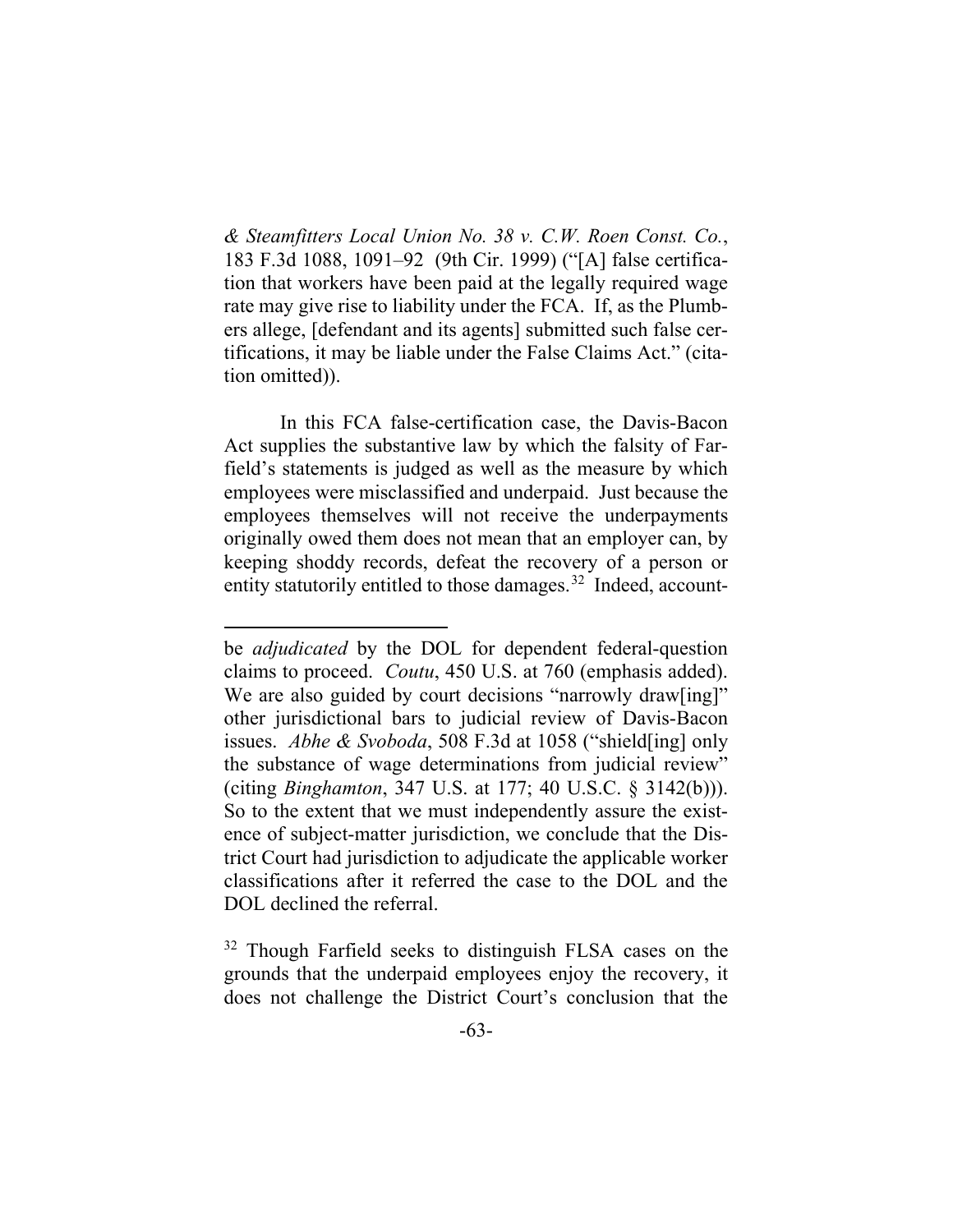*& Steamfitters Local Union No. 38 v. C.W. Roen Const. Co.*, 183 F.3d 1088, 1091–92 (9th Cir. 1999) ("[A] false certification that workers have been paid at the legally required wage rate may give rise to liability under the FCA. If, as the Plumbers allege, [defendant and its agents] submitted such false certifications, it may be liable under the False Claims Act." (citation omitted)).

In this FCA false-certification case, the Davis-Bacon Act supplies the substantive law by which the falsity of Farfield's statements is judged as well as the measure by which employees were misclassified and underpaid. Just because the employees themselves will not receive the underpayments originally owed them does not mean that an employer can, by keeping shoddy records, defeat the recovery of a person or entity statutorily entitled to those damages.[32] Indeed, account-

---

be *adjudicated* by the DOL for dependent federal-question claims to proceed. *Coutu*, 450 U.S. at 760 (emphasis added). We are also guided by court decisions "narrowly draw[ing]" other jurisdictional bars to judicial review of Davis-Bacon issues. *Abhe & Svoboda*, 508 F.3d at 1058 ("shield[ing] only the substance of wage determinations from judicial review" (citing *Binghamton*, 347 U.S. at 177; 40 U.S.C. § 3142(b))). So to the extent that we must independently assure the existence of subject-matter jurisdiction, we conclude that the District Court had jurisdiction to adjudicate the applicable worker classifications after it referred the case to the DOL and the DOL declined the referral.

[32] Though Farfield seeks to distinguish FLSA cases on the grounds that the underpaid employees enjoy the recovery, it does not challenge the District Court's conclusion that the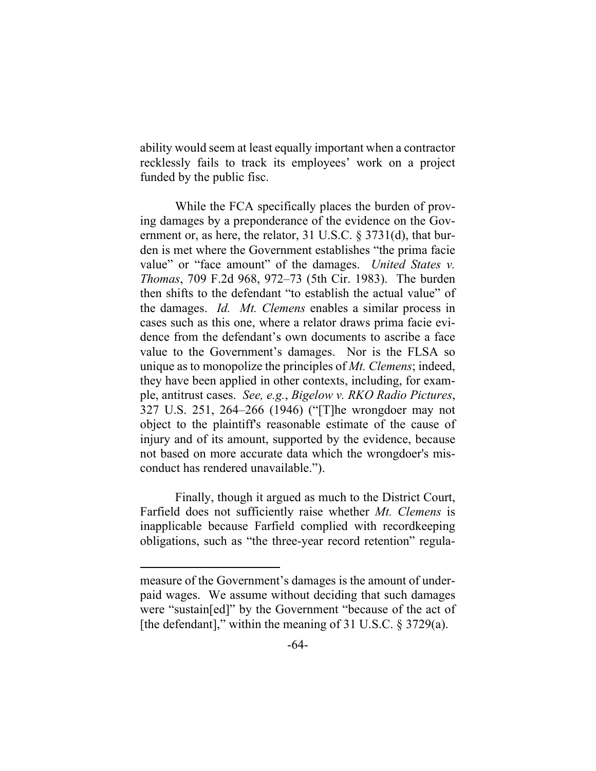ability would seem at least equally important when a contractor recklessly fails to track its employees' work on a project funded by the public fisc.

While the FCA specifically places the burden of proving damages by a preponderance of the evidence on the Government or, as here, the relator, 31 U.S.C. § 3731(d), that burden is met where the Government establishes "the prima facie value" or "face amount" of the damages. *United States v. Thomas*, 709 F.2d 968, 972–73 (5th Cir. 1983). The burden then shifts to the defendant "to establish the actual value" of the damages. *Id. Mt. Clemens* enables a similar process in cases such as this one, where a relator draws prima facie evidence from the defendant's own documents to ascribe a face value to the Government's damages. Nor is the FLSA so unique as to monopolize the principles of *Mt. Clemens*; indeed, they have been applied in other contexts, including, for example, antitrust cases. *See, e.g.*, *Bigelow v. RKO Radio Pictures*, 327 U.S. 251, 264–266 (1946) ("[T]he wrongdoer may not object to the plaintiff's reasonable estimate of the cause of injury and of its amount, supported by the evidence, because not based on more accurate data which the wrongdoer's misconduct has rendered unavailable.").

Finally, though it argued as much to the District Court, Farfield does not sufficiently raise whether *Mt. Clemens* is inapplicable because Farfield complied with recordkeeping obligations, such as "the three-year record retention" regula-

---

measure of the Government's damages is the amount of underpaid wages. We assume without deciding that such damages were "sustain[ed]" by the Government "because of the act of [the defendant]," within the meaning of 31 U.S.C. § 3729(a).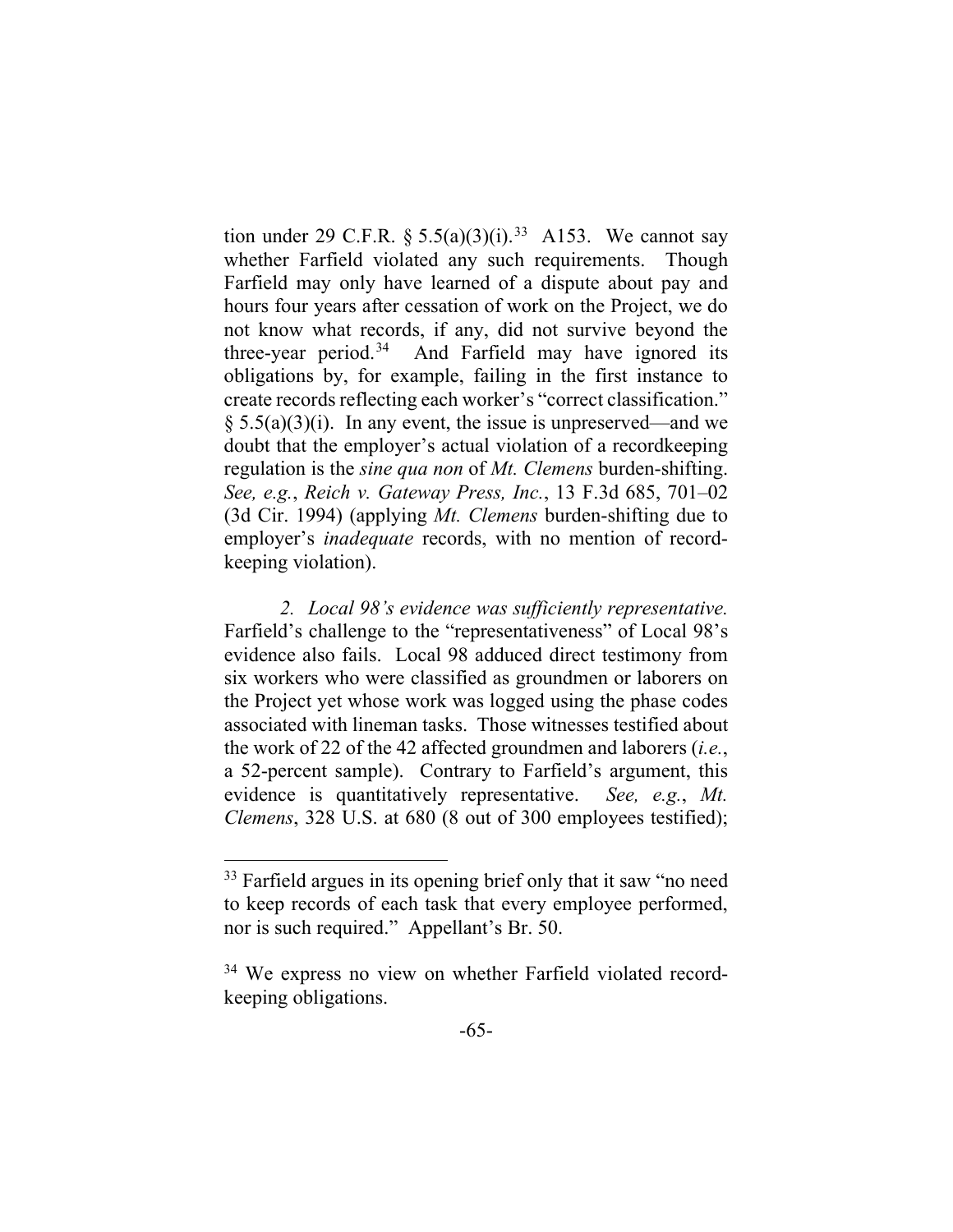tion under 29 C.F.R. § 5.5(a)(3)(i).[33] A153. We cannot say whether Farfield violated any such requirements. Though Farfield may only have learned of a dispute about pay and hours four years after cessation of work on the Project, we do not know what records, if any, did not survive beyond the three-year period.[34] And Farfield may have ignored its obligations by, for example, failing in the first instance to create records reflecting each worker's "correct classification." § 5.5(a)(3)(i). In any event, the issue is unpreserved—and we doubt that the employer's actual violation of a recordkeeping regulation is the *sine qua non* of *Mt. Clemens* burden-shifting. *See, e.g.*, *Reich v. Gateway Press, Inc.*, 13 F.3d 685, 701–02 (3d Cir. 1994) (applying *Mt. Clemens* burden-shifting due to employer's *inadequate* records, with no mention of record-keeping violation).

*2. Local 98's evidence was sufficiently representative.* Farfield's challenge to the "representativeness" of Local 98's evidence also fails. Local 98 adduced direct testimony from six workers who were classified as groundmen or laborers on the Project yet whose work was logged using the phase codes associated with lineman tasks. Those witnesses testified about the work of 22 of the 42 affected groundmen and laborers (*i.e.*, a 52-percent sample). Contrary to Farfield's argument, this evidence is quantitatively representative. *See, e.g.*, *Mt. Clemens*, 328 U.S. at 680 (8 out of 300 employees testified);

---

[33] Farfield argues in its opening brief only that it saw "no need to keep records of each task that every employee performed, nor is such required." Appellant's Br. 50.

[34] We express no view on whether Farfield violated record-keeping obligations.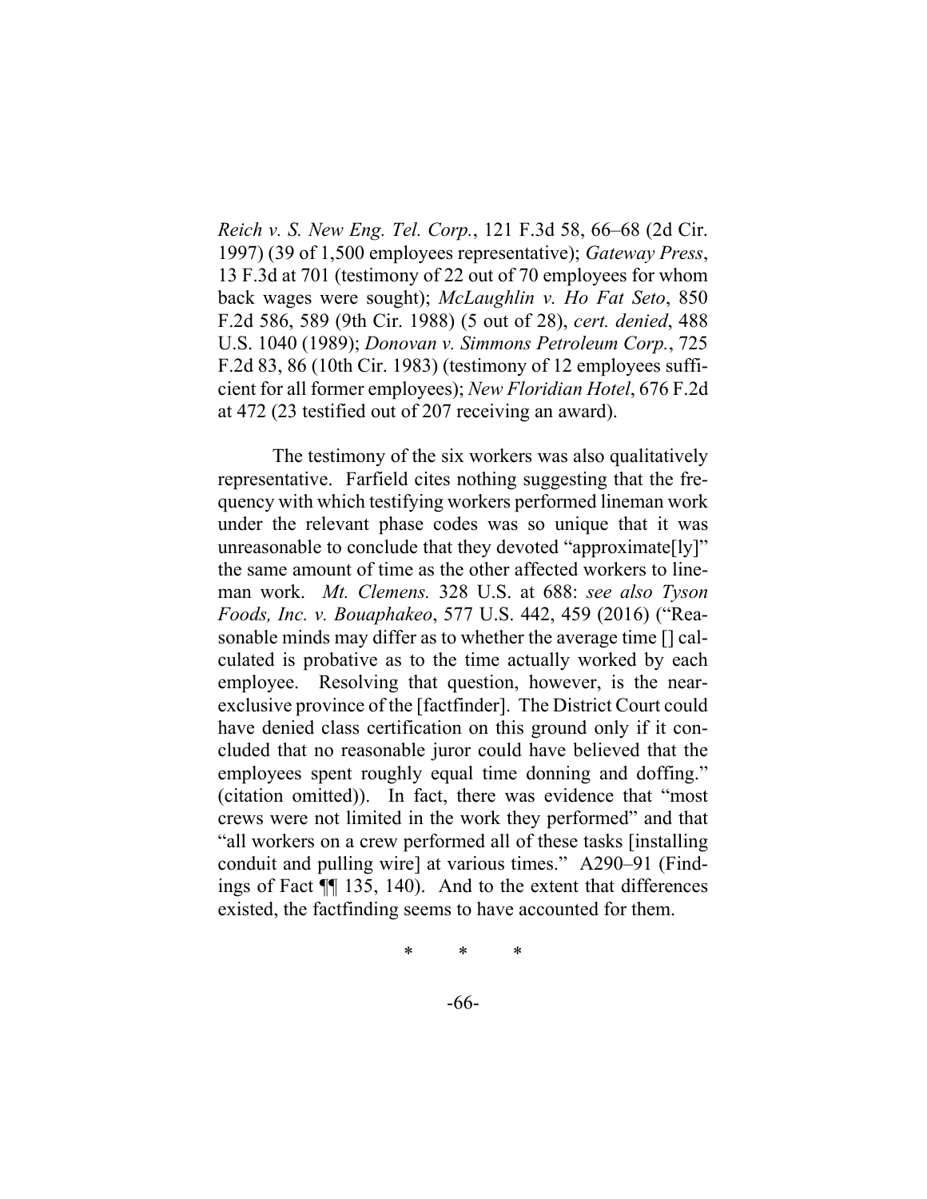*Reich v. S. New Eng. Tel. Corp.*, 121 F.3d 58, 66–68 (2d Cir. 1997) (39 of 1,500 employees representative); *Gateway Press*, 13 F.3d at 701 (testimony of 22 out of 70 employees for whom back wages were sought); *McLaughlin v. Ho Fat Seto*, 850 F.2d 586, 589 (9th Cir. 1988) (5 out of 28), *cert. denied*, 488 U.S. 1040 (1989); *Donovan v. Simmons Petroleum Corp.*, 725 F.2d 83, 86 (10th Cir. 1983) (testimony of 12 employees sufficient for all former employees); *New Floridian Hotel*, 676 F.2d at 472 (23 testified out of 207 receiving an award).

The testimony of the six workers was also qualitatively representative. Farfield cites nothing suggesting that the frequency with which testifying workers performed lineman work under the relevant phase codes was so unique that it was unreasonable to conclude that they devoted "approximate[ly]" the same amount of time as the other affected workers to lineman work. *Mt. Clemens.* 328 U.S. at 688: *see also Tyson Foods, Inc. v. Bouaphakeo*, 577 U.S. 442, 459 (2016) ("Reasonable minds may differ as to whether the average time [] calculated is probative as to the time actually worked by each employee. Resolving that question, however, is the near-exclusive province of the [factfinder]. The District Court could have denied class certification on this ground only if it concluded that no reasonable juror could have believed that the employees spent roughly equal time donning and doffing." (citation omitted)). In fact, there was evidence that "most crews were not limited in the work they performed" and that "all workers on a crew performed all of these tasks [installing conduit and pulling wire] at various times." A290–91 (Findings of Fact ¶¶ 135, 140). And to the extent that differences existed, the factfinding seems to have accounted for them.

\* \* \*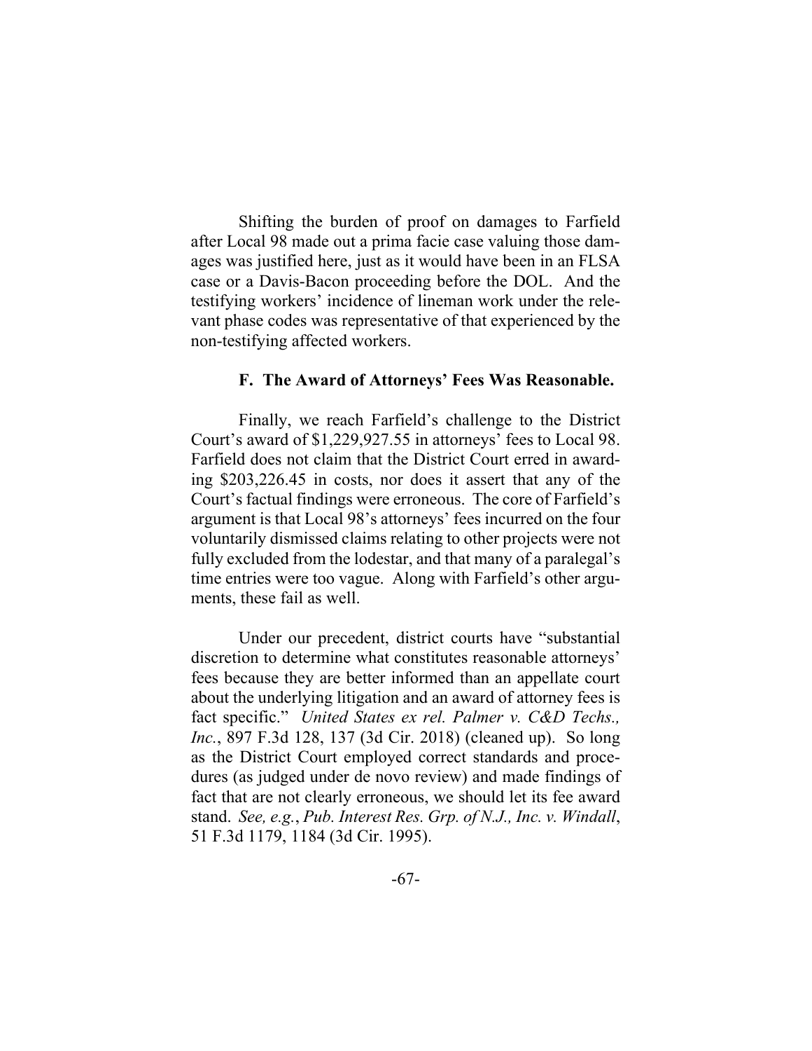Shifting the burden of proof on damages to Farfield after Local 98 made out a prima facie case valuing those damages was justified here, just as it would have been in an FLSA case or a Davis-Bacon proceeding before the DOL. And the testifying workers' incidence of lineman work under the relevant phase codes was representative of that experienced by the non-testifying affected workers.

### F. The Award of Attorneys' Fees Was Reasonable.

Finally, we reach Farfield's challenge to the District Court's award of $1,229,927.55 in attorneys' fees to Local 98. Farfield does not claim that the District Court erred in awarding $203,226.45 in costs, nor does it assert that any of the Court's factual findings were erroneous. The core of Farfield's argument is that Local 98's attorneys' fees incurred on the four voluntarily dismissed claims relating to other projects were not fully excluded from the lodestar, and that many of a paralegal's time entries were too vague. Along with Farfield's other arguments, these fail as well.

Under our precedent, district courts have "substantial discretion to determine what constitutes reasonable attorneys' fees because they are better informed than an appellate court about the underlying litigation and an award of attorney fees is fact specific." *United States ex rel. Palmer v. C&D Techs., Inc.*, 897 F.3d 128, 137 (3d Cir. 2018) (cleaned up). So long as the District Court employed correct standards and procedures (as judged under de novo review) and made findings of fact that are not clearly erroneous, we should let its fee award stand. *See, e.g.*, *Pub. Interest Res. Grp. of N.J., Inc. v. Windall*, 51 F.3d 1179, 1184 (3d Cir. 1995).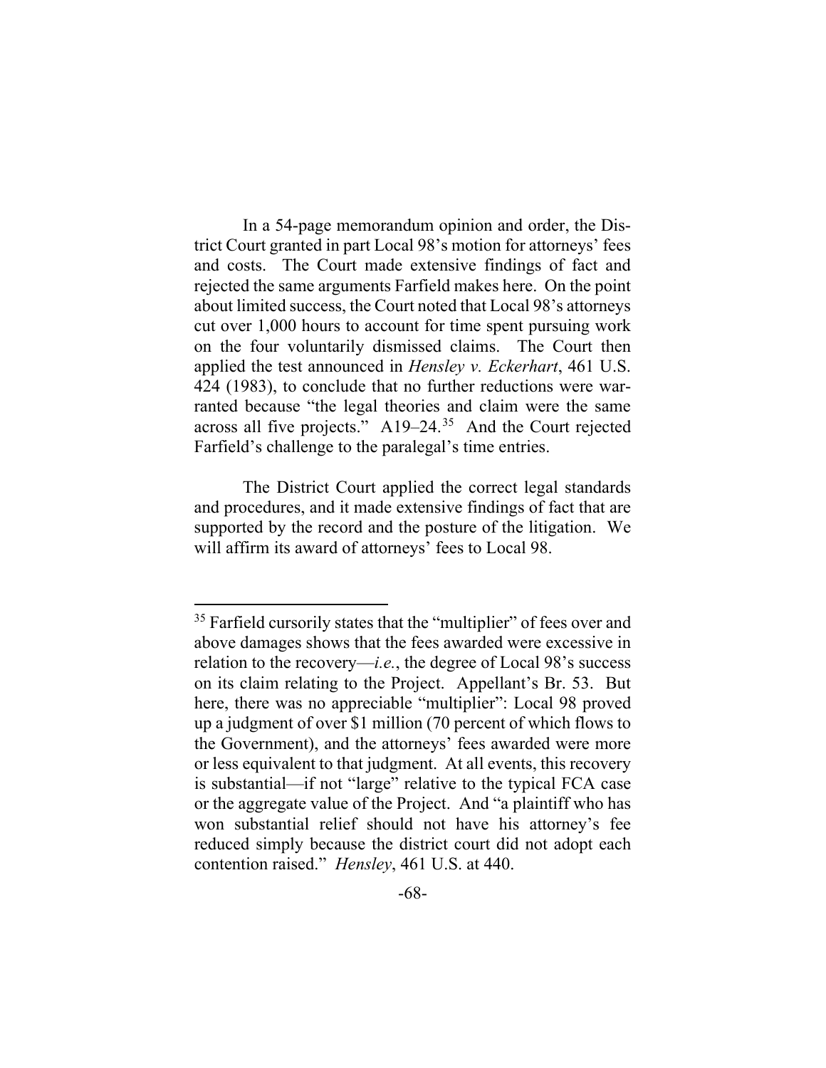In a 54-page memorandum opinion and order, the District Court granted in part Local 98's motion for attorneys' fees and costs. The Court made extensive findings of fact and rejected the same arguments Farfield makes here. On the point about limited success, the Court noted that Local 98's attorneys cut over 1,000 hours to account for time spent pursuing work on the four voluntarily dismissed claims. The Court then applied the test announced in *Hensley v. Eckerhart*, 461 U.S. 424 (1983), to conclude that no further reductions were warranted because "the legal theories and claim were the same across all five projects." A19–24.[35] And the Court rejected Farfield's challenge to the paralegal's time entries.

The District Court applied the correct legal standards and procedures, and it made extensive findings of fact that are supported by the record and the posture of the litigation. We will affirm its award of attorneys' fees to Local 98.

---

[35] Farfield cursorily states that the "multiplier" of fees over and above damages shows that the fees awarded were excessive in relation to the recovery—*i.e.*, the degree of Local 98's success on its claim relating to the Project. Appellant's Br. 53. But here, there was no appreciable "multiplier": Local 98 proved up a judgment of over $1 million (70 percent of which flows to the Government), and the attorneys' fees awarded were more or less equivalent to that judgment. At all events, this recovery is substantial—if not "large" relative to the typical FCA case or the aggregate value of the Project. And "a plaintiff who has won substantial relief should not have his attorney's fee reduced simply because the district court did not adopt each contention raised." *Hensley*, 461 U.S. at 440.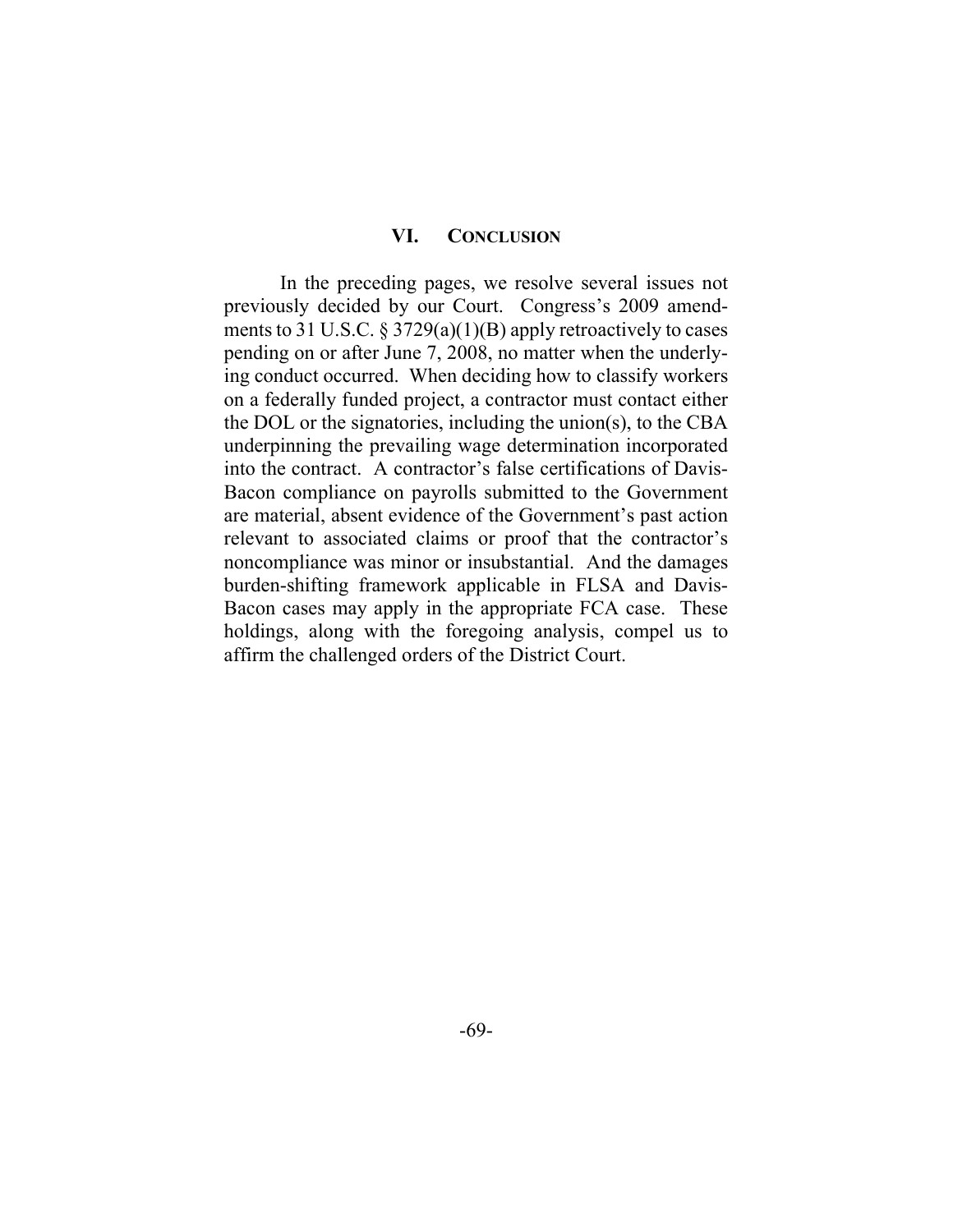## VI. CONCLUSION

In the preceding pages, we resolve several issues not previously decided by our Court. Congress's 2009 amendments to 31 U.S.C. § 3729(a)(1)(B) apply retroactively to cases pending on or after June 7, 2008, no matter when the underlying conduct occurred. When deciding how to classify workers on a federally funded project, a contractor must contact either the DOL or the signatories, including the union(s), to the CBA underpinning the prevailing wage determination incorporated into the contract. A contractor's false certifications of Davis-Bacon compliance on payrolls submitted to the Government are material, absent evidence of the Government's past action relevant to associated claims or proof that the contractor's noncompliance was minor or insubstantial. And the damages burden-shifting framework applicable in FLSA and Davis-Bacon cases may apply in the appropriate FCA case. These holdings, along with the foregoing analysis, compel us to affirm the challenged orders of the District Court.